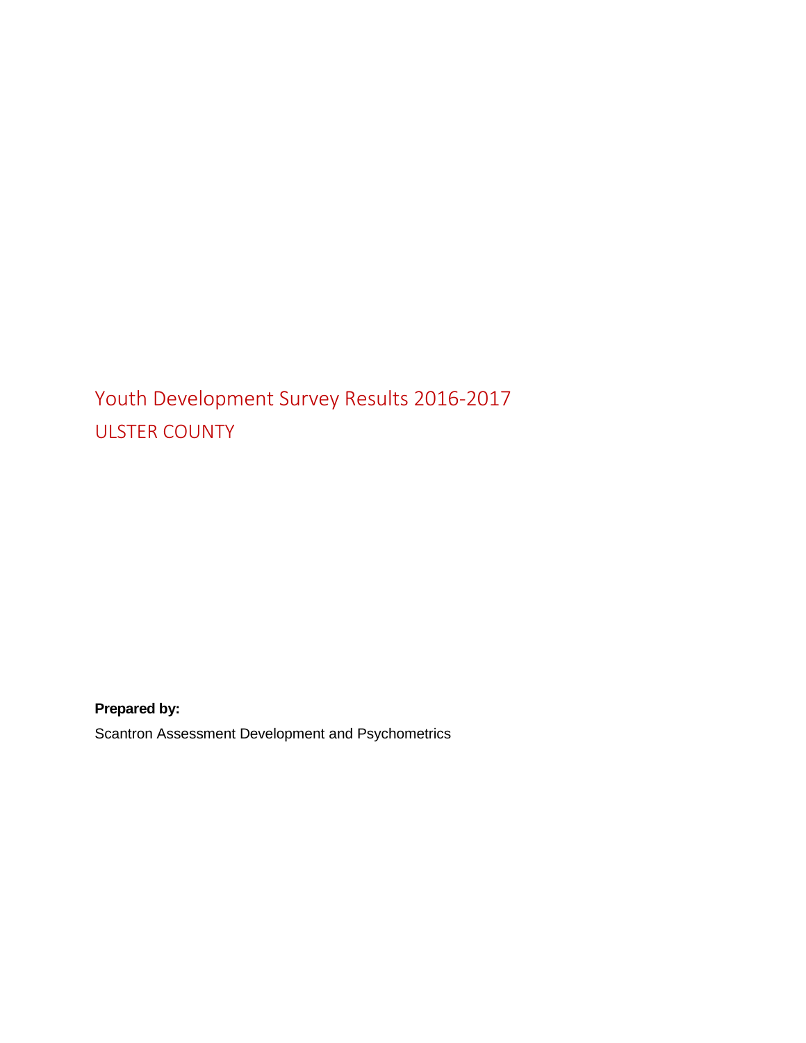# Youth Development Survey Results 2016-2017

## ULSTER COUNTY

**Prepared by:**

Scantron Assessment Development and Psychometrics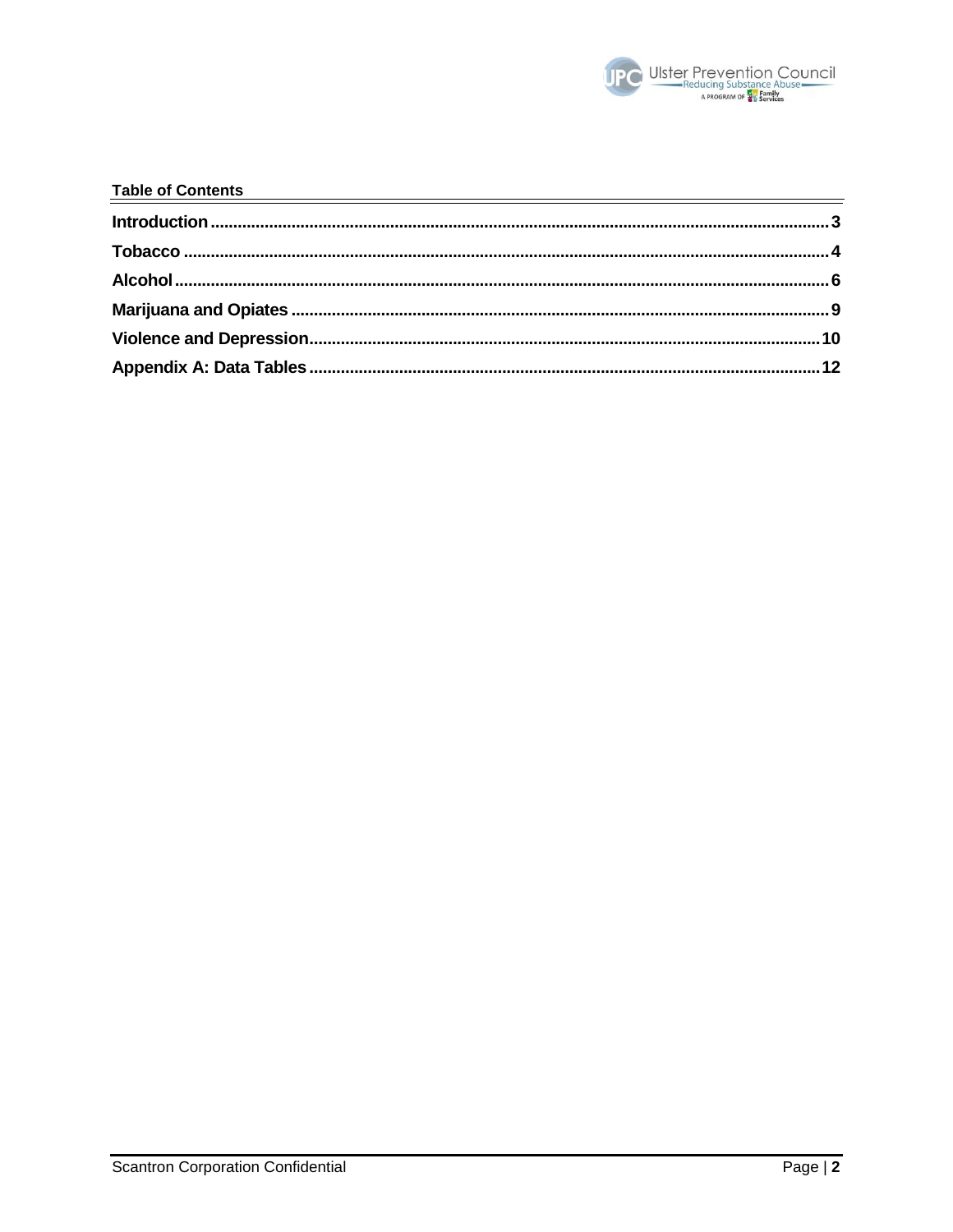**Table of Contents**

- **Introduction** ........ 3
- **Tobacco** ........ 4
- **Alcohol** ........ 6
- **Marijuana and Opiates** ........ 9
- **Violence and Depression** ........ 10
- **Appendix A: Data Tables** ........ 12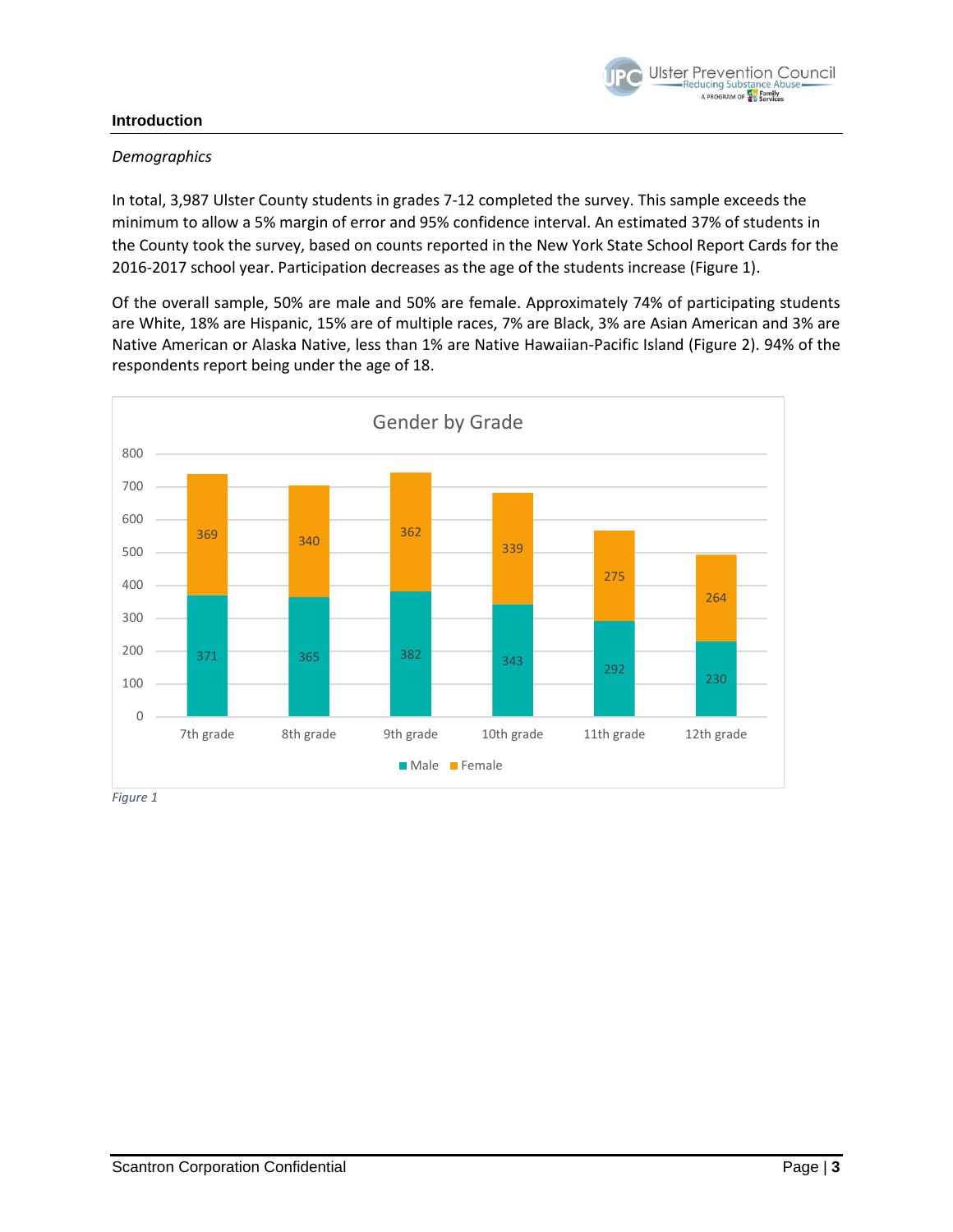## Introduction

*Demographics*

In total, 3,987 Ulster County students in grades 7-12 completed the survey. This sample exceeds the minimum to allow a 5% margin of error and 95% confidence interval. An estimated 37% of students in the County took the survey, based on counts reported in the New York State School Report Cards for the 2016-2017 school year. Participation decreases as the age of the students increase (Figure 1).

Of the overall sample, 50% are male and 50% are female. Approximately 74% of participating students are White, 18% are Hispanic, 15% are of multiple races, 7% are Black, 3% are Asian American and 3% are Native American or Alaska Native, less than 1% are Native Hawaiian-Pacific Island (Figure 2). 94% of the respondents report being under the age of 18.

**Gender by Grade**

| Grade | Male | Female |
|---|---|---|
| 7th grade | 371 | 369 |
| 8th grade | 365 | 340 |
| 9th grade | 382 | 362 |
| 10th grade | 343 | 339 |
| 11th grade | 292 | 275 |
| 12th grade | 230 | 264 |

*Figure 1*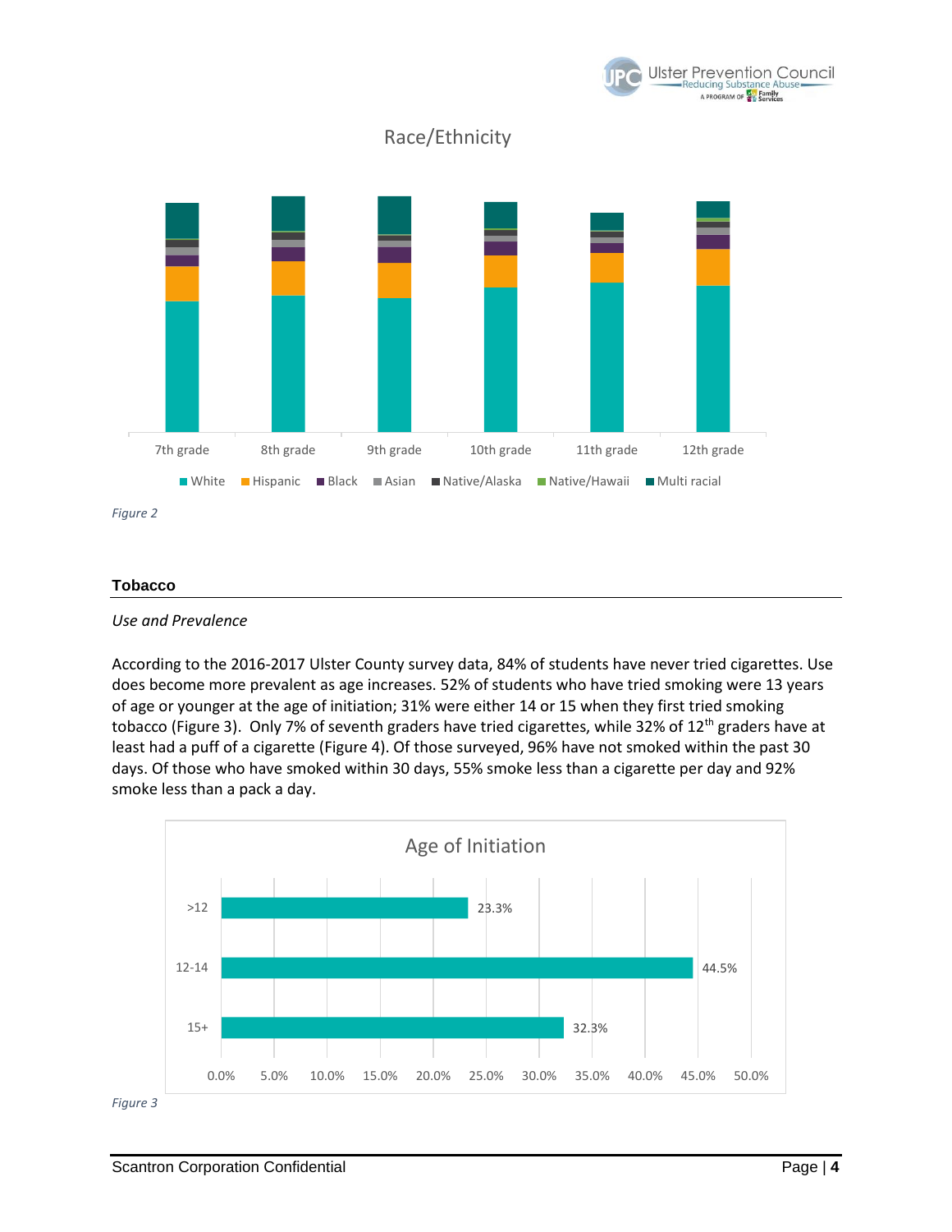Race/Ethnicity

Figure 2

## Tobacco

*Use and Prevalence*

According to the 2016-2017 Ulster County survey data, 84% of students have never tried cigarettes. Use does become more prevalent as age increases. 52% of students who have tried smoking were 13 years of age or younger at the age of initiation; 31% were either 14 or 15 when they first tried smoking tobacco (Figure 3). Only 7% of seventh graders have tried cigarettes, while 32% of 12th graders have at least had a puff of a cigarette (Figure 4). Of those surveyed, 96% have not smoked within the past 30 days. Of those who have smoked within 30 days, 55% smoke less than a cigarette per day and 92% smoke less than a pack a day.

Age of Initiation

| Age | Percent |
|---|---|
| >12 | 23.3% |
| 12-14 | 44.5% |
| 15+ | 32.3% |

Figure 3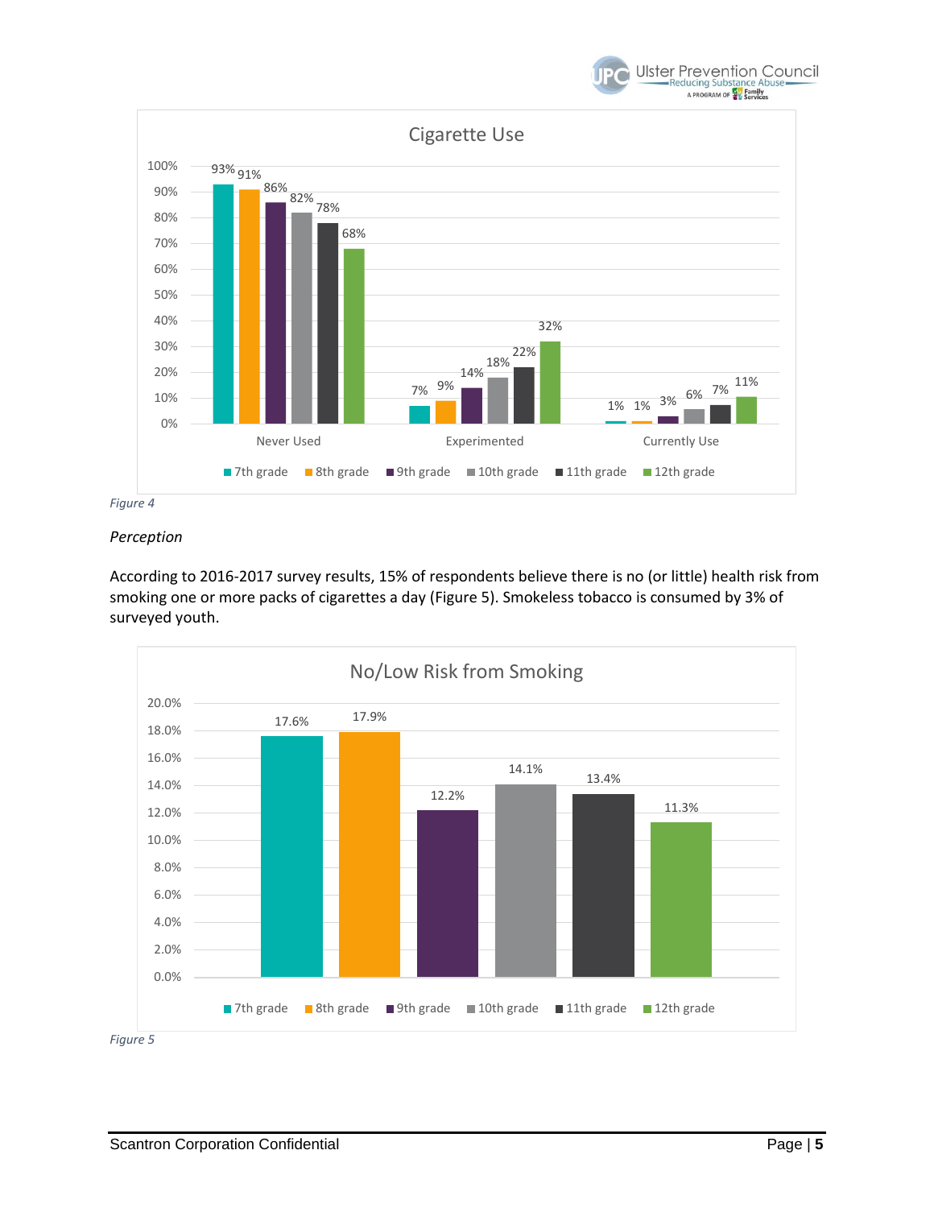**Cigarette Use**

| | 7th grade | 8th grade | 9th grade | 10th grade | 11th grade | 12th grade |
|---|---|---|---|---|---|---|
| Never Used | 93% | 91% | 86% | 82% | 78% | 68% |
| Experimented | 7% | 9% | 14% | 18% | 22% | 32% |
| Currently Use | 1% | 1% | 3% | 6% | 7% | 11% |

*Figure 4*

*Perception*

According to 2016-2017 survey results, 15% of respondents believe there is no (or little) health risk from smoking one or more packs of cigarettes a day (Figure 5). Smokeless tobacco is consumed by 3% of surveyed youth.

**No/Low Risk from Smoking**

| 7th grade | 8th grade | 9th grade | 10th grade | 11th grade | 12th grade |
|---|---|---|---|---|---|
| 17.6% | 17.9% | 12.2% | 14.1% | 13.4% | 11.3% |

*Figure 5*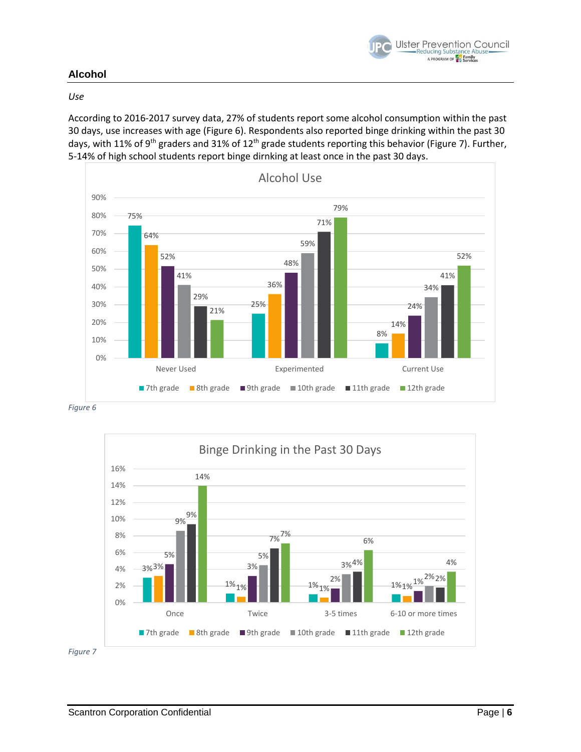## Alcohol

*Use*

According to 2016-2017 survey data, 27% of students report some alcohol consumption within the past 30 days, use increases with age (Figure 6). Respondents also reported binge drinking within the past 30 days, with 11% of 9th graders and 31% of 12th grade students reporting this behavior (Figure 7). Further, 5-14% of high school students report binge dirnking at least once in the past 30 days.

**Alcohol Use**

| | 7th grade | 8th grade | 9th grade | 10th grade | 11th grade | 12th grade |
|---|---|---|---|---|---|---|
| Never Used | 75% | 64% | 52% | 41% | 29% | 21% |
| Experimented | 25% | 36% | 48% | 59% | 71% | 79% |
| Current Use | 8% | 14% | 24% | 34% | 41% | 52% |

*Figure 6*

**Binge Drinking in the Past 30 Days**

| | 7th grade | 8th grade | 9th grade | 10th grade | 11th grade | 12th grade |
|---|---|---|---|---|---|---|
| Once | 3% | 3% | 5% | 9% | 9% | 14% |
| Twice | 1% | 1% | 3% | 5% | 7% | 7% |
| 3-5 times | 1% | 1% | 2% | 3% | 4% | 6% |
| 6-10 or more times | 1% | 1% | 1% | 2% | 2% | 4% |

*Figure 7*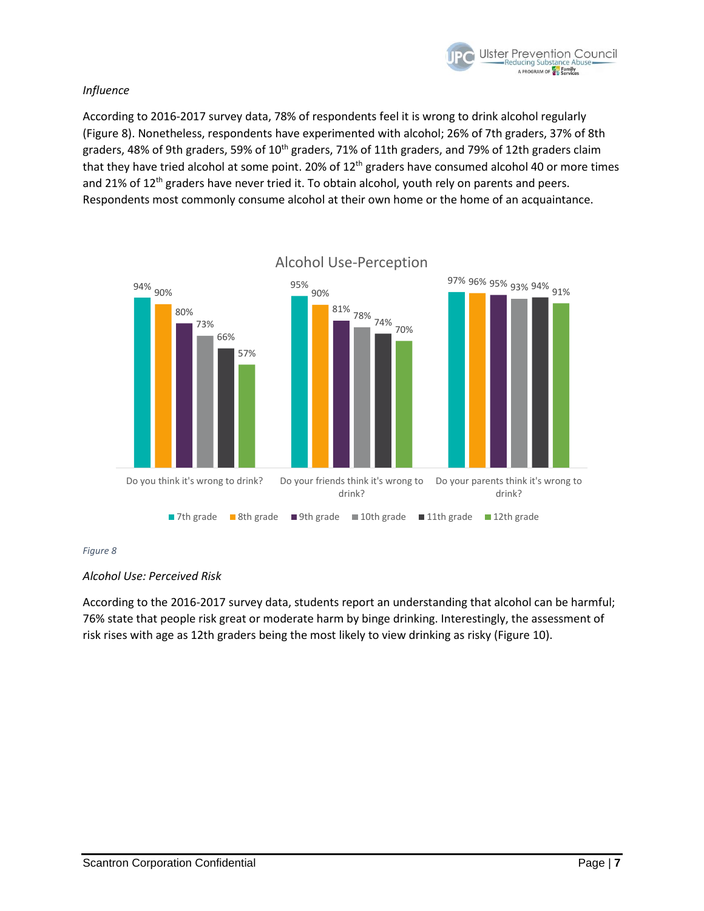*Influence*

According to 2016-2017 survey data, 78% of respondents feel it is wrong to drink alcohol regularly (Figure 8). Nonetheless, respondents have experimented with alcohol; 26% of 7th graders, 37% of 8th graders, 48% of 9th graders, 59% of 10th graders, 71% of 11th graders, and 79% of 12th graders claim that they have tried alcohol at some point. 20% of 12th graders have consumed alcohol 40 or more times and 21% of 12th graders have never tried it. To obtain alcohol, youth rely on parents and peers. Respondents most commonly consume alcohol at their own home or the home of an acquaintance.

**Alcohol Use-Perception**

| | 7th grade | 8th grade | 9th grade | 10th grade | 11th grade | 12th grade |
|---|---|---|---|---|---|---|
| Do you think it's wrong to drink? | 94% | 90% | 80% | 73% | 66% | 57% |
| Do your friends think it's wrong to drink? | 95% | 90% | 81% | 78% | 74% | 70% |
| Do your parents think it's wrong to drink? | 97% | 96% | 95% | 93% | 94% | 91% |

*Figure 8*

*Alcohol Use: Perceived Risk*

According to the 2016-2017 survey data, students report an understanding that alcohol can be harmful; 76% state that people risk great or moderate harm by binge drinking. Interestingly, the assessment of risk rises with age as 12th graders being the most likely to view drinking as risky (Figure 10).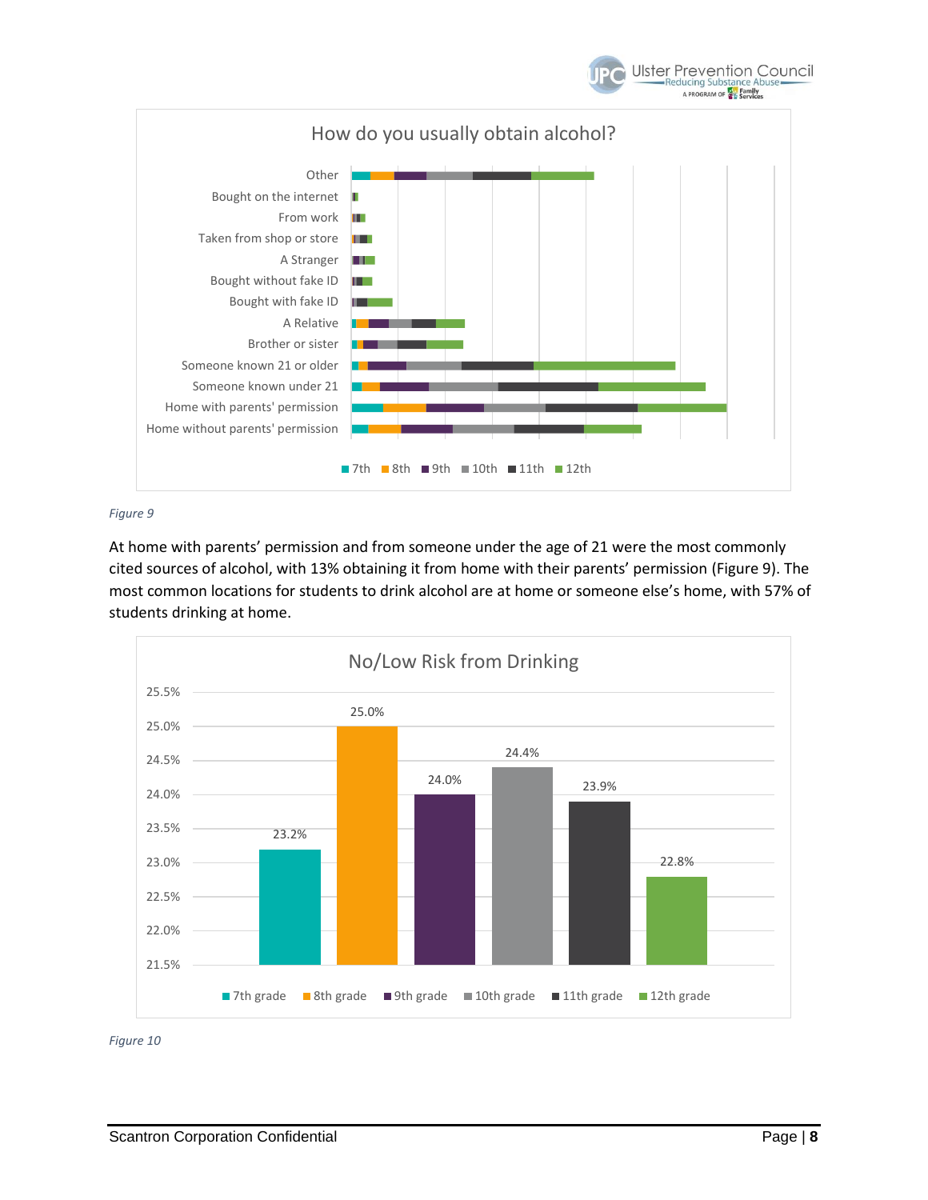How do you usually obtain alcohol?

Other
Bought on the internet
From work
Taken from shop or store
A Stranger
Bought without fake ID
Bought with fake ID
A Relative
Brother or sister
Someone known 21 or older
Someone known under 21
Home with parents' permission
Home without parents' permission

7th 8th 9th 10th 11th 12th

*Figure 9*

At home with parents' permission and from someone under the age of 21 were the most commonly cited sources of alcohol, with 13% obtaining it from home with their parents' permission (Figure 9). The most common locations for students to drink alcohol are at home or someone else's home, with 57% of students drinking at home.

No/Low Risk from Drinking

| Grade | Percentage |
|---|---|
| 7th grade | 23.2% |
| 8th grade | 25.0% |
| 9th grade | 24.0% |
| 10th grade | 24.4% |
| 11th grade | 23.9% |
| 12th grade | 22.8% |

*Figure 10*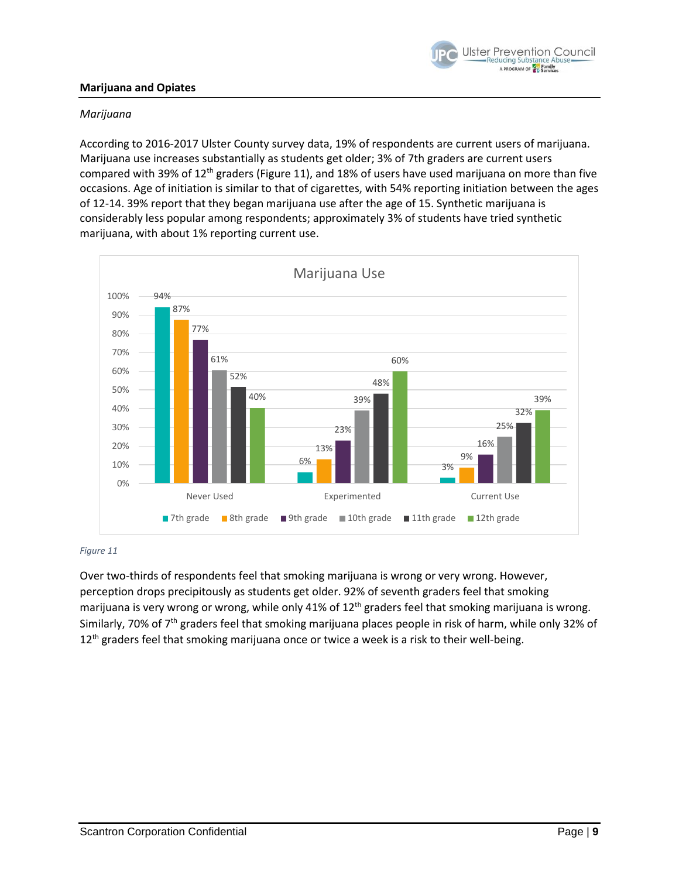## Marijuana and Opiates

*Marijuana*

According to 2016-2017 Ulster County survey data, 19% of respondents are current users of marijuana. Marijuana use increases substantially as students get older; 3% of 7th graders are current users compared with 39% of 12th graders (Figure 11), and 18% of users have used marijuana on more than five occasions. Age of initiation is similar to that of cigarettes, with 54% reporting initiation between the ages of 12-14. 39% report that they began marijuana use after the age of 15. Synthetic marijuana is considerably less popular among respondents; approximately 3% of students have tried synthetic marijuana, with about 1% reporting current use.

**Marijuana Use**

| | 7th grade | 8th grade | 9th grade | 10th grade | 11th grade | 12th grade |
|---|---|---|---|---|---|---|
| Never Used | 94% | 87% | 77% | 61% | 52% | 40% |
| Experimented | 6% | 13% | 23% | 39% | 48% | 60% |
| Current Use | 3% | 9% | 16% | 25% | 32% | 39% |

*Figure 11*

Over two-thirds of respondents feel that smoking marijuana is wrong or very wrong. However, perception drops precipitously as students get older. 92% of seventh graders feel that smoking marijuana is very wrong or wrong, while only 41% of 12th graders feel that smoking marijuana is wrong. Similarly, 70% of 7th graders feel that smoking marijuana places people in risk of harm, while only 32% of 12th graders feel that smoking marijuana once or twice a week is a risk to their well-being.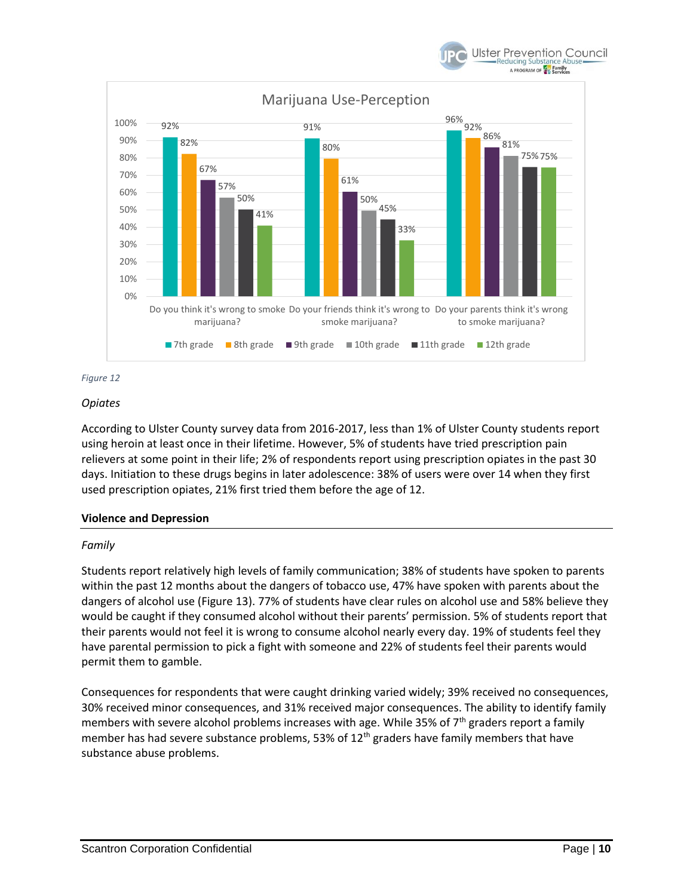Marijuana Use-Perception

| | 7th grade | 8th grade | 9th grade | 10th grade | 11th grade | 12th grade |
|---|---|---|---|---|---|---|
| Do you think it's wrong to smoke marijuana? | 92% | 82% | 67% | 57% | 50% | 41% |
| Do your friends think it's wrong to smoke marijuana? | 91% | 80% | 61% | 50% | 45% | 33% |
| Do your parents think it's wrong to smoke marijuana? | 96% | 92% | 86% | 81% | 75% | 75% |

*Figure 12*

*Opiates*

According to Ulster County survey data from 2016-2017, less than 1% of Ulster County students report using heroin at least once in their lifetime. However, 5% of students have tried prescription pain relievers at some point in their life; 2% of respondents report using prescription opiates in the past 30 days. Initiation to these drugs begins in later adolescence: 38% of users were over 14 when they first used prescription opiates, 21% first tried them before the age of 12.

## Violence and Depression

*Family*

Students report relatively high levels of family communication; 38% of students have spoken to parents within the past 12 months about the dangers of tobacco use, 47% have spoken with parents about the dangers of alcohol use (Figure 13). 77% of students have clear rules on alcohol use and 58% believe they would be caught if they consumed alcohol without their parents' permission. 5% of students report that their parents would not feel it is wrong to consume alcohol nearly every day. 19% of students feel they have parental permission to pick a fight with someone and 22% of students feel their parents would permit them to gamble.

Consequences for respondents that were caught drinking varied widely; 39% received no consequences, 30% received minor consequences, and 31% received major consequences. The ability to identify family members with severe alcohol problems increases with age. While 35% of 7th graders report a family member has had severe substance problems, 53% of 12th graders have family members that have substance abuse problems.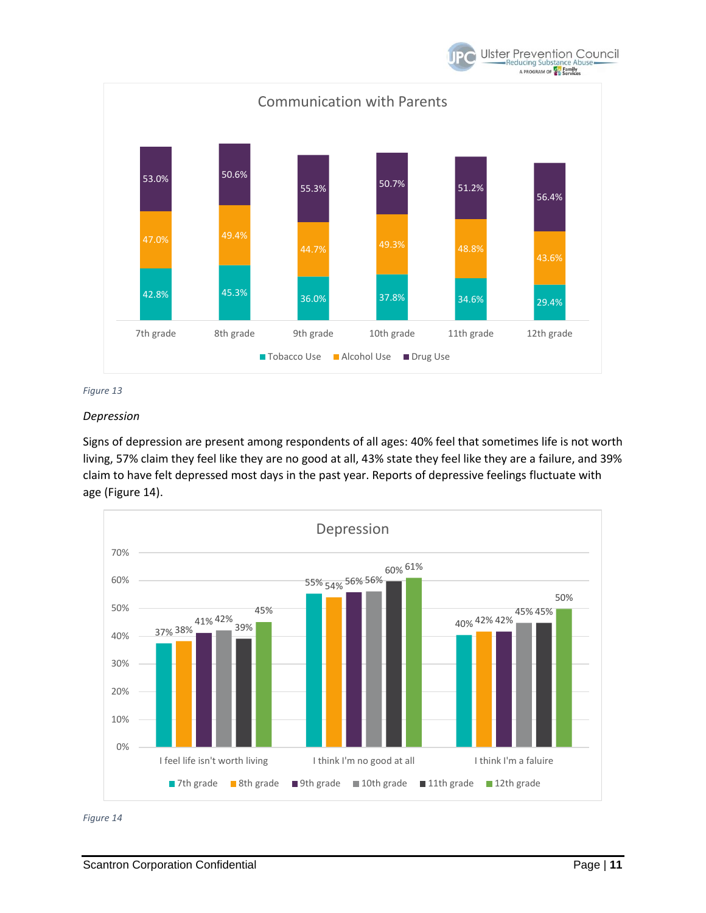## Communication with Parents

| | 7th grade | 8th grade | 9th grade | 10th grade | 11th grade | 12th grade |
|---|---|---|---|---|---|---|
| Tobacco Use | 42.8% | 45.3% | 36.0% | 37.8% | 34.6% | 29.4% |
| Alcohol Use | 47.0% | 49.4% | 44.7% | 49.3% | 48.8% | 43.6% |
| Drug Use | 53.0% | 50.6% | 55.3% | 50.7% | 51.2% | 56.4% |

*Figure 13*

*Depression*

Signs of depression are present among respondents of all ages: 40% feel that sometimes life is not worth living, 57% claim they feel like they are no good at all, 43% state they feel like they are a failure, and 39% claim to have felt depressed most days in the past year. Reports of depressive feelings fluctuate with age (Figure 14).

## Depression

| | 7th grade | 8th grade | 9th grade | 10th grade | 11th grade | 12th grade |
|---|---|---|---|---|---|---|
| I feel life isn't worth living | 37% | 38% | 41% | 42% | 39% | 45% |
| I think I'm no good at all | 55% | 54% | 56% | 56% | 60% | 61% |
| I think I'm a faluire | 40% | 42% | 42% | 45% | 45% | 50% |

*Figure 14*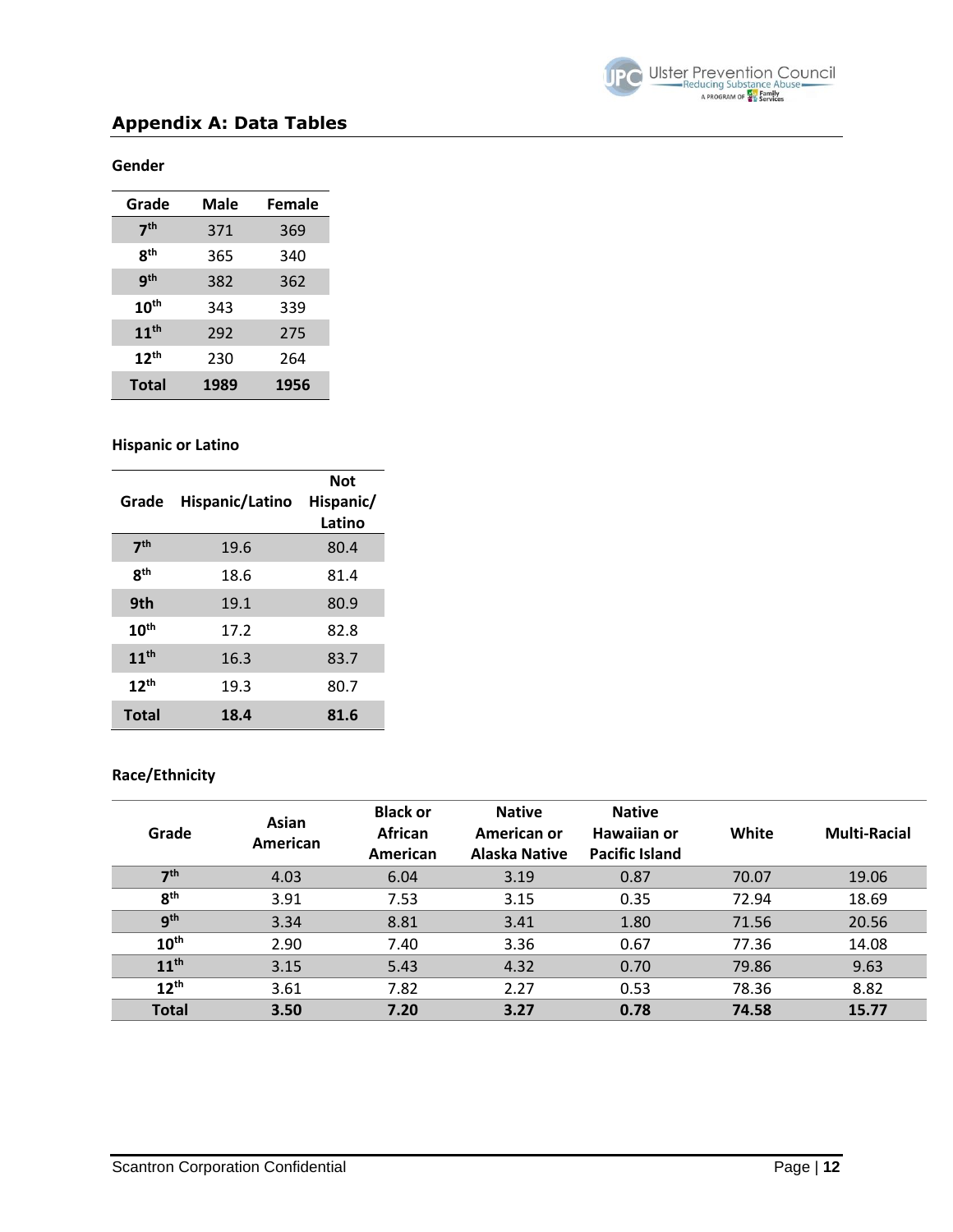## Appendix A: Data Tables

### Gender

| Grade | Male | Female |
|---|---|---|
| 7th | 371 | 369 |
| 8th | 365 | 340 |
| 9th | 382 | 362 |
| 10th | 343 | 339 |
| 11th | 292 | 275 |
| 12th | 230 | 264 |
| **Total** | **1989** | **1956** |

### Hispanic or Latino

| Grade | Hispanic/Latino | Not Hispanic/ Latino |
|---|---|---|
| 7th | 19.6 | 80.4 |
| 8th | 18.6 | 81.4 |
| 9th | 19.1 | 80.9 |
| 10th | 17.2 | 82.8 |
| 11th | 16.3 | 83.7 |
| 12th | 19.3 | 80.7 |
| **Total** | **18.4** | **81.6** |

### Race/Ethnicity

| Grade | Asian American | Black or African American | Native American or Alaska Native | Native Hawaiian or Pacific Island | White | Multi-Racial |
|---|---|---|---|---|---|---|
| 7th | 4.03 | 6.04 | 3.19 | 0.87 | 70.07 | 19.06 |
| 8th | 3.91 | 7.53 | 3.15 | 0.35 | 72.94 | 18.69 |
| 9th | 3.34 | 8.81 | 3.41 | 1.80 | 71.56 | 20.56 |
| 10th | 2.90 | 7.40 | 3.36 | 0.67 | 77.36 | 14.08 |
| 11th | 3.15 | 5.43 | 4.32 | 0.70 | 79.86 | 9.63 |
| 12th | 3.61 | 7.82 | 2.27 | 0.53 | 78.36 | 8.82 |
| **Total** | **3.50** | **7.20** | **3.27** | **0.78** | **74.58** | **15.77** |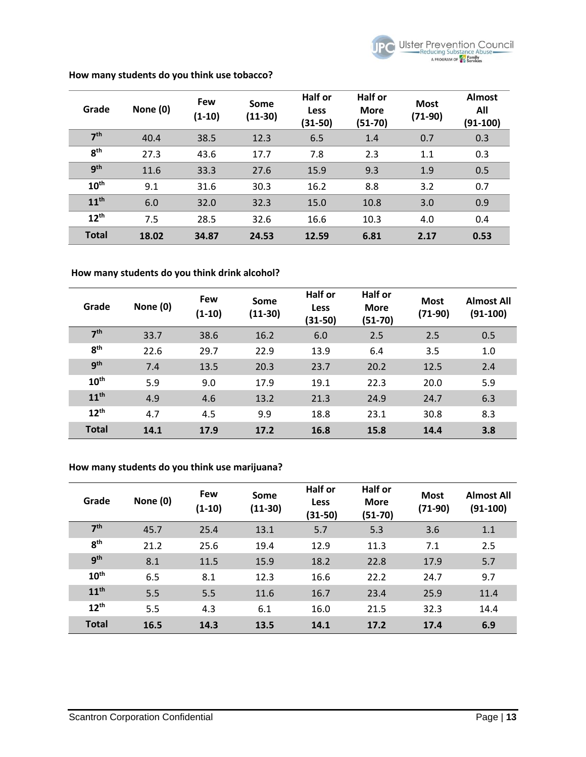**How many students do you think use tobacco?**

| Grade | None (0) | Few (1-10) | Some (11-30) | Half or Less (31-50) | Half or More (51-70) | Most (71-90) | Almost All (91-100) |
|---|---|---|---|---|---|---|---|
| 7th | 40.4 | 38.5 | 12.3 | 6.5 | 1.4 | 0.7 | 0.3 |
| 8th | 27.3 | 43.6 | 17.7 | 7.8 | 2.3 | 1.1 | 0.3 |
| 9th | 11.6 | 33.3 | 27.6 | 15.9 | 9.3 | 1.9 | 0.5 |
| 10th | 9.1 | 31.6 | 30.3 | 16.2 | 8.8 | 3.2 | 0.7 |
| 11th | 6.0 | 32.0 | 32.3 | 15.0 | 10.8 | 3.0 | 0.9 |
| 12th | 7.5 | 28.5 | 32.6 | 16.6 | 10.3 | 4.0 | 0.4 |
| **Total** | **18.02** | **34.87** | **24.53** | **12.59** | **6.81** | **2.17** | **0.53** |

**How many students do you think drink alcohol?**

| Grade | None (0) | Few (1-10) | Some (11-30) | Half or Less (31-50) | Half or More (51-70) | Most (71-90) | Almost All (91-100) |
|---|---|---|---|---|---|---|---|
| 7th | 33.7 | 38.6 | 16.2 | 6.0 | 2.5 | 2.5 | 0.5 |
| 8th | 22.6 | 29.7 | 22.9 | 13.9 | 6.4 | 3.5 | 1.0 |
| 9th | 7.4 | 13.5 | 20.3 | 23.7 | 20.2 | 12.5 | 2.4 |
| 10th | 5.9 | 9.0 | 17.9 | 19.1 | 22.3 | 20.0 | 5.9 |
| 11th | 4.9 | 4.6 | 13.2 | 21.3 | 24.9 | 24.7 | 6.3 |
| 12th | 4.7 | 4.5 | 9.9 | 18.8 | 23.1 | 30.8 | 8.3 |
| **Total** | **14.1** | **17.9** | **17.2** | **16.8** | **15.8** | **14.4** | **3.8** |

**How many students do you think use marijuana?**

| Grade | None (0) | Few (1-10) | Some (11-30) | Half or Less (31-50) | Half or More (51-70) | Most (71-90) | Almost All (91-100) |
|---|---|---|---|---|---|---|---|
| 7th | 45.7 | 25.4 | 13.1 | 5.7 | 5.3 | 3.6 | 1.1 |
| 8th | 21.2 | 25.6 | 19.4 | 12.9 | 11.3 | 7.1 | 2.5 |
| 9th | 8.1 | 11.5 | 15.9 | 18.2 | 22.8 | 17.9 | 5.7 |
| 10th | 6.5 | 8.1 | 12.3 | 16.6 | 22.2 | 24.7 | 9.7 |
| 11th | 5.5 | 5.5 | 11.6 | 16.7 | 23.4 | 25.9 | 11.4 |
| 12th | 5.5 | 4.3 | 6.1 | 16.0 | 21.5 | 32.3 | 14.4 |
| **Total** | **16.5** | **14.3** | **13.5** | **14.1** | **17.2** | **17.4** | **6.9** |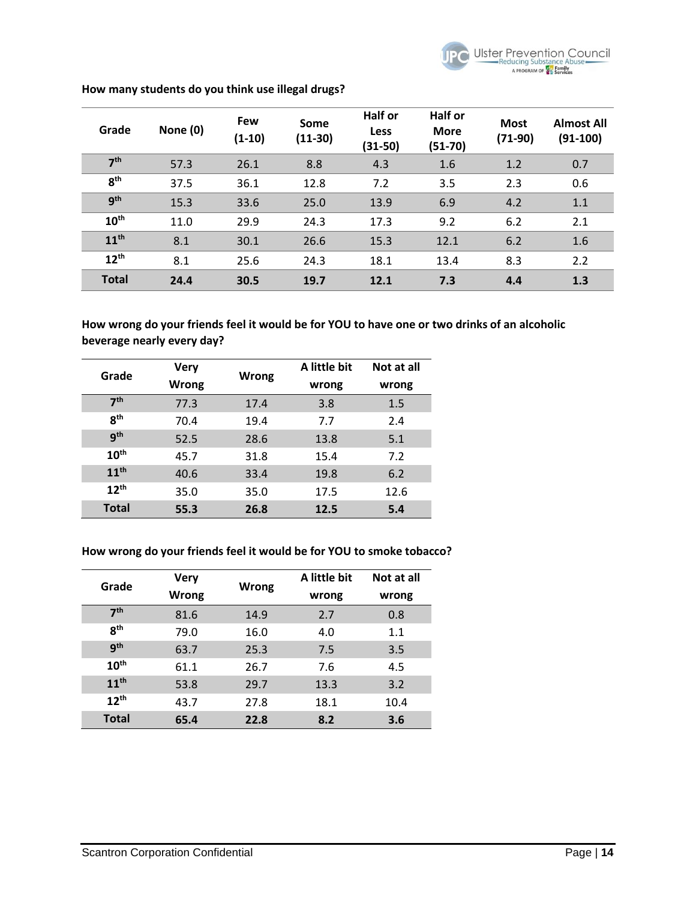**How many students do you think use illegal drugs?**

| Grade | None (0) | Few (1-10) | Some (11-30) | Half or Less (31-50) | Half or More (51-70) | Most (71-90) | Almost All (91-100) |
|---|---|---|---|---|---|---|---|
| 7th | 57.3 | 26.1 | 8.8 | 4.3 | 1.6 | 1.2 | 0.7 |
| 8th | 37.5 | 36.1 | 12.8 | 7.2 | 3.5 | 2.3 | 0.6 |
| 9th | 15.3 | 33.6 | 25.0 | 13.9 | 6.9 | 4.2 | 1.1 |
| 10th | 11.0 | 29.9 | 24.3 | 17.3 | 9.2 | 6.2 | 2.1 |
| 11th | 8.1 | 30.1 | 26.6 | 15.3 | 12.1 | 6.2 | 1.6 |
| 12th | 8.1 | 25.6 | 24.3 | 18.1 | 13.4 | 8.3 | 2.2 |
| **Total** | **24.4** | **30.5** | **19.7** | **12.1** | **7.3** | **4.4** | **1.3** |

**How wrong do your friends feel it would be for YOU to have one or two drinks of an alcoholic beverage nearly every day?**

| Grade | Very Wrong | Wrong | A little bit wrong | Not at all wrong |
|---|---|---|---|---|
| 7th | 77.3 | 17.4 | 3.8 | 1.5 |
| 8th | 70.4 | 19.4 | 7.7 | 2.4 |
| 9th | 52.5 | 28.6 | 13.8 | 5.1 |
| 10th | 45.7 | 31.8 | 15.4 | 7.2 |
| 11th | 40.6 | 33.4 | 19.8 | 6.2 |
| 12th | 35.0 | 35.0 | 17.5 | 12.6 |
| **Total** | **55.3** | **26.8** | **12.5** | **5.4** |

**How wrong do your friends feel it would be for YOU to smoke tobacco?**

| Grade | Very Wrong | Wrong | A little bit wrong | Not at all wrong |
|---|---|---|---|---|
| 7th | 81.6 | 14.9 | 2.7 | 0.8 |
| 8th | 79.0 | 16.0 | 4.0 | 1.1 |
| 9th | 63.7 | 25.3 | 7.5 | 3.5 |
| 10th | 61.1 | 26.7 | 7.6 | 4.5 |
| 11th | 53.8 | 29.7 | 13.3 | 3.2 |
| 12th | 43.7 | 27.8 | 18.1 | 10.4 |
| **Total** | **65.4** | **22.8** | **8.2** | **3.6** |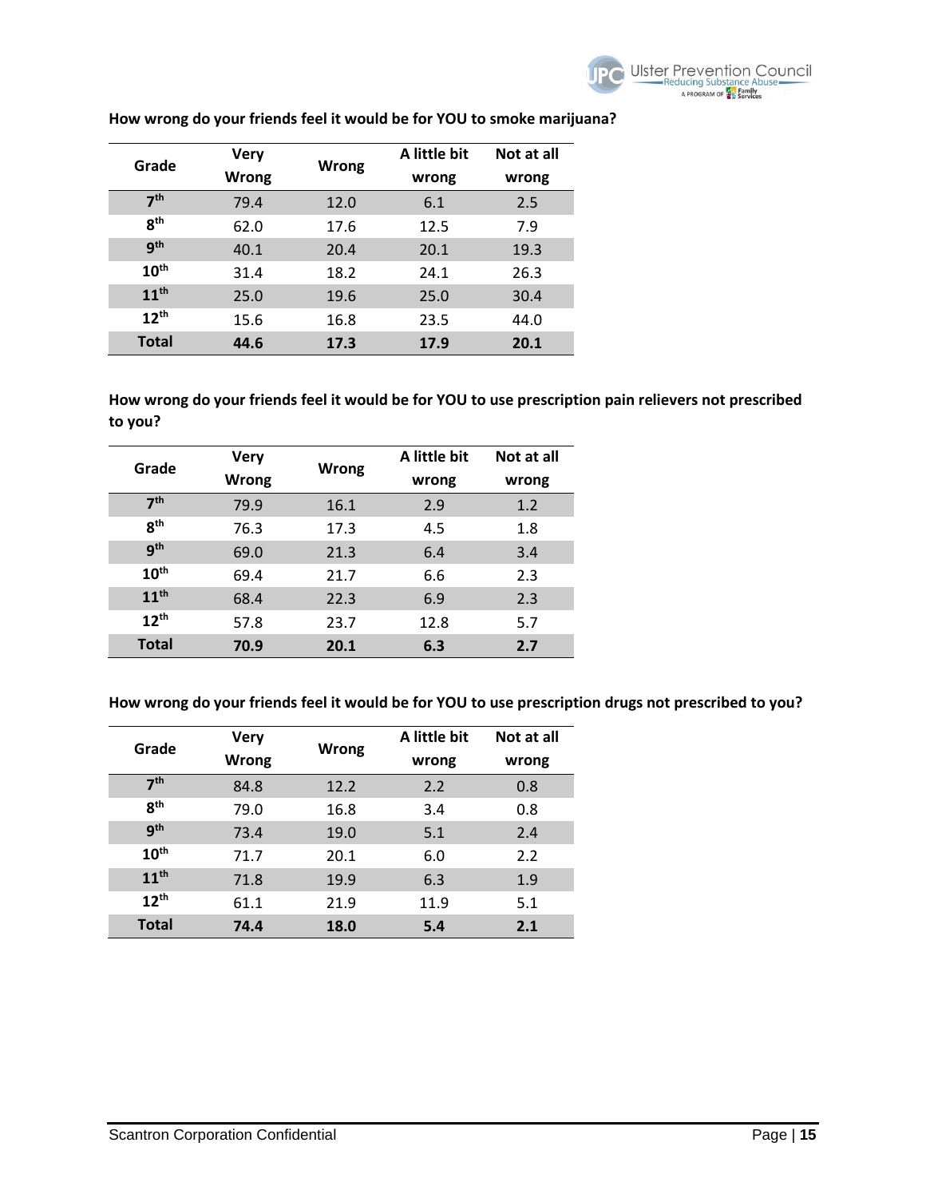**How wrong do your friends feel it would be for YOU to smoke marijuana?**

| Grade | Very Wrong | Wrong | A little bit wrong | Not at all wrong |
|---|---|---|---|---|
| 7th | 79.4 | 12.0 | 6.1 | 2.5 |
| 8th | 62.0 | 17.6 | 12.5 | 7.9 |
| 9th | 40.1 | 20.4 | 20.1 | 19.3 |
| 10th | 31.4 | 18.2 | 24.1 | 26.3 |
| 11th | 25.0 | 19.6 | 25.0 | 30.4 |
| 12th | 15.6 | 16.8 | 23.5 | 44.0 |
| **Total** | **44.6** | **17.3** | **17.9** | **20.1** |

**How wrong do your friends feel it would be for YOU to use prescription pain relievers not prescribed to you?**

| Grade | Very Wrong | Wrong | A little bit wrong | Not at all wrong |
|---|---|---|---|---|
| 7th | 79.9 | 16.1 | 2.9 | 1.2 |
| 8th | 76.3 | 17.3 | 4.5 | 1.8 |
| 9th | 69.0 | 21.3 | 6.4 | 3.4 |
| 10th | 69.4 | 21.7 | 6.6 | 2.3 |
| 11th | 68.4 | 22.3 | 6.9 | 2.3 |
| 12th | 57.8 | 23.7 | 12.8 | 5.7 |
| **Total** | **70.9** | **20.1** | **6.3** | **2.7** |

**How wrong do your friends feel it would be for YOU to use prescription drugs not prescribed to you?**

| Grade | Very Wrong | Wrong | A little bit wrong | Not at all wrong |
|---|---|---|---|---|
| 7th | 84.8 | 12.2 | 2.2 | 0.8 |
| 8th | 79.0 | 16.8 | 3.4 | 0.8 |
| 9th | 73.4 | 19.0 | 5.1 | 2.4 |
| 10th | 71.7 | 20.1 | 6.0 | 2.2 |
| 11th | 71.8 | 19.9 | 6.3 | 1.9 |
| 12th | 61.1 | 21.9 | 11.9 | 5.1 |
| **Total** | **74.4** | **18.0** | **5.4** | **2.1** |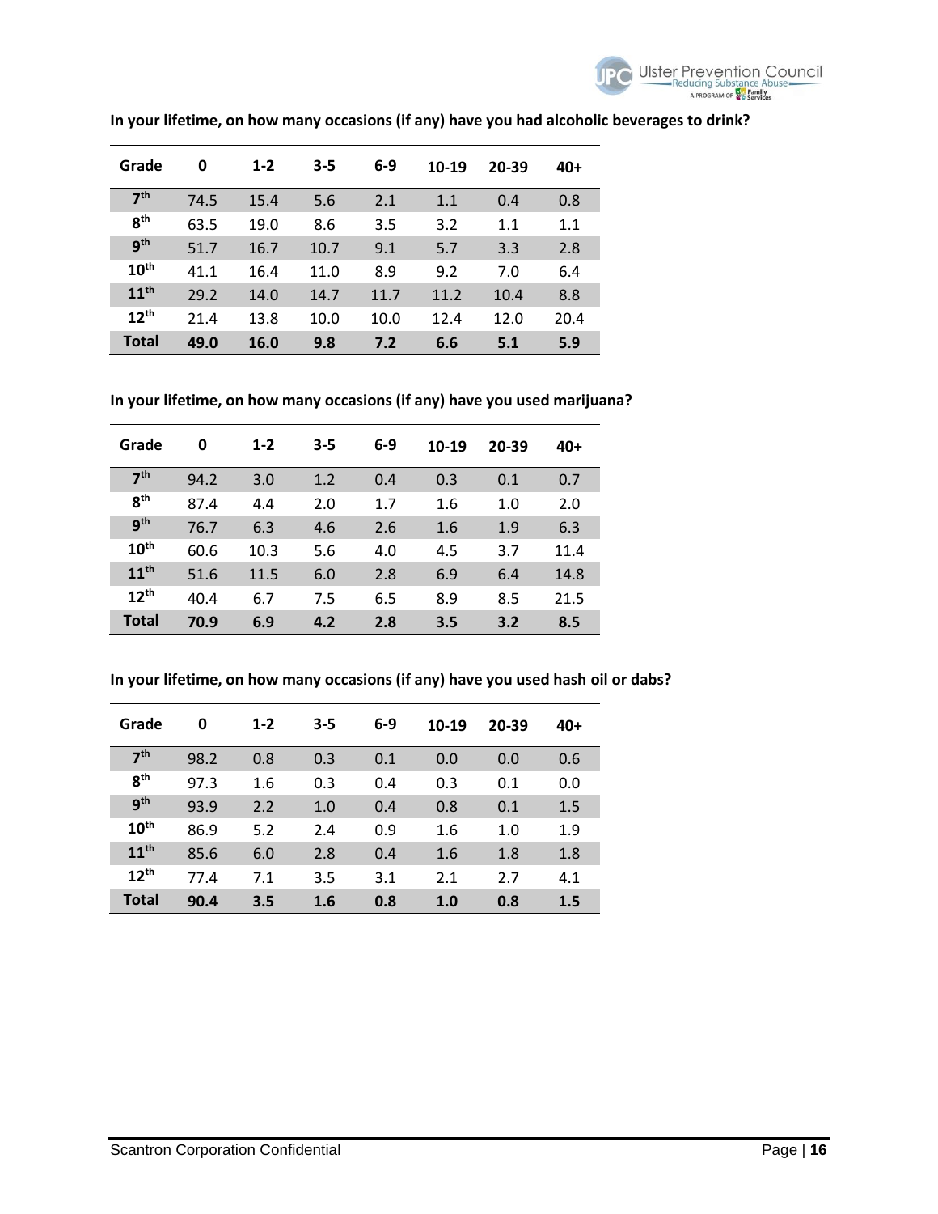**In your lifetime, on how many occasions (if any) have you had alcoholic beverages to drink?**

| Grade | 0 | 1-2 | 3-5 | 6-9 | 10-19 | 20-39 | 40+ |
|---|---|---|---|---|---|---|---|
| 7th | 74.5 | 15.4 | 5.6 | 2.1 | 1.1 | 0.4 | 0.8 |
| 8th | 63.5 | 19.0 | 8.6 | 3.5 | 3.2 | 1.1 | 1.1 |
| 9th | 51.7 | 16.7 | 10.7 | 9.1 | 5.7 | 3.3 | 2.8 |
| 10th | 41.1 | 16.4 | 11.0 | 8.9 | 9.2 | 7.0 | 6.4 |
| 11th | 29.2 | 14.0 | 14.7 | 11.7 | 11.2 | 10.4 | 8.8 |
| 12th | 21.4 | 13.8 | 10.0 | 10.0 | 12.4 | 12.0 | 20.4 |
| **Total** | **49.0** | **16.0** | **9.8** | **7.2** | **6.6** | **5.1** | **5.9** |

**In your lifetime, on how many occasions (if any) have you used marijuana?**

| Grade | 0 | 1-2 | 3-5 | 6-9 | 10-19 | 20-39 | 40+ |
|---|---|---|---|---|---|---|---|
| 7th | 94.2 | 3.0 | 1.2 | 0.4 | 0.3 | 0.1 | 0.7 |
| 8th | 87.4 | 4.4 | 2.0 | 1.7 | 1.6 | 1.0 | 2.0 |
| 9th | 76.7 | 6.3 | 4.6 | 2.6 | 1.6 | 1.9 | 6.3 |
| 10th | 60.6 | 10.3 | 5.6 | 4.0 | 4.5 | 3.7 | 11.4 |
| 11th | 51.6 | 11.5 | 6.0 | 2.8 | 6.9 | 6.4 | 14.8 |
| 12th | 40.4 | 6.7 | 7.5 | 6.5 | 8.9 | 8.5 | 21.5 |
| **Total** | **70.9** | **6.9** | **4.2** | **2.8** | **3.5** | **3.2** | **8.5** |

**In your lifetime, on how many occasions (if any) have you used hash oil or dabs?**

| Grade | 0 | 1-2 | 3-5 | 6-9 | 10-19 | 20-39 | 40+ |
|---|---|---|---|---|---|---|---|
| 7th | 98.2 | 0.8 | 0.3 | 0.1 | 0.0 | 0.0 | 0.6 |
| 8th | 97.3 | 1.6 | 0.3 | 0.4 | 0.3 | 0.1 | 0.0 |
| 9th | 93.9 | 2.2 | 1.0 | 0.4 | 0.8 | 0.1 | 1.5 |
| 10th | 86.9 | 5.2 | 2.4 | 0.9 | 1.6 | 1.0 | 1.9 |
| 11th | 85.6 | 6.0 | 2.8 | 0.4 | 1.6 | 1.8 | 1.8 |
| 12th | 77.4 | 7.1 | 3.5 | 3.1 | 2.1 | 2.7 | 4.1 |
| **Total** | **90.4** | **3.5** | **1.6** | **0.8** | **1.0** | **0.8** | **1.5** |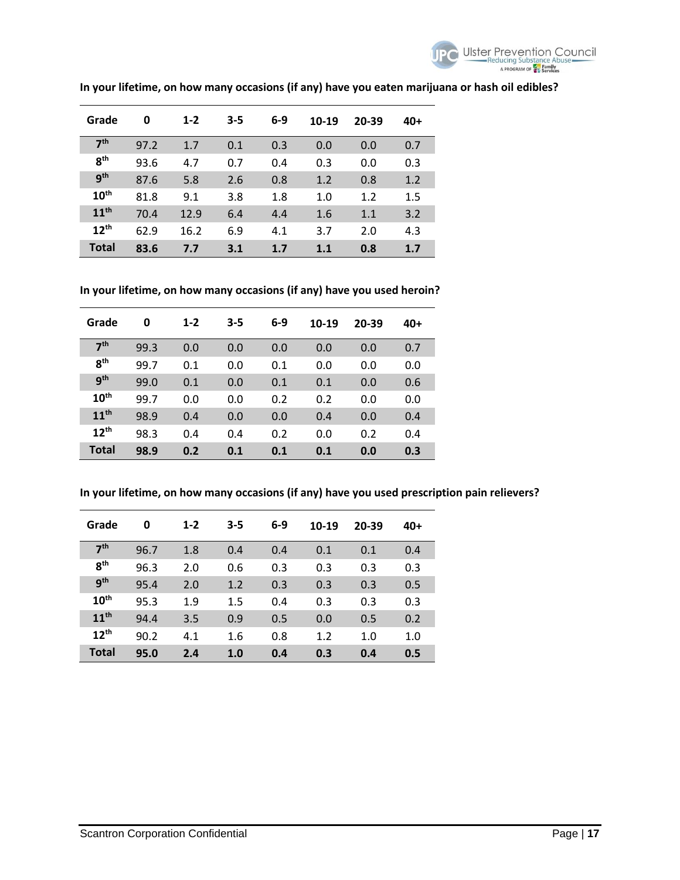**In your lifetime, on how many occasions (if any) have you eaten marijuana or hash oil edibles?**

| Grade | 0 | 1-2 | 3-5 | 6-9 | 10-19 | 20-39 | 40+ |
|---|---|---|---|---|---|---|---|
| 7th | 97.2 | 1.7 | 0.1 | 0.3 | 0.0 | 0.0 | 0.7 |
| 8th | 93.6 | 4.7 | 0.7 | 0.4 | 0.3 | 0.0 | 0.3 |
| 9th | 87.6 | 5.8 | 2.6 | 0.8 | 1.2 | 0.8 | 1.2 |
| 10th | 81.8 | 9.1 | 3.8 | 1.8 | 1.0 | 1.2 | 1.5 |
| 11th | 70.4 | 12.9 | 6.4 | 4.4 | 1.6 | 1.1 | 3.2 |
| 12th | 62.9 | 16.2 | 6.9 | 4.1 | 3.7 | 2.0 | 4.3 |
| **Total** | **83.6** | **7.7** | **3.1** | **1.7** | **1.1** | **0.8** | **1.7** |

**In your lifetime, on how many occasions (if any) have you used heroin?**

| Grade | 0 | 1-2 | 3-5 | 6-9 | 10-19 | 20-39 | 40+ |
|---|---|---|---|---|---|---|---|
| 7th | 99.3 | 0.0 | 0.0 | 0.0 | 0.0 | 0.0 | 0.7 |
| 8th | 99.7 | 0.1 | 0.0 | 0.1 | 0.0 | 0.0 | 0.0 |
| 9th | 99.0 | 0.1 | 0.0 | 0.1 | 0.1 | 0.0 | 0.6 |
| 10th | 99.7 | 0.0 | 0.0 | 0.2 | 0.2 | 0.0 | 0.0 |
| 11th | 98.9 | 0.4 | 0.0 | 0.0 | 0.4 | 0.0 | 0.4 |
| 12th | 98.3 | 0.4 | 0.4 | 0.2 | 0.0 | 0.2 | 0.4 |
| **Total** | **98.9** | **0.2** | **0.1** | **0.1** | **0.1** | **0.0** | **0.3** |

**In your lifetime, on how many occasions (if any) have you used prescription pain relievers?**

| Grade | 0 | 1-2 | 3-5 | 6-9 | 10-19 | 20-39 | 40+ |
|---|---|---|---|---|---|---|---|
| 7th | 96.7 | 1.8 | 0.4 | 0.4 | 0.1 | 0.1 | 0.4 |
| 8th | 96.3 | 2.0 | 0.6 | 0.3 | 0.3 | 0.3 | 0.3 |
| 9th | 95.4 | 2.0 | 1.2 | 0.3 | 0.3 | 0.3 | 0.5 |
| 10th | 95.3 | 1.9 | 1.5 | 0.4 | 0.3 | 0.3 | 0.3 |
| 11th | 94.4 | 3.5 | 0.9 | 0.5 | 0.0 | 0.5 | 0.2 |
| 12th | 90.2 | 4.1 | 1.6 | 0.8 | 1.2 | 1.0 | 1.0 |
| **Total** | **95.0** | **2.4** | **1.0** | **0.4** | **0.3** | **0.4** | **0.5** |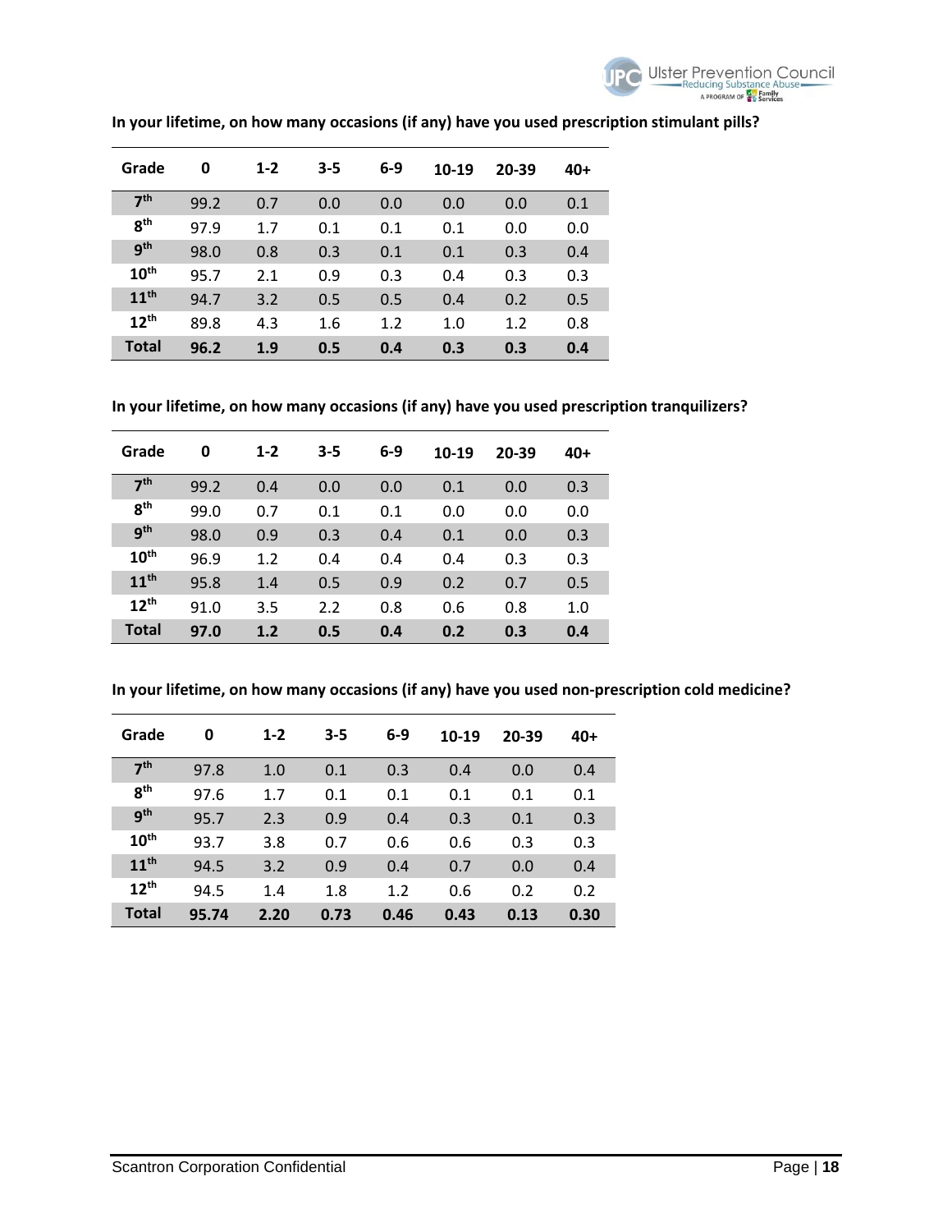**In your lifetime, on how many occasions (if any) have you used prescription stimulant pills?**

| Grade | 0 | 1-2 | 3-5 | 6-9 | 10-19 | 20-39 | 40+ |
|---|---|---|---|---|---|---|---|
| 7th | 99.2 | 0.7 | 0.0 | 0.0 | 0.0 | 0.0 | 0.1 |
| 8th | 97.9 | 1.7 | 0.1 | 0.1 | 0.1 | 0.0 | 0.0 |
| 9th | 98.0 | 0.8 | 0.3 | 0.1 | 0.1 | 0.3 | 0.4 |
| 10th | 95.7 | 2.1 | 0.9 | 0.3 | 0.4 | 0.3 | 0.3 |
| 11th | 94.7 | 3.2 | 0.5 | 0.5 | 0.4 | 0.2 | 0.5 |
| 12th | 89.8 | 4.3 | 1.6 | 1.2 | 1.0 | 1.2 | 0.8 |
| **Total** | **96.2** | **1.9** | **0.5** | **0.4** | **0.3** | **0.3** | **0.4** |

**In your lifetime, on how many occasions (if any) have you used prescription tranquilizers?**

| Grade | 0 | 1-2 | 3-5 | 6-9 | 10-19 | 20-39 | 40+ |
|---|---|---|---|---|---|---|---|
| 7th | 99.2 | 0.4 | 0.0 | 0.0 | 0.1 | 0.0 | 0.3 |
| 8th | 99.0 | 0.7 | 0.1 | 0.1 | 0.0 | 0.0 | 0.0 |
| 9th | 98.0 | 0.9 | 0.3 | 0.4 | 0.1 | 0.0 | 0.3 |
| 10th | 96.9 | 1.2 | 0.4 | 0.4 | 0.4 | 0.3 | 0.3 |
| 11th | 95.8 | 1.4 | 0.5 | 0.9 | 0.2 | 0.7 | 0.5 |
| 12th | 91.0 | 3.5 | 2.2 | 0.8 | 0.6 | 0.8 | 1.0 |
| **Total** | **97.0** | **1.2** | **0.5** | **0.4** | **0.2** | **0.3** | **0.4** |

**In your lifetime, on how many occasions (if any) have you used non-prescription cold medicine?**

| Grade | 0 | 1-2 | 3-5 | 6-9 | 10-19 | 20-39 | 40+ |
|---|---|---|---|---|---|---|---|
| 7th | 97.8 | 1.0 | 0.1 | 0.3 | 0.4 | 0.0 | 0.4 |
| 8th | 97.6 | 1.7 | 0.1 | 0.1 | 0.1 | 0.1 | 0.1 |
| 9th | 95.7 | 2.3 | 0.9 | 0.4 | 0.3 | 0.1 | 0.3 |
| 10th | 93.7 | 3.8 | 0.7 | 0.6 | 0.6 | 0.3 | 0.3 |
| 11th | 94.5 | 3.2 | 0.9 | 0.4 | 0.7 | 0.0 | 0.4 |
| 12th | 94.5 | 1.4 | 1.8 | 1.2 | 0.6 | 0.2 | 0.2 |
| **Total** | **95.74** | **2.20** | **0.73** | **0.46** | **0.43** | **0.13** | **0.30** |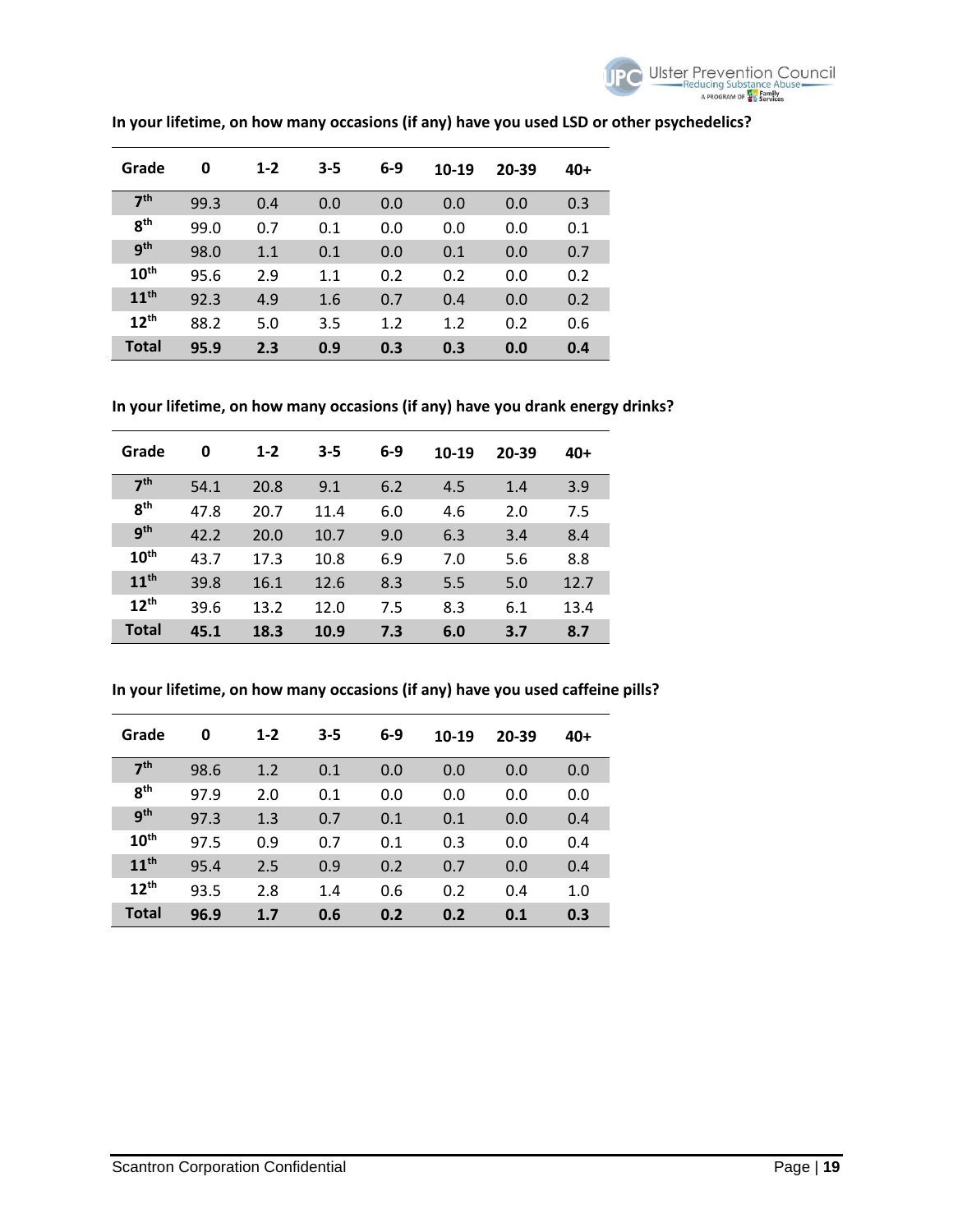**In your lifetime, on how many occasions (if any) have you used LSD or other psychedelics?**

| Grade | 0 | 1-2 | 3-5 | 6-9 | 10-19 | 20-39 | 40+ |
|---|---|---|---|---|---|---|---|
| 7th | 99.3 | 0.4 | 0.0 | 0.0 | 0.0 | 0.0 | 0.3 |
| 8th | 99.0 | 0.7 | 0.1 | 0.0 | 0.0 | 0.0 | 0.1 |
| 9th | 98.0 | 1.1 | 0.1 | 0.0 | 0.1 | 0.0 | 0.7 |
| 10th | 95.6 | 2.9 | 1.1 | 0.2 | 0.2 | 0.0 | 0.2 |
| 11th | 92.3 | 4.9 | 1.6 | 0.7 | 0.4 | 0.0 | 0.2 |
| 12th | 88.2 | 5.0 | 3.5 | 1.2 | 1.2 | 0.2 | 0.6 |
| **Total** | **95.9** | **2.3** | **0.9** | **0.3** | **0.3** | **0.0** | **0.4** |

**In your lifetime, on how many occasions (if any) have you drank energy drinks?**

| Grade | 0 | 1-2 | 3-5 | 6-9 | 10-19 | 20-39 | 40+ |
|---|---|---|---|---|---|---|---|
| 7th | 54.1 | 20.8 | 9.1 | 6.2 | 4.5 | 1.4 | 3.9 |
| 8th | 47.8 | 20.7 | 11.4 | 6.0 | 4.6 | 2.0 | 7.5 |
| 9th | 42.2 | 20.0 | 10.7 | 9.0 | 6.3 | 3.4 | 8.4 |
| 10th | 43.7 | 17.3 | 10.8 | 6.9 | 7.0 | 5.6 | 8.8 |
| 11th | 39.8 | 16.1 | 12.6 | 8.3 | 5.5 | 5.0 | 12.7 |
| 12th | 39.6 | 13.2 | 12.0 | 7.5 | 8.3 | 6.1 | 13.4 |
| **Total** | **45.1** | **18.3** | **10.9** | **7.3** | **6.0** | **3.7** | **8.7** |

**In your lifetime, on how many occasions (if any) have you used caffeine pills?**

| Grade | 0 | 1-2 | 3-5 | 6-9 | 10-19 | 20-39 | 40+ |
|---|---|---|---|---|---|---|---|
| 7th | 98.6 | 1.2 | 0.1 | 0.0 | 0.0 | 0.0 | 0.0 |
| 8th | 97.9 | 2.0 | 0.1 | 0.0 | 0.0 | 0.0 | 0.0 |
| 9th | 97.3 | 1.3 | 0.7 | 0.1 | 0.1 | 0.0 | 0.4 |
| 10th | 97.5 | 0.9 | 0.7 | 0.1 | 0.3 | 0.0 | 0.4 |
| 11th | 95.4 | 2.5 | 0.9 | 0.2 | 0.7 | 0.0 | 0.4 |
| 12th | 93.5 | 2.8 | 1.4 | 0.6 | 0.2 | 0.4 | 1.0 |
| **Total** | **96.9** | **1.7** | **0.6** | **0.2** | **0.2** | **0.1** | **0.3** |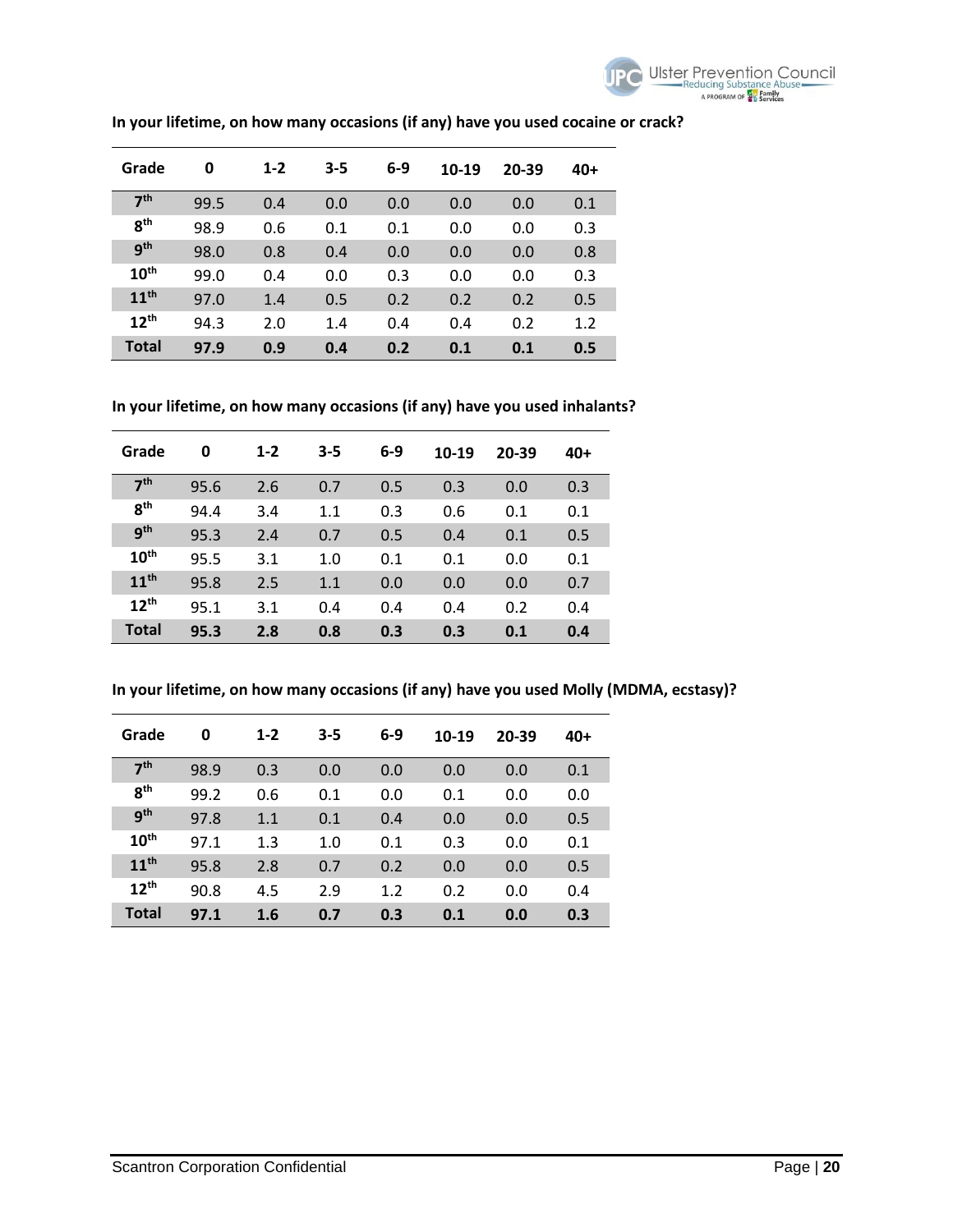**In your lifetime, on how many occasions (if any) have you used cocaine or crack?**

| Grade | 0 | 1-2 | 3-5 | 6-9 | 10-19 | 20-39 | 40+ |
|---|---|---|---|---|---|---|---|
| 7th | 99.5 | 0.4 | 0.0 | 0.0 | 0.0 | 0.0 | 0.1 |
| 8th | 98.9 | 0.6 | 0.1 | 0.1 | 0.0 | 0.0 | 0.3 |
| 9th | 98.0 | 0.8 | 0.4 | 0.0 | 0.0 | 0.0 | 0.8 |
| 10th | 99.0 | 0.4 | 0.0 | 0.3 | 0.0 | 0.0 | 0.3 |
| 11th | 97.0 | 1.4 | 0.5 | 0.2 | 0.2 | 0.2 | 0.5 |
| 12th | 94.3 | 2.0 | 1.4 | 0.4 | 0.4 | 0.2 | 1.2 |
| **Total** | **97.9** | **0.9** | **0.4** | **0.2** | **0.1** | **0.1** | **0.5** |

**In your lifetime, on how many occasions (if any) have you used inhalants?**

| Grade | 0 | 1-2 | 3-5 | 6-9 | 10-19 | 20-39 | 40+ |
|---|---|---|---|---|---|---|---|
| 7th | 95.6 | 2.6 | 0.7 | 0.5 | 0.3 | 0.0 | 0.3 |
| 8th | 94.4 | 3.4 | 1.1 | 0.3 | 0.6 | 0.1 | 0.1 |
| 9th | 95.3 | 2.4 | 0.7 | 0.5 | 0.4 | 0.1 | 0.5 |
| 10th | 95.5 | 3.1 | 1.0 | 0.1 | 0.1 | 0.0 | 0.1 |
| 11th | 95.8 | 2.5 | 1.1 | 0.0 | 0.0 | 0.0 | 0.7 |
| 12th | 95.1 | 3.1 | 0.4 | 0.4 | 0.4 | 0.2 | 0.4 |
| **Total** | **95.3** | **2.8** | **0.8** | **0.3** | **0.3** | **0.1** | **0.4** |

**In your lifetime, on how many occasions (if any) have you used Molly (MDMA, ecstasy)?**

| Grade | 0 | 1-2 | 3-5 | 6-9 | 10-19 | 20-39 | 40+ |
|---|---|---|---|---|---|---|---|
| 7th | 98.9 | 0.3 | 0.0 | 0.0 | 0.0 | 0.0 | 0.1 |
| 8th | 99.2 | 0.6 | 0.1 | 0.0 | 0.1 | 0.0 | 0.0 |
| 9th | 97.8 | 1.1 | 0.1 | 0.4 | 0.0 | 0.0 | 0.5 |
| 10th | 97.1 | 1.3 | 1.0 | 0.1 | 0.3 | 0.0 | 0.1 |
| 11th | 95.8 | 2.8 | 0.7 | 0.2 | 0.0 | 0.0 | 0.5 |
| 12th | 90.8 | 4.5 | 2.9 | 1.2 | 0.2 | 0.0 | 0.4 |
| **Total** | **97.1** | **1.6** | **0.7** | **0.3** | **0.1** | **0.0** | **0.3** |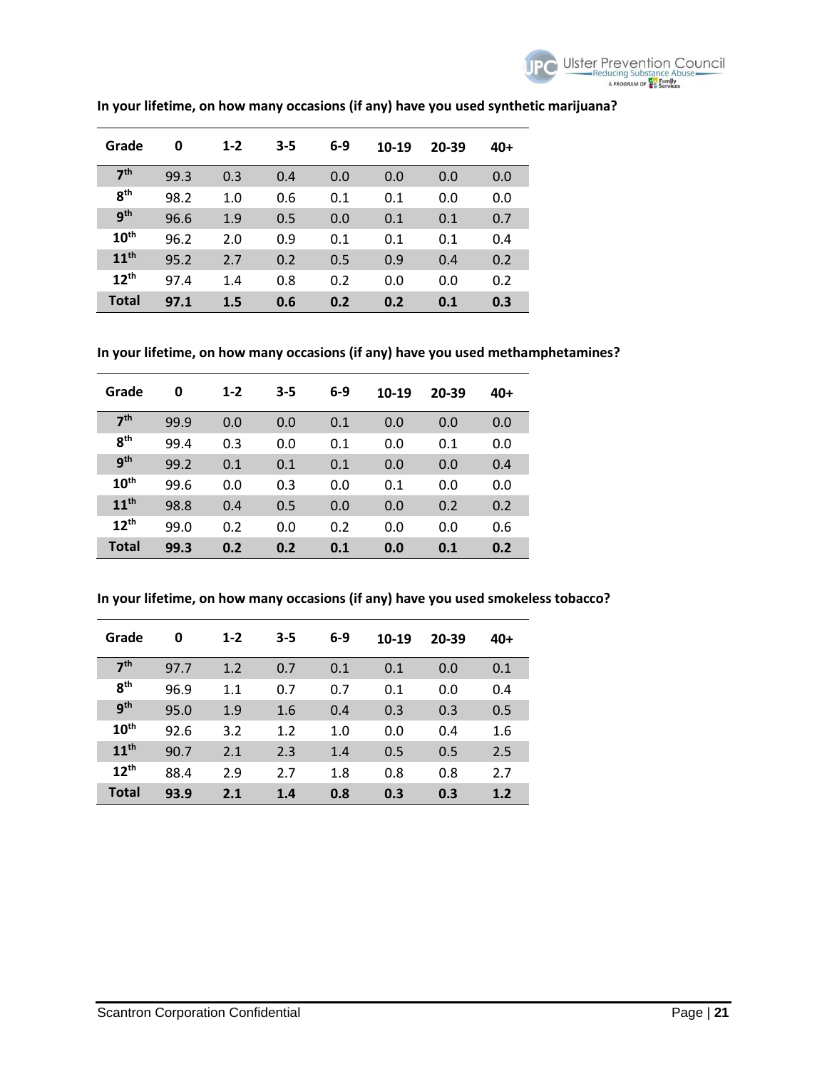**In your lifetime, on how many occasions (if any) have you used synthetic marijuana?**

| Grade | 0 | 1-2 | 3-5 | 6-9 | 10-19 | 20-39 | 40+ |
|---|---|---|---|---|---|---|---|
| 7th | 99.3 | 0.3 | 0.4 | 0.0 | 0.0 | 0.0 | 0.0 |
| 8th | 98.2 | 1.0 | 0.6 | 0.1 | 0.1 | 0.0 | 0.0 |
| 9th | 96.6 | 1.9 | 0.5 | 0.0 | 0.1 | 0.1 | 0.7 |
| 10th | 96.2 | 2.0 | 0.9 | 0.1 | 0.1 | 0.1 | 0.4 |
| 11th | 95.2 | 2.7 | 0.2 | 0.5 | 0.9 | 0.4 | 0.2 |
| 12th | 97.4 | 1.4 | 0.8 | 0.2 | 0.0 | 0.0 | 0.2 |
| **Total** | **97.1** | **1.5** | **0.6** | **0.2** | **0.2** | **0.1** | **0.3** |

**In your lifetime, on how many occasions (if any) have you used methamphetamines?**

| Grade | 0 | 1-2 | 3-5 | 6-9 | 10-19 | 20-39 | 40+ |
|---|---|---|---|---|---|---|---|
| 7th | 99.9 | 0.0 | 0.0 | 0.1 | 0.0 | 0.0 | 0.0 |
| 8th | 99.4 | 0.3 | 0.0 | 0.1 | 0.0 | 0.1 | 0.0 |
| 9th | 99.2 | 0.1 | 0.1 | 0.1 | 0.0 | 0.0 | 0.4 |
| 10th | 99.6 | 0.0 | 0.3 | 0.0 | 0.1 | 0.0 | 0.0 |
| 11th | 98.8 | 0.4 | 0.5 | 0.0 | 0.0 | 0.2 | 0.2 |
| 12th | 99.0 | 0.2 | 0.0 | 0.2 | 0.0 | 0.0 | 0.6 |
| **Total** | **99.3** | **0.2** | **0.2** | **0.1** | **0.0** | **0.1** | **0.2** |

**In your lifetime, on how many occasions (if any) have you used smokeless tobacco?**

| Grade | 0 | 1-2 | 3-5 | 6-9 | 10-19 | 20-39 | 40+ |
|---|---|---|---|---|---|---|---|
| 7th | 97.7 | 1.2 | 0.7 | 0.1 | 0.1 | 0.0 | 0.1 |
| 8th | 96.9 | 1.1 | 0.7 | 0.7 | 0.1 | 0.0 | 0.4 |
| 9th | 95.0 | 1.9 | 1.6 | 0.4 | 0.3 | 0.3 | 0.5 |
| 10th | 92.6 | 3.2 | 1.2 | 1.0 | 0.0 | 0.4 | 1.6 |
| 11th | 90.7 | 2.1 | 2.3 | 1.4 | 0.5 | 0.5 | 2.5 |
| 12th | 88.4 | 2.9 | 2.7 | 1.8 | 0.8 | 0.8 | 2.7 |
| **Total** | **93.9** | **2.1** | **1.4** | **0.8** | **0.3** | **0.3** | **1.2** |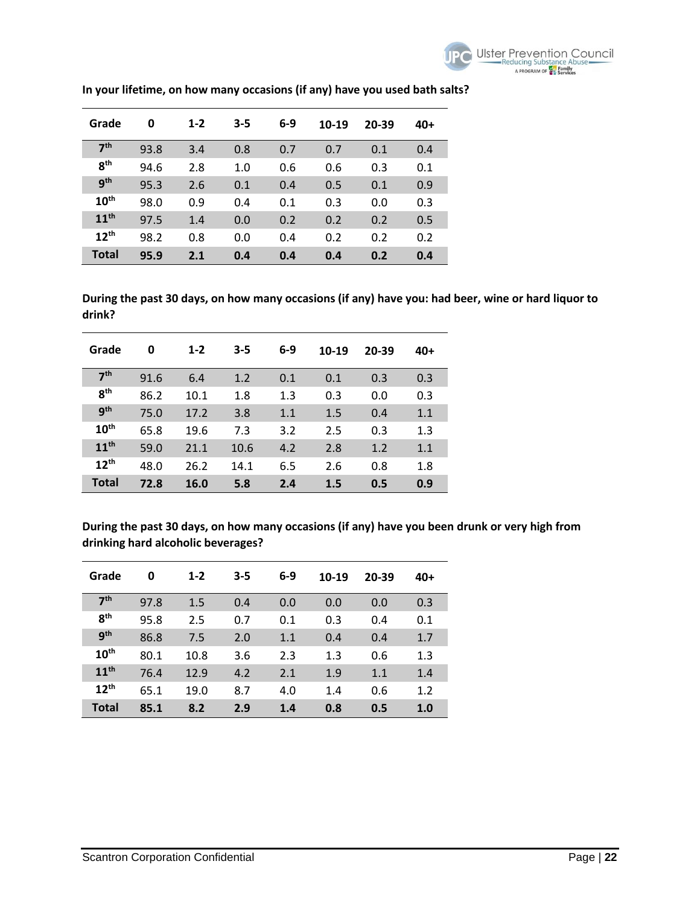**In your lifetime, on how many occasions (if any) have you used bath salts?**

| Grade | 0 | 1-2 | 3-5 | 6-9 | 10-19 | 20-39 | 40+ |
|---|---|---|---|---|---|---|---|
| 7th | 93.8 | 3.4 | 0.8 | 0.7 | 0.7 | 0.1 | 0.4 |
| 8th | 94.6 | 2.8 | 1.0 | 0.6 | 0.6 | 0.3 | 0.1 |
| 9th | 95.3 | 2.6 | 0.1 | 0.4 | 0.5 | 0.1 | 0.9 |
| 10th | 98.0 | 0.9 | 0.4 | 0.1 | 0.3 | 0.0 | 0.3 |
| 11th | 97.5 | 1.4 | 0.0 | 0.2 | 0.2 | 0.2 | 0.5 |
| 12th | 98.2 | 0.8 | 0.0 | 0.4 | 0.2 | 0.2 | 0.2 |
| **Total** | **95.9** | **2.1** | **0.4** | **0.4** | **0.4** | **0.2** | **0.4** |

**During the past 30 days, on how many occasions (if any) have you: had beer, wine or hard liquor to drink?**

| Grade | 0 | 1-2 | 3-5 | 6-9 | 10-19 | 20-39 | 40+ |
|---|---|---|---|---|---|---|---|
| 7th | 91.6 | 6.4 | 1.2 | 0.1 | 0.1 | 0.3 | 0.3 |
| 8th | 86.2 | 10.1 | 1.8 | 1.3 | 0.3 | 0.0 | 0.3 |
| 9th | 75.0 | 17.2 | 3.8 | 1.1 | 1.5 | 0.4 | 1.1 |
| 10th | 65.8 | 19.6 | 7.3 | 3.2 | 2.5 | 0.3 | 1.3 |
| 11th | 59.0 | 21.1 | 10.6 | 4.2 | 2.8 | 1.2 | 1.1 |
| 12th | 48.0 | 26.2 | 14.1 | 6.5 | 2.6 | 0.8 | 1.8 |
| **Total** | **72.8** | **16.0** | **5.8** | **2.4** | **1.5** | **0.5** | **0.9** |

**During the past 30 days, on how many occasions (if any) have you been drunk or very high from drinking hard alcoholic beverages?**

| Grade | 0 | 1-2 | 3-5 | 6-9 | 10-19 | 20-39 | 40+ |
|---|---|---|---|---|---|---|---|
| 7th | 97.8 | 1.5 | 0.4 | 0.0 | 0.0 | 0.0 | 0.3 |
| 8th | 95.8 | 2.5 | 0.7 | 0.1 | 0.3 | 0.4 | 0.1 |
| 9th | 86.8 | 7.5 | 2.0 | 1.1 | 0.4 | 0.4 | 1.7 |
| 10th | 80.1 | 10.8 | 3.6 | 2.3 | 1.3 | 0.6 | 1.3 |
| 11th | 76.4 | 12.9 | 4.2 | 2.1 | 1.9 | 1.1 | 1.4 |
| 12th | 65.1 | 19.0 | 8.7 | 4.0 | 1.4 | 0.6 | 1.2 |
| **Total** | **85.1** | **8.2** | **2.9** | **1.4** | **0.8** | **0.5** | **1.0** |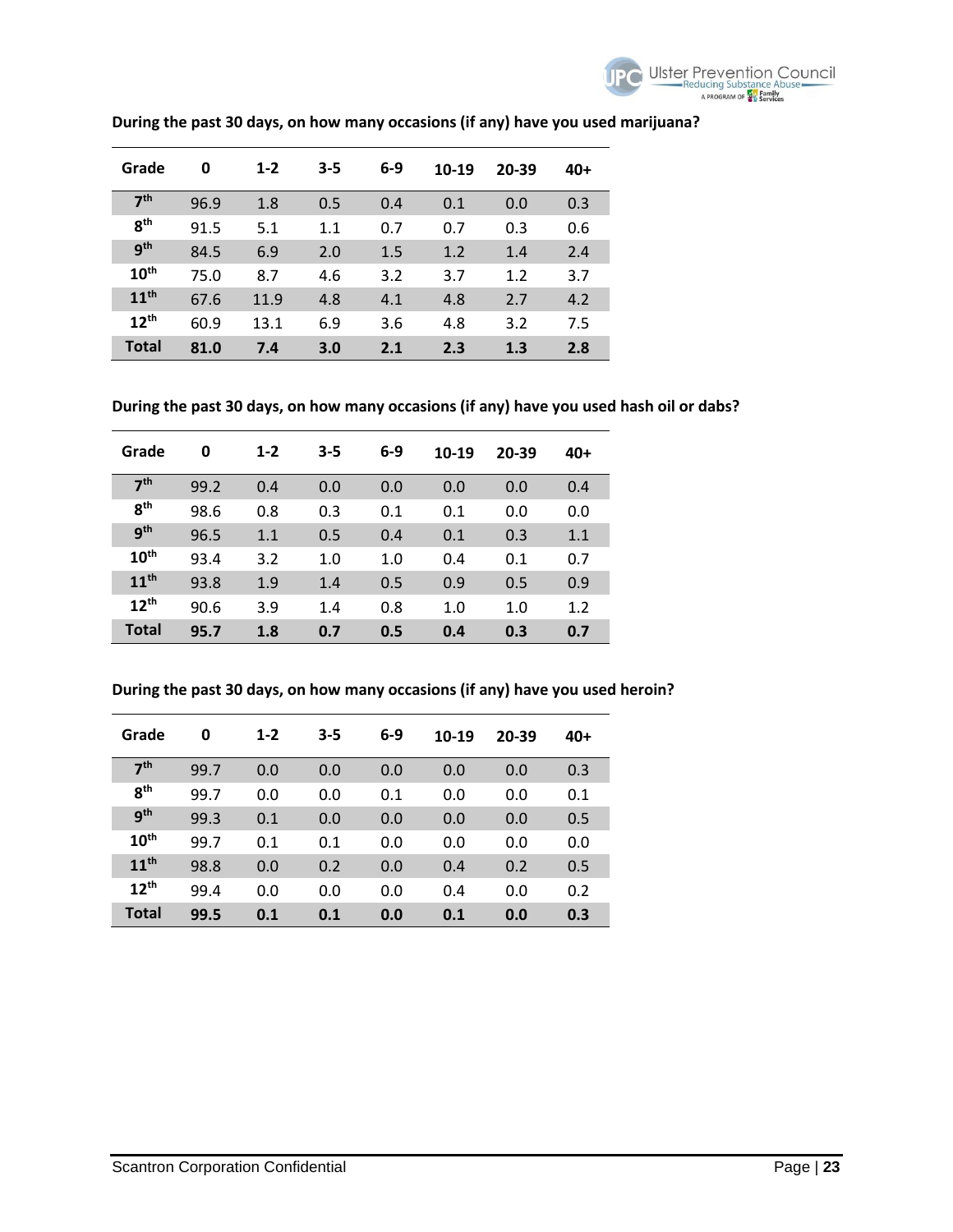**During the past 30 days, on how many occasions (if any) have you used marijuana?**

| Grade | 0 | 1-2 | 3-5 | 6-9 | 10-19 | 20-39 | 40+ |
|---|---|---|---|---|---|---|---|
| 7th | 96.9 | 1.8 | 0.5 | 0.4 | 0.1 | 0.0 | 0.3 |
| 8th | 91.5 | 5.1 | 1.1 | 0.7 | 0.7 | 0.3 | 0.6 |
| 9th | 84.5 | 6.9 | 2.0 | 1.5 | 1.2 | 1.4 | 2.4 |
| 10th | 75.0 | 8.7 | 4.6 | 3.2 | 3.7 | 1.2 | 3.7 |
| 11th | 67.6 | 11.9 | 4.8 | 4.1 | 4.8 | 2.7 | 4.2 |
| 12th | 60.9 | 13.1 | 6.9 | 3.6 | 4.8 | 3.2 | 7.5 |
| **Total** | **81.0** | **7.4** | **3.0** | **2.1** | **2.3** | **1.3** | **2.8** |

**During the past 30 days, on how many occasions (if any) have you used hash oil or dabs?**

| Grade | 0 | 1-2 | 3-5 | 6-9 | 10-19 | 20-39 | 40+ |
|---|---|---|---|---|---|---|---|
| 7th | 99.2 | 0.4 | 0.0 | 0.0 | 0.0 | 0.0 | 0.4 |
| 8th | 98.6 | 0.8 | 0.3 | 0.1 | 0.1 | 0.0 | 0.0 |
| 9th | 96.5 | 1.1 | 0.5 | 0.4 | 0.1 | 0.3 | 1.1 |
| 10th | 93.4 | 3.2 | 1.0 | 1.0 | 0.4 | 0.1 | 0.7 |
| 11th | 93.8 | 1.9 | 1.4 | 0.5 | 0.9 | 0.5 | 0.9 |
| 12th | 90.6 | 3.9 | 1.4 | 0.8 | 1.0 | 1.0 | 1.2 |
| **Total** | **95.7** | **1.8** | **0.7** | **0.5** | **0.4** | **0.3** | **0.7** |

**During the past 30 days, on how many occasions (if any) have you used heroin?**

| Grade | 0 | 1-2 | 3-5 | 6-9 | 10-19 | 20-39 | 40+ |
|---|---|---|---|---|---|---|---|
| 7th | 99.7 | 0.0 | 0.0 | 0.0 | 0.0 | 0.0 | 0.3 |
| 8th | 99.7 | 0.0 | 0.0 | 0.1 | 0.0 | 0.0 | 0.1 |
| 9th | 99.3 | 0.1 | 0.0 | 0.0 | 0.0 | 0.0 | 0.5 |
| 10th | 99.7 | 0.1 | 0.1 | 0.0 | 0.0 | 0.0 | 0.0 |
| 11th | 98.8 | 0.0 | 0.2 | 0.0 | 0.4 | 0.2 | 0.5 |
| 12th | 99.4 | 0.0 | 0.0 | 0.0 | 0.4 | 0.0 | 0.2 |
| **Total** | **99.5** | **0.1** | **0.1** | **0.0** | **0.1** | **0.0** | **0.3** |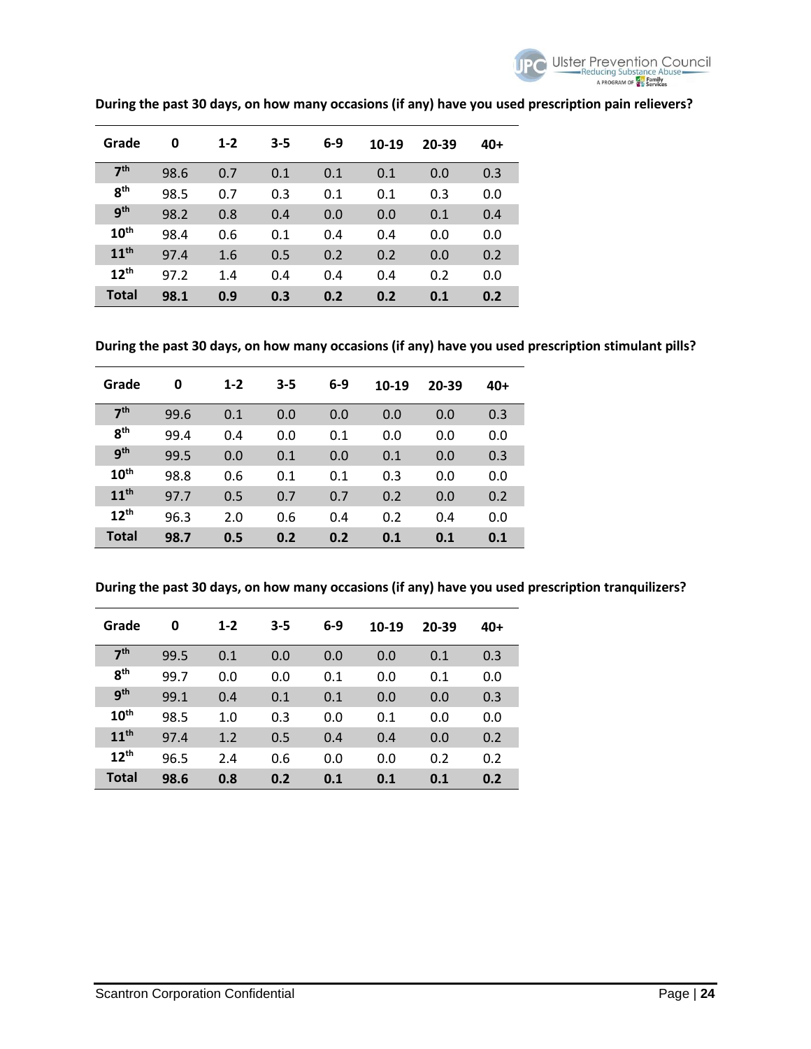**During the past 30 days, on how many occasions (if any) have you used prescription pain relievers?**

| Grade | 0 | 1-2 | 3-5 | 6-9 | 10-19 | 20-39 | 40+ |
|---|---|---|---|---|---|---|---|
| 7th | 98.6 | 0.7 | 0.1 | 0.1 | 0.1 | 0.0 | 0.3 |
| 8th | 98.5 | 0.7 | 0.3 | 0.1 | 0.1 | 0.3 | 0.0 |
| 9th | 98.2 | 0.8 | 0.4 | 0.0 | 0.0 | 0.1 | 0.4 |
| 10th | 98.4 | 0.6 | 0.1 | 0.4 | 0.4 | 0.0 | 0.0 |
| 11th | 97.4 | 1.6 | 0.5 | 0.2 | 0.2 | 0.0 | 0.2 |
| 12th | 97.2 | 1.4 | 0.4 | 0.4 | 0.4 | 0.2 | 0.0 |
| **Total** | **98.1** | **0.9** | **0.3** | **0.2** | **0.2** | **0.1** | **0.2** |

**During the past 30 days, on how many occasions (if any) have you used prescription stimulant pills?**

| Grade | 0 | 1-2 | 3-5 | 6-9 | 10-19 | 20-39 | 40+ |
|---|---|---|---|---|---|---|---|
| 7th | 99.6 | 0.1 | 0.0 | 0.0 | 0.0 | 0.0 | 0.3 |
| 8th | 99.4 | 0.4 | 0.0 | 0.1 | 0.0 | 0.0 | 0.0 |
| 9th | 99.5 | 0.0 | 0.1 | 0.0 | 0.1 | 0.0 | 0.3 |
| 10th | 98.8 | 0.6 | 0.1 | 0.1 | 0.3 | 0.0 | 0.0 |
| 11th | 97.7 | 0.5 | 0.7 | 0.7 | 0.2 | 0.0 | 0.2 |
| 12th | 96.3 | 2.0 | 0.6 | 0.4 | 0.2 | 0.4 | 0.0 |
| **Total** | **98.7** | **0.5** | **0.2** | **0.2** | **0.1** | **0.1** | **0.1** |

**During the past 30 days, on how many occasions (if any) have you used prescription tranquilizers?**

| Grade | 0 | 1-2 | 3-5 | 6-9 | 10-19 | 20-39 | 40+ |
|---|---|---|---|---|---|---|---|
| 7th | 99.5 | 0.1 | 0.0 | 0.0 | 0.0 | 0.1 | 0.3 |
| 8th | 99.7 | 0.0 | 0.0 | 0.1 | 0.0 | 0.1 | 0.0 |
| 9th | 99.1 | 0.4 | 0.1 | 0.1 | 0.0 | 0.0 | 0.3 |
| 10th | 98.5 | 1.0 | 0.3 | 0.0 | 0.1 | 0.0 | 0.0 |
| 11th | 97.4 | 1.2 | 0.5 | 0.4 | 0.4 | 0.0 | 0.2 |
| 12th | 96.5 | 2.4 | 0.6 | 0.0 | 0.0 | 0.2 | 0.2 |
| **Total** | **98.6** | **0.8** | **0.2** | **0.1** | **0.1** | **0.1** | **0.2** |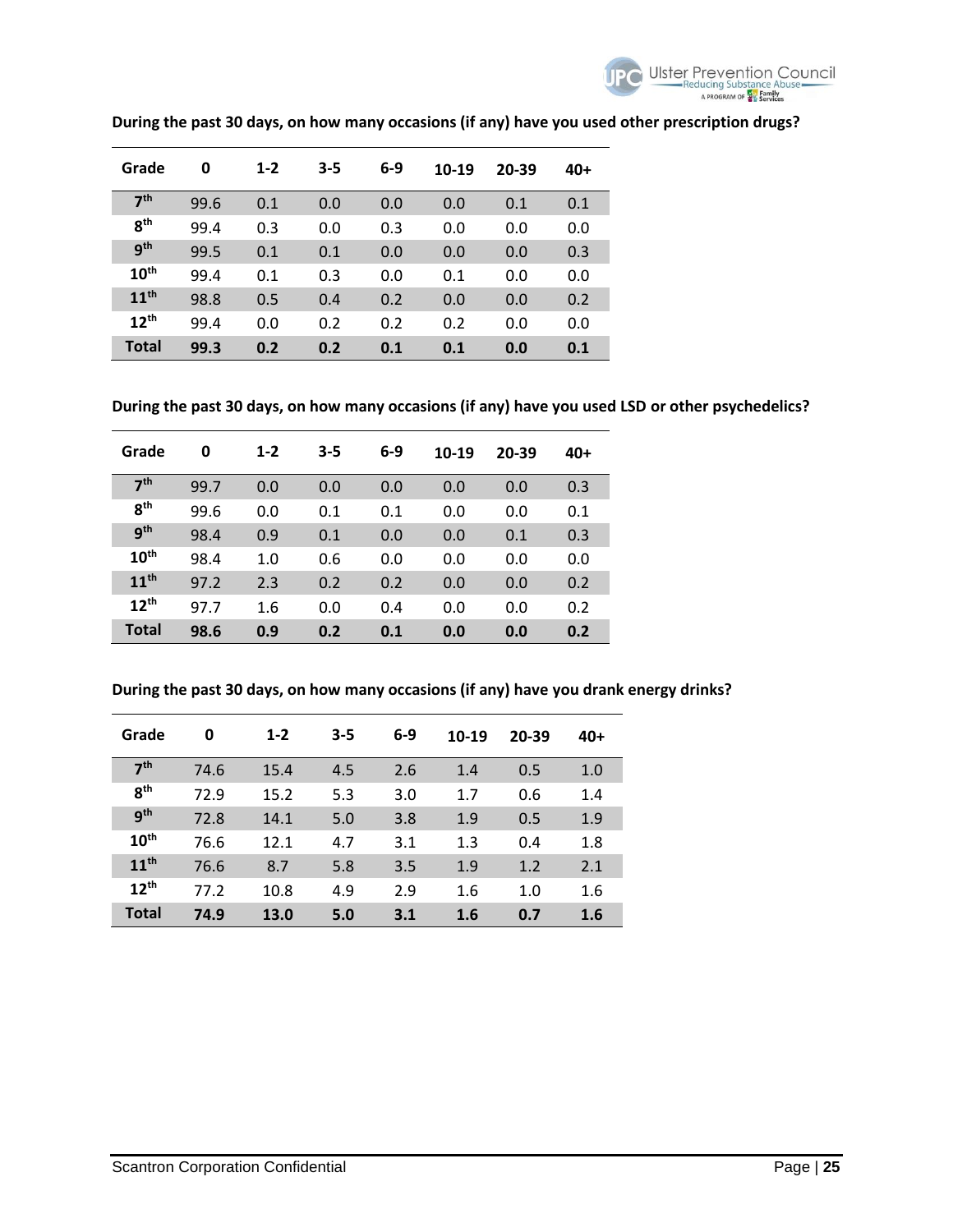**During the past 30 days, on how many occasions (if any) have you used other prescription drugs?**

| Grade | 0 | 1-2 | 3-5 | 6-9 | 10-19 | 20-39 | 40+ |
|---|---|---|---|---|---|---|---|
| 7th | 99.6 | 0.1 | 0.0 | 0.0 | 0.0 | 0.1 | 0.1 |
| 8th | 99.4 | 0.3 | 0.0 | 0.3 | 0.0 | 0.0 | 0.0 |
| 9th | 99.5 | 0.1 | 0.1 | 0.0 | 0.0 | 0.0 | 0.3 |
| 10th | 99.4 | 0.1 | 0.3 | 0.0 | 0.1 | 0.0 | 0.0 |
| 11th | 98.8 | 0.5 | 0.4 | 0.2 | 0.0 | 0.0 | 0.2 |
| 12th | 99.4 | 0.0 | 0.2 | 0.2 | 0.2 | 0.0 | 0.0 |
| **Total** | **99.3** | **0.2** | **0.2** | **0.1** | **0.1** | **0.0** | **0.1** |

**During the past 30 days, on how many occasions (if any) have you used LSD or other psychedelics?**

| Grade | 0 | 1-2 | 3-5 | 6-9 | 10-19 | 20-39 | 40+ |
|---|---|---|---|---|---|---|---|
| 7th | 99.7 | 0.0 | 0.0 | 0.0 | 0.0 | 0.0 | 0.3 |
| 8th | 99.6 | 0.0 | 0.1 | 0.1 | 0.0 | 0.0 | 0.1 |
| 9th | 98.4 | 0.9 | 0.1 | 0.0 | 0.0 | 0.1 | 0.3 |
| 10th | 98.4 | 1.0 | 0.6 | 0.0 | 0.0 | 0.0 | 0.0 |
| 11th | 97.2 | 2.3 | 0.2 | 0.2 | 0.0 | 0.0 | 0.2 |
| 12th | 97.7 | 1.6 | 0.0 | 0.4 | 0.0 | 0.0 | 0.2 |
| **Total** | **98.6** | **0.9** | **0.2** | **0.1** | **0.0** | **0.0** | **0.2** |

**During the past 30 days, on how many occasions (if any) have you drank energy drinks?**

| Grade | 0 | 1-2 | 3-5 | 6-9 | 10-19 | 20-39 | 40+ |
|---|---|---|---|---|---|---|---|
| 7th | 74.6 | 15.4 | 4.5 | 2.6 | 1.4 | 0.5 | 1.0 |
| 8th | 72.9 | 15.2 | 5.3 | 3.0 | 1.7 | 0.6 | 1.4 |
| 9th | 72.8 | 14.1 | 5.0 | 3.8 | 1.9 | 0.5 | 1.9 |
| 10th | 76.6 | 12.1 | 4.7 | 3.1 | 1.3 | 0.4 | 1.8 |
| 11th | 76.6 | 8.7 | 5.8 | 3.5 | 1.9 | 1.2 | 2.1 |
| 12th | 77.2 | 10.8 | 4.9 | 2.9 | 1.6 | 1.0 | 1.6 |
| **Total** | **74.9** | **13.0** | **5.0** | **3.1** | **1.6** | **0.7** | **1.6** |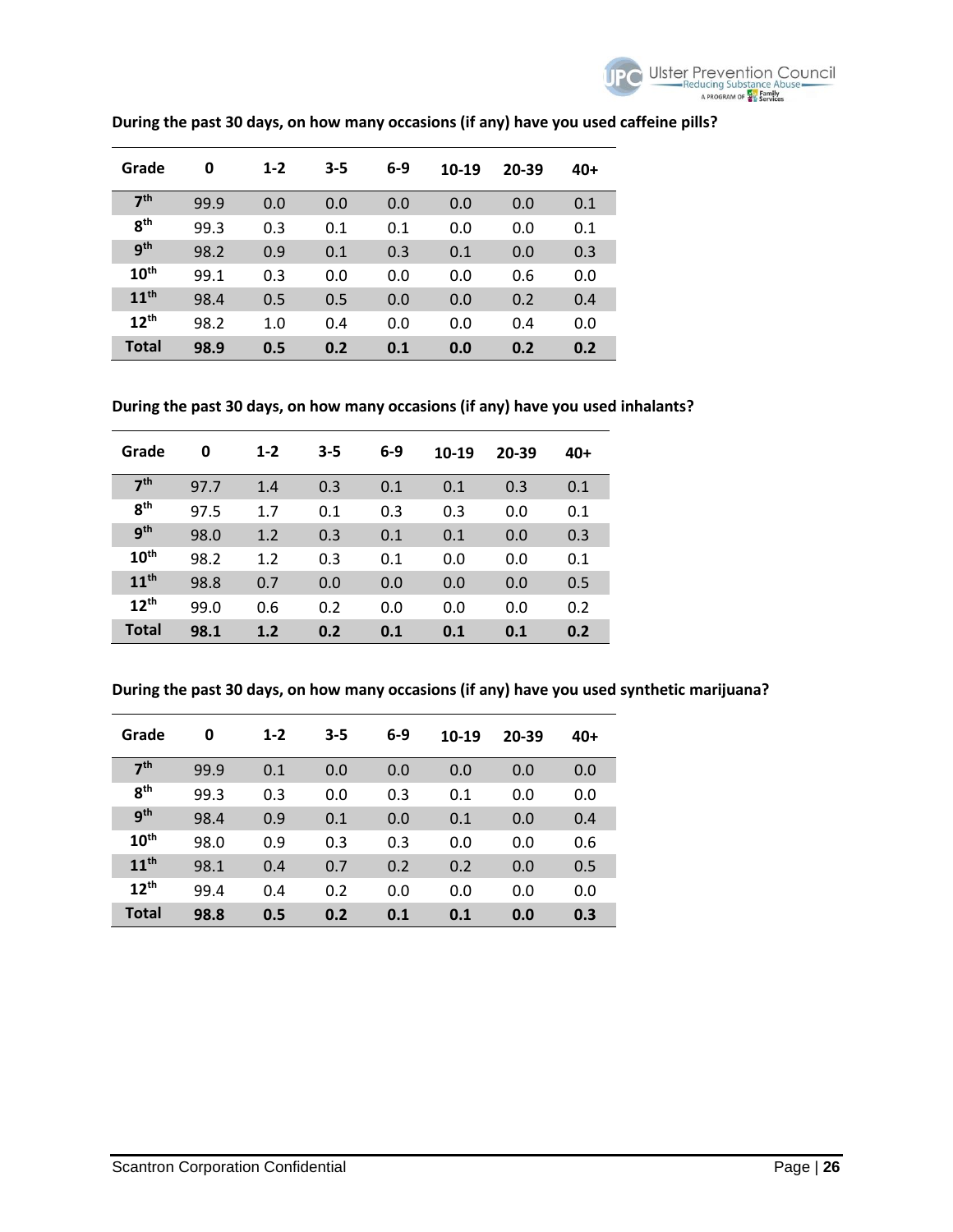**During the past 30 days, on how many occasions (if any) have you used caffeine pills?**

| Grade | 0 | 1-2 | 3-5 | 6-9 | 10-19 | 20-39 | 40+ |
|---|---|---|---|---|---|---|---|
| 7th | 99.9 | 0.0 | 0.0 | 0.0 | 0.0 | 0.0 | 0.1 |
| 8th | 99.3 | 0.3 | 0.1 | 0.1 | 0.0 | 0.0 | 0.1 |
| 9th | 98.2 | 0.9 | 0.1 | 0.3 | 0.1 | 0.0 | 0.3 |
| 10th | 99.1 | 0.3 | 0.0 | 0.0 | 0.0 | 0.6 | 0.0 |
| 11th | 98.4 | 0.5 | 0.5 | 0.0 | 0.0 | 0.2 | 0.4 |
| 12th | 98.2 | 1.0 | 0.4 | 0.0 | 0.0 | 0.4 | 0.0 |
| **Total** | **98.9** | **0.5** | **0.2** | **0.1** | **0.0** | **0.2** | **0.2** |

**During the past 30 days, on how many occasions (if any) have you used inhalants?**

| Grade | 0 | 1-2 | 3-5 | 6-9 | 10-19 | 20-39 | 40+ |
|---|---|---|---|---|---|---|---|
| 7th | 97.7 | 1.4 | 0.3 | 0.1 | 0.1 | 0.3 | 0.1 |
| 8th | 97.5 | 1.7 | 0.1 | 0.3 | 0.3 | 0.0 | 0.1 |
| 9th | 98.0 | 1.2 | 0.3 | 0.1 | 0.1 | 0.0 | 0.3 |
| 10th | 98.2 | 1.2 | 0.3 | 0.1 | 0.0 | 0.0 | 0.1 |
| 11th | 98.8 | 0.7 | 0.0 | 0.0 | 0.0 | 0.0 | 0.5 |
| 12th | 99.0 | 0.6 | 0.2 | 0.0 | 0.0 | 0.0 | 0.2 |
| **Total** | **98.1** | **1.2** | **0.2** | **0.1** | **0.1** | **0.1** | **0.2** |

**During the past 30 days, on how many occasions (if any) have you used synthetic marijuana?**

| Grade | 0 | 1-2 | 3-5 | 6-9 | 10-19 | 20-39 | 40+ |
|---|---|---|---|---|---|---|---|
| 7th | 99.9 | 0.1 | 0.0 | 0.0 | 0.0 | 0.0 | 0.0 |
| 8th | 99.3 | 0.3 | 0.0 | 0.3 | 0.1 | 0.0 | 0.0 |
| 9th | 98.4 | 0.9 | 0.1 | 0.0 | 0.1 | 0.0 | 0.4 |
| 10th | 98.0 | 0.9 | 0.3 | 0.3 | 0.0 | 0.0 | 0.6 |
| 11th | 98.1 | 0.4 | 0.7 | 0.2 | 0.2 | 0.0 | 0.5 |
| 12th | 99.4 | 0.4 | 0.2 | 0.0 | 0.0 | 0.0 | 0.0 |
| **Total** | **98.8** | **0.5** | **0.2** | **0.1** | **0.1** | **0.0** | **0.3** |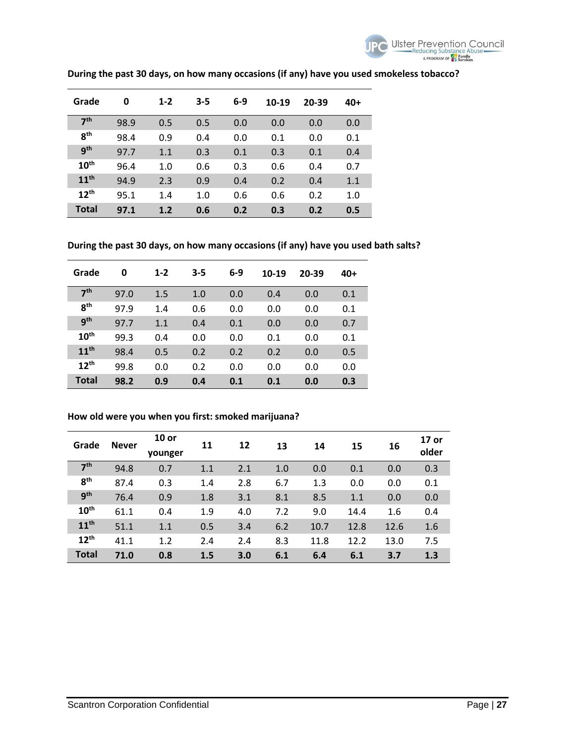**During the past 30 days, on how many occasions (if any) have you used smokeless tobacco?**

| Grade | 0 | 1-2 | 3-5 | 6-9 | 10-19 | 20-39 | 40+ |
|---|---|---|---|---|---|---|---|
| 7th | 98.9 | 0.5 | 0.5 | 0.0 | 0.0 | 0.0 | 0.0 |
| 8th | 98.4 | 0.9 | 0.4 | 0.0 | 0.1 | 0.0 | 0.1 |
| 9th | 97.7 | 1.1 | 0.3 | 0.1 | 0.3 | 0.1 | 0.4 |
| 10th | 96.4 | 1.0 | 0.6 | 0.3 | 0.6 | 0.4 | 0.7 |
| 11th | 94.9 | 2.3 | 0.9 | 0.4 | 0.2 | 0.4 | 1.1 |
| 12th | 95.1 | 1.4 | 1.0 | 0.6 | 0.6 | 0.2 | 1.0 |
| **Total** | **97.1** | **1.2** | **0.6** | **0.2** | **0.3** | **0.2** | **0.5** |

**During the past 30 days, on how many occasions (if any) have you used bath salts?**

| Grade | 0 | 1-2 | 3-5 | 6-9 | 10-19 | 20-39 | 40+ |
|---|---|---|---|---|---|---|---|
| 7th | 97.0 | 1.5 | 1.0 | 0.0 | 0.4 | 0.0 | 0.1 |
| 8th | 97.9 | 1.4 | 0.6 | 0.0 | 0.0 | 0.0 | 0.1 |
| 9th | 97.7 | 1.1 | 0.4 | 0.1 | 0.0 | 0.0 | 0.7 |
| 10th | 99.3 | 0.4 | 0.0 | 0.0 | 0.1 | 0.0 | 0.1 |
| 11th | 98.4 | 0.5 | 0.2 | 0.2 | 0.2 | 0.0 | 0.5 |
| 12th | 99.8 | 0.0 | 0.2 | 0.0 | 0.0 | 0.0 | 0.0 |
| **Total** | **98.2** | **0.9** | **0.4** | **0.1** | **0.1** | **0.0** | **0.3** |

**How old were you when you first: smoked marijuana?**

| Grade | Never | 10 or younger | 11 | 12 | 13 | 14 | 15 | 16 | 17 or older |
|---|---|---|---|---|---|---|---|---|---|
| 7th | 94.8 | 0.7 | 1.1 | 2.1 | 1.0 | 0.0 | 0.1 | 0.0 | 0.3 |
| 8th | 87.4 | 0.3 | 1.4 | 2.8 | 6.7 | 1.3 | 0.0 | 0.0 | 0.1 |
| 9th | 76.4 | 0.9 | 1.8 | 3.1 | 8.1 | 8.5 | 1.1 | 0.0 | 0.0 |
| 10th | 61.1 | 0.4 | 1.9 | 4.0 | 7.2 | 9.0 | 14.4 | 1.6 | 0.4 |
| 11th | 51.1 | 1.1 | 0.5 | 3.4 | 6.2 | 10.7 | 12.8 | 12.6 | 1.6 |
| 12th | 41.1 | 1.2 | 2.4 | 2.4 | 8.3 | 11.8 | 12.2 | 13.0 | 7.5 |
| **Total** | **71.0** | **0.8** | **1.5** | **3.0** | **6.1** | **6.4** | **6.1** | **3.7** | **1.3** |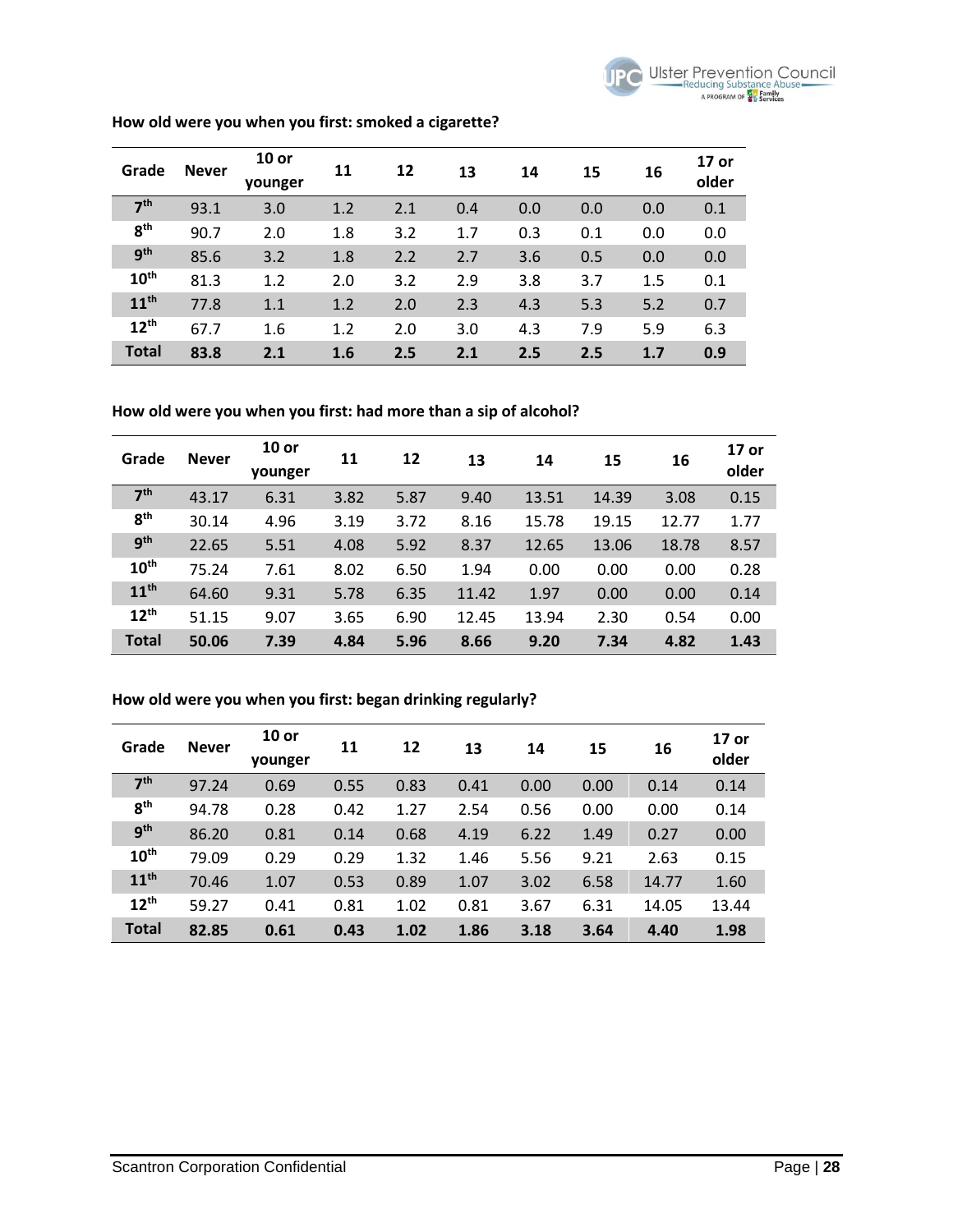**How old were you when you first: smoked a cigarette?**

| Grade | Never | 10 or younger | 11 | 12 | 13 | 14 | 15 | 16 | 17 or older |
|---|---|---|---|---|---|---|---|---|---|
| 7th | 93.1 | 3.0 | 1.2 | 2.1 | 0.4 | 0.0 | 0.0 | 0.0 | 0.1 |
| 8th | 90.7 | 2.0 | 1.8 | 3.2 | 1.7 | 0.3 | 0.1 | 0.0 | 0.0 |
| 9th | 85.6 | 3.2 | 1.8 | 2.2 | 2.7 | 3.6 | 0.5 | 0.0 | 0.0 |
| 10th | 81.3 | 1.2 | 2.0 | 3.2 | 2.9 | 3.8 | 3.7 | 1.5 | 0.1 |
| 11th | 77.8 | 1.1 | 1.2 | 2.0 | 2.3 | 4.3 | 5.3 | 5.2 | 0.7 |
| 12th | 67.7 | 1.6 | 1.2 | 2.0 | 3.0 | 4.3 | 7.9 | 5.9 | 6.3 |
| **Total** | **83.8** | **2.1** | **1.6** | **2.5** | **2.1** | **2.5** | **2.5** | **1.7** | **0.9** |

**How old were you when you first: had more than a sip of alcohol?**

| Grade | Never | 10 or younger | 11 | 12 | 13 | 14 | 15 | 16 | 17 or older |
|---|---|---|---|---|---|---|---|---|---|
| 7th | 43.17 | 6.31 | 3.82 | 5.87 | 9.40 | 13.51 | 14.39 | 3.08 | 0.15 |
| 8th | 30.14 | 4.96 | 3.19 | 3.72 | 8.16 | 15.78 | 19.15 | 12.77 | 1.77 |
| 9th | 22.65 | 5.51 | 4.08 | 5.92 | 8.37 | 12.65 | 13.06 | 18.78 | 8.57 |
| 10th | 75.24 | 7.61 | 8.02 | 6.50 | 1.94 | 0.00 | 0.00 | 0.00 | 0.28 |
| 11th | 64.60 | 9.31 | 5.78 | 6.35 | 11.42 | 1.97 | 0.00 | 0.00 | 0.14 |
| 12th | 51.15 | 9.07 | 3.65 | 6.90 | 12.45 | 13.94 | 2.30 | 0.54 | 0.00 |
| **Total** | **50.06** | **7.39** | **4.84** | **5.96** | **8.66** | **9.20** | **7.34** | **4.82** | **1.43** |

**How old were you when you first: began drinking regularly?**

| Grade | Never | 10 or younger | 11 | 12 | 13 | 14 | 15 | 16 | 17 or older |
|---|---|---|---|---|---|---|---|---|---|
| 7th | 97.24 | 0.69 | 0.55 | 0.83 | 0.41 | 0.00 | 0.00 | 0.14 | 0.14 |
| 8th | 94.78 | 0.28 | 0.42 | 1.27 | 2.54 | 0.56 | 0.00 | 0.00 | 0.14 |
| 9th | 86.20 | 0.81 | 0.14 | 0.68 | 4.19 | 6.22 | 1.49 | 0.27 | 0.00 |
| 10th | 79.09 | 0.29 | 0.29 | 1.32 | 1.46 | 5.56 | 9.21 | 2.63 | 0.15 |
| 11th | 70.46 | 1.07 | 0.53 | 0.89 | 1.07 | 3.02 | 6.58 | 14.77 | 1.60 |
| 12th | 59.27 | 0.41 | 0.81 | 1.02 | 0.81 | 3.67 | 6.31 | 14.05 | 13.44 |
| **Total** | **82.85** | **0.61** | **0.43** | **1.02** | **1.86** | **3.18** | **3.64** | **4.40** | **1.98** |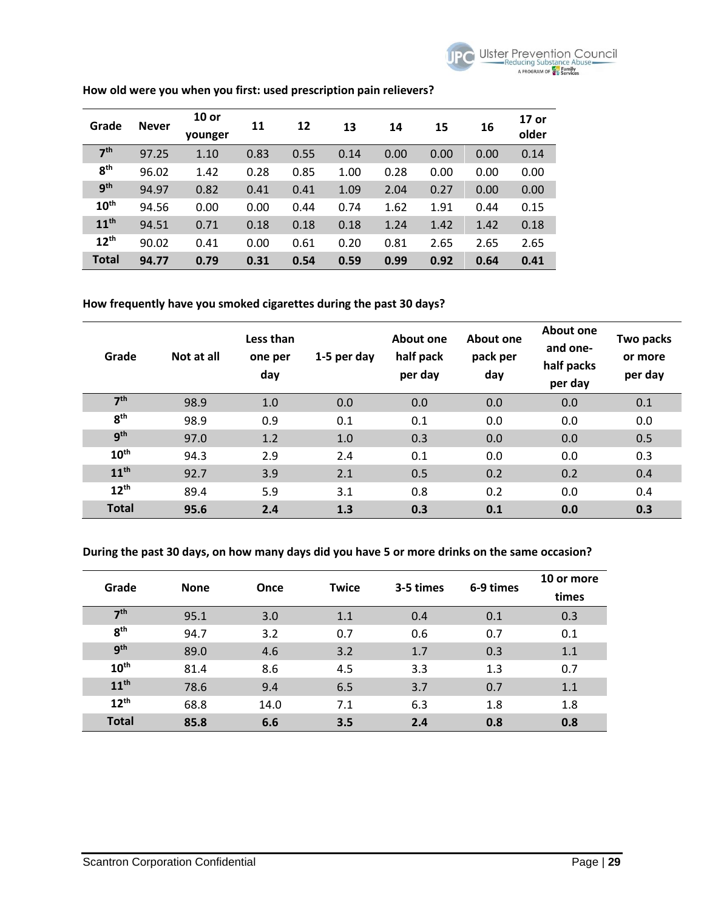**How old were you when you first: used prescription pain relievers?**

| Grade | Never | 10 or younger | 11 | 12 | 13 | 14 | 15 | 16 | 17 or older |
|---|---|---|---|---|---|---|---|---|---|
| 7th | 97.25 | 1.10 | 0.83 | 0.55 | 0.14 | 0.00 | 0.00 | 0.00 | 0.14 |
| 8th | 96.02 | 1.42 | 0.28 | 0.85 | 1.00 | 0.28 | 0.00 | 0.00 | 0.00 |
| 9th | 94.97 | 0.82 | 0.41 | 0.41 | 1.09 | 2.04 | 0.27 | 0.00 | 0.00 |
| 10th | 94.56 | 0.00 | 0.00 | 0.44 | 0.74 | 1.62 | 1.91 | 0.44 | 0.15 |
| 11th | 94.51 | 0.71 | 0.18 | 0.18 | 0.18 | 1.24 | 1.42 | 1.42 | 0.18 |
| 12th | 90.02 | 0.41 | 0.00 | 0.61 | 0.20 | 0.81 | 2.65 | 2.65 | 2.65 |
| **Total** | **94.77** | **0.79** | **0.31** | **0.54** | **0.59** | **0.99** | **0.92** | **0.64** | **0.41** |

**How frequently have you smoked cigarettes during the past 30 days?**

| Grade | Not at all | Less than one per day | 1-5 per day | About one half pack per day | About one pack per day | About one and one-half packs per day | Two packs or more per day |
|---|---|---|---|---|---|---|---|
| 7th | 98.9 | 1.0 | 0.0 | 0.0 | 0.0 | 0.0 | 0.1 |
| 8th | 98.9 | 0.9 | 0.1 | 0.1 | 0.0 | 0.0 | 0.0 |
| 9th | 97.0 | 1.2 | 1.0 | 0.3 | 0.0 | 0.0 | 0.5 |
| 10th | 94.3 | 2.9 | 2.4 | 0.1 | 0.0 | 0.0 | 0.3 |
| 11th | 92.7 | 3.9 | 2.1 | 0.5 | 0.2 | 0.2 | 0.4 |
| 12th | 89.4 | 5.9 | 3.1 | 0.8 | 0.2 | 0.0 | 0.4 |
| **Total** | **95.6** | **2.4** | **1.3** | **0.3** | **0.1** | **0.0** | **0.3** |

**During the past 30 days, on how many days did you have 5 or more drinks on the same occasion?**

| Grade | None | Once | Twice | 3-5 times | 6-9 times | 10 or more times |
|---|---|---|---|---|---|---|
| 7th | 95.1 | 3.0 | 1.1 | 0.4 | 0.1 | 0.3 |
| 8th | 94.7 | 3.2 | 0.7 | 0.6 | 0.7 | 0.1 |
| 9th | 89.0 | 4.6 | 3.2 | 1.7 | 0.3 | 1.1 |
| 10th | 81.4 | 8.6 | 4.5 | 3.3 | 1.3 | 0.7 |
| 11th | 78.6 | 9.4 | 6.5 | 3.7 | 0.7 | 1.1 |
| 12th | 68.8 | 14.0 | 7.1 | 6.3 | 1.8 | 1.8 |
| **Total** | **85.8** | **6.6** | **3.5** | **2.4** | **0.8** | **0.8** |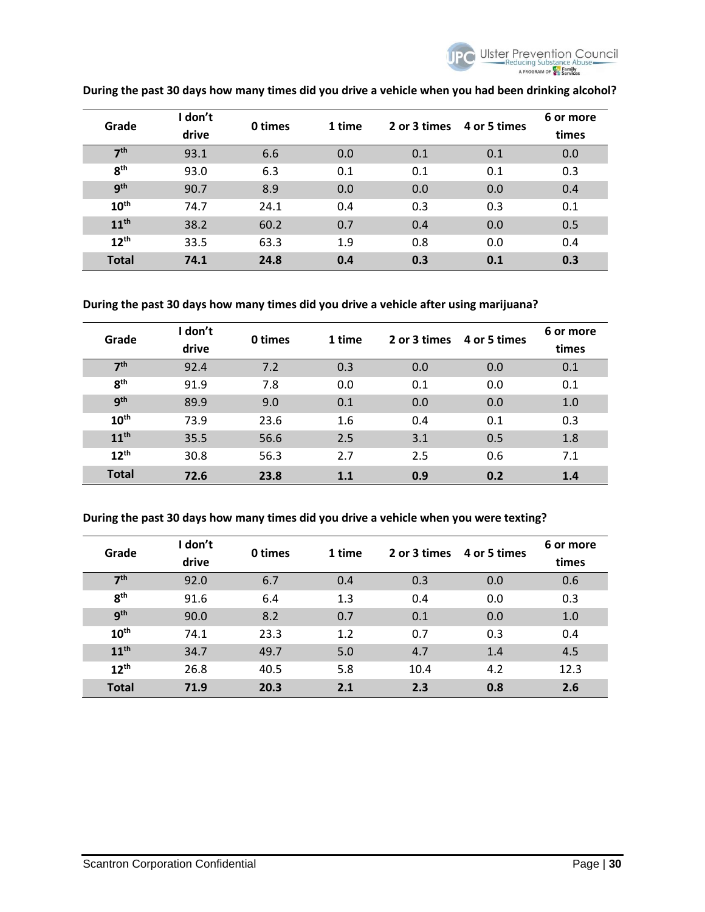**During the past 30 days how many times did you drive a vehicle when you had been drinking alcohol?**

| Grade | I don't drive | 0 times | 1 time | 2 or 3 times | 4 or 5 times | 6 or more times |
|---|---|---|---|---|---|---|
| 7th | 93.1 | 6.6 | 0.0 | 0.1 | 0.1 | 0.0 |
| 8th | 93.0 | 6.3 | 0.1 | 0.1 | 0.1 | 0.3 |
| 9th | 90.7 | 8.9 | 0.0 | 0.0 | 0.0 | 0.4 |
| 10th | 74.7 | 24.1 | 0.4 | 0.3 | 0.3 | 0.1 |
| 11th | 38.2 | 60.2 | 0.7 | 0.4 | 0.0 | 0.5 |
| 12th | 33.5 | 63.3 | 1.9 | 0.8 | 0.0 | 0.4 |
| **Total** | **74.1** | **24.8** | **0.4** | **0.3** | **0.1** | **0.3** |

**During the past 30 days how many times did you drive a vehicle after using marijuana?**

| Grade | I don't drive | 0 times | 1 time | 2 or 3 times | 4 or 5 times | 6 or more times |
|---|---|---|---|---|---|---|
| 7th | 92.4 | 7.2 | 0.3 | 0.0 | 0.0 | 0.1 |
| 8th | 91.9 | 7.8 | 0.0 | 0.1 | 0.0 | 0.1 |
| 9th | 89.9 | 9.0 | 0.1 | 0.0 | 0.0 | 1.0 |
| 10th | 73.9 | 23.6 | 1.6 | 0.4 | 0.1 | 0.3 |
| 11th | 35.5 | 56.6 | 2.5 | 3.1 | 0.5 | 1.8 |
| 12th | 30.8 | 56.3 | 2.7 | 2.5 | 0.6 | 7.1 |
| **Total** | **72.6** | **23.8** | **1.1** | **0.9** | **0.2** | **1.4** |

**During the past 30 days how many times did you drive a vehicle when you were texting?**

| Grade | I don't drive | 0 times | 1 time | 2 or 3 times | 4 or 5 times | 6 or more times |
|---|---|---|---|---|---|---|
| 7th | 92.0 | 6.7 | 0.4 | 0.3 | 0.0 | 0.6 |
| 8th | 91.6 | 6.4 | 1.3 | 0.4 | 0.0 | 0.3 |
| 9th | 90.0 | 8.2 | 0.7 | 0.1 | 0.0 | 1.0 |
| 10th | 74.1 | 23.3 | 1.2 | 0.7 | 0.3 | 0.4 |
| 11th | 34.7 | 49.7 | 5.0 | 4.7 | 1.4 | 4.5 |
| 12th | 26.8 | 40.5 | 5.8 | 10.4 | 4.2 | 12.3 |
| **Total** | **71.9** | **20.3** | **2.1** | **2.3** | **0.8** | **2.6** |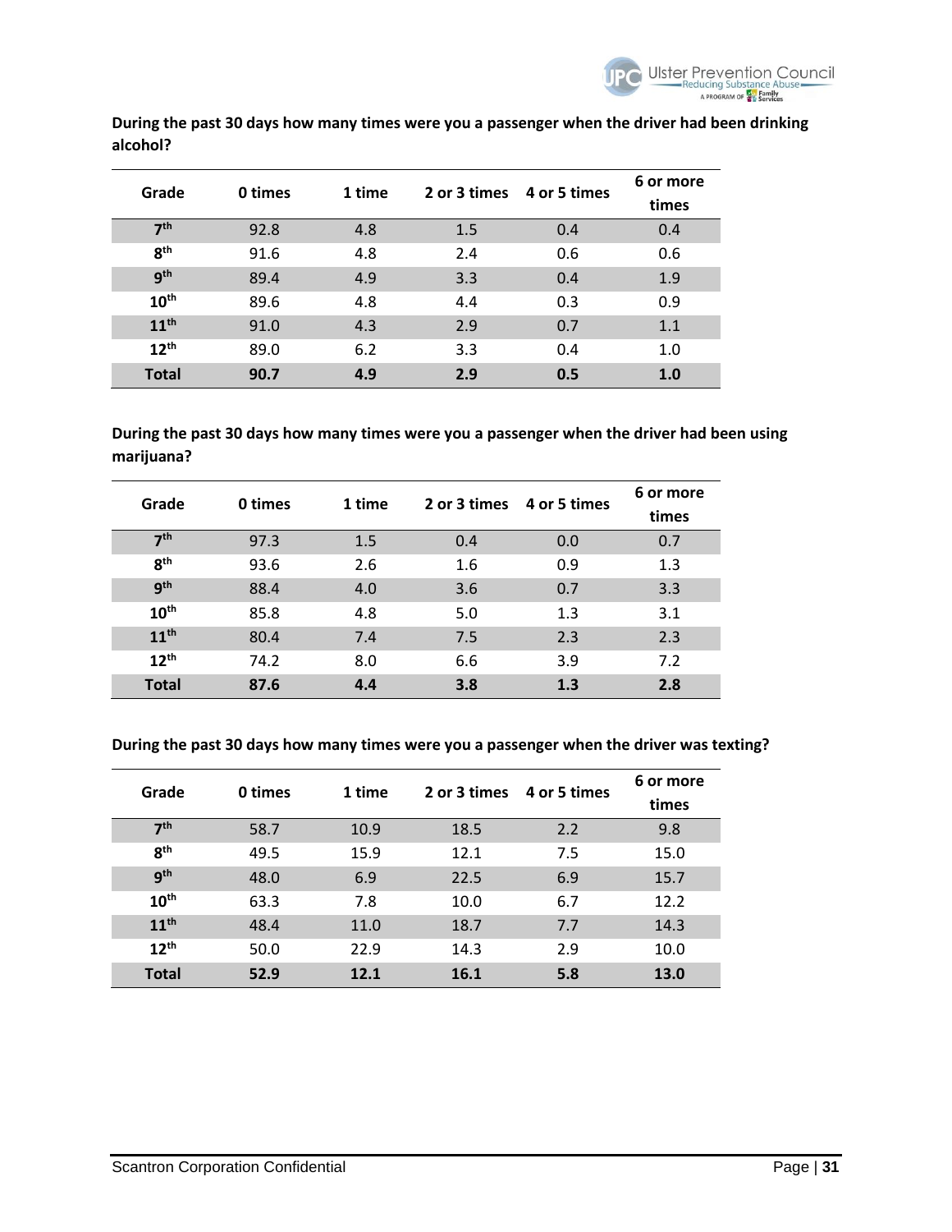**During the past 30 days how many times were you a passenger when the driver had been drinking alcohol?**

| Grade | 0 times | 1 time | 2 or 3 times | 4 or 5 times | 6 or more times |
|---|---|---|---|---|---|
| 7th | 92.8 | 4.8 | 1.5 | 0.4 | 0.4 |
| 8th | 91.6 | 4.8 | 2.4 | 0.6 | 0.6 |
| 9th | 89.4 | 4.9 | 3.3 | 0.4 | 1.9 |
| 10th | 89.6 | 4.8 | 4.4 | 0.3 | 0.9 |
| 11th | 91.0 | 4.3 | 2.9 | 0.7 | 1.1 |
| 12th | 89.0 | 6.2 | 3.3 | 0.4 | 1.0 |
| **Total** | **90.7** | **4.9** | **2.9** | **0.5** | **1.0** |

**During the past 30 days how many times were you a passenger when the driver had been using marijuana?**

| Grade | 0 times | 1 time | 2 or 3 times | 4 or 5 times | 6 or more times |
|---|---|---|---|---|---|
| 7th | 97.3 | 1.5 | 0.4 | 0.0 | 0.7 |
| 8th | 93.6 | 2.6 | 1.6 | 0.9 | 1.3 |
| 9th | 88.4 | 4.0 | 3.6 | 0.7 | 3.3 |
| 10th | 85.8 | 4.8 | 5.0 | 1.3 | 3.1 |
| 11th | 80.4 | 7.4 | 7.5 | 2.3 | 2.3 |
| 12th | 74.2 | 8.0 | 6.6 | 3.9 | 7.2 |
| **Total** | **87.6** | **4.4** | **3.8** | **1.3** | **2.8** |

**During the past 30 days how many times were you a passenger when the driver was texting?**

| Grade | 0 times | 1 time | 2 or 3 times | 4 or 5 times | 6 or more times |
|---|---|---|---|---|---|
| 7th | 58.7 | 10.9 | 18.5 | 2.2 | 9.8 |
| 8th | 49.5 | 15.9 | 12.1 | 7.5 | 15.0 |
| 9th | 48.0 | 6.9 | 22.5 | 6.9 | 15.7 |
| 10th | 63.3 | 7.8 | 10.0 | 6.7 | 12.2 |
| 11th | 48.4 | 11.0 | 18.7 | 7.7 | 14.3 |
| 12th | 50.0 | 22.9 | 14.3 | 2.9 | 10.0 |
| **Total** | **52.9** | **12.1** | **16.1** | **5.8** | **13.0** |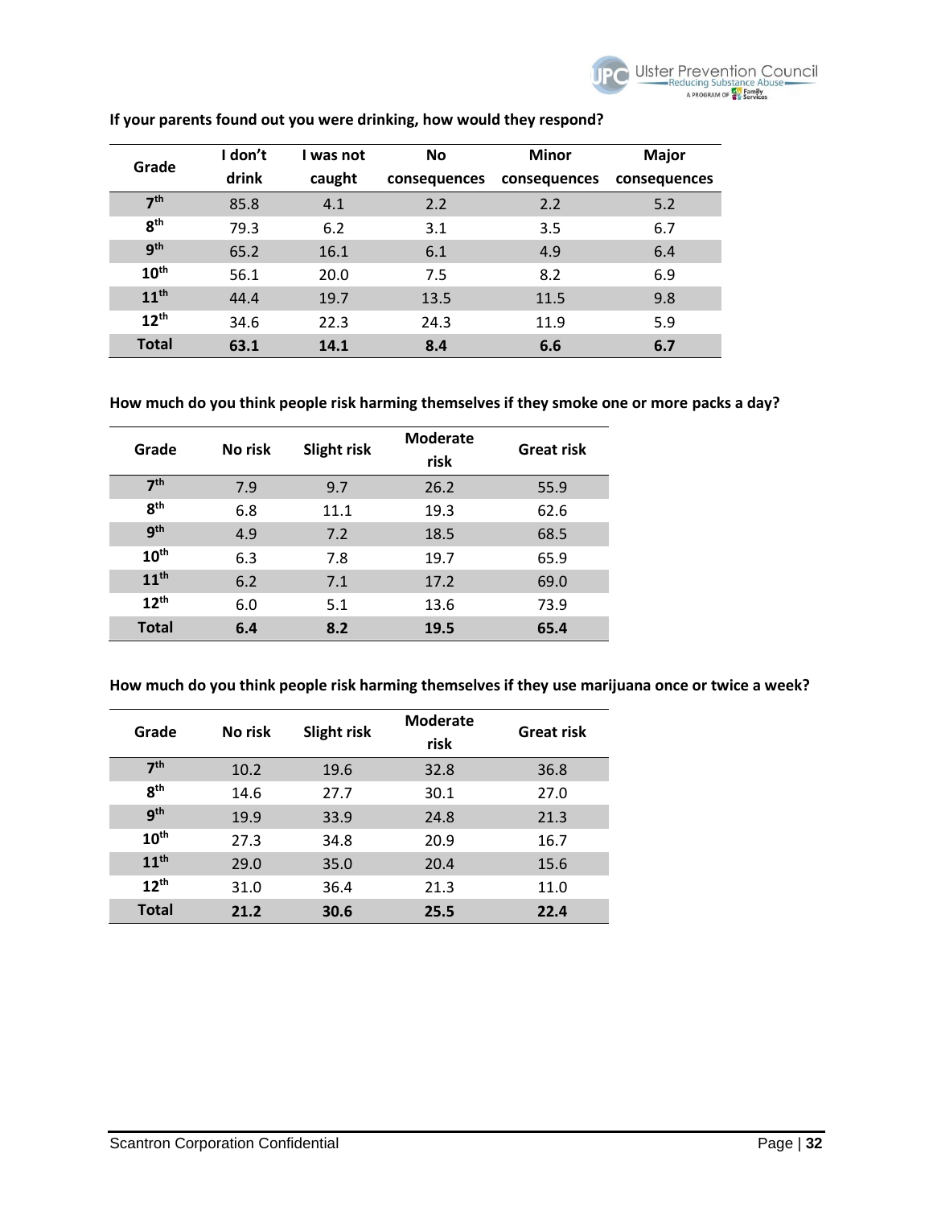**If your parents found out you were drinking, how would they respond?**

| Grade | I don't drink | I was not caught | No consequences | Minor consequences | Major consequences |
|---|---|---|---|---|---|
| 7th | 85.8 | 4.1 | 2.2 | 2.2 | 5.2 |
| 8th | 79.3 | 6.2 | 3.1 | 3.5 | 6.7 |
| 9th | 65.2 | 16.1 | 6.1 | 4.9 | 6.4 |
| 10th | 56.1 | 20.0 | 7.5 | 8.2 | 6.9 |
| 11th | 44.4 | 19.7 | 13.5 | 11.5 | 9.8 |
| 12th | 34.6 | 22.3 | 24.3 | 11.9 | 5.9 |
| **Total** | **63.1** | **14.1** | **8.4** | **6.6** | **6.7** |

**How much do you think people risk harming themselves if they smoke one or more packs a day?**

| Grade | No risk | Slight risk | Moderate risk | Great risk |
|---|---|---|---|---|
| 7th | 7.9 | 9.7 | 26.2 | 55.9 |
| 8th | 6.8 | 11.1 | 19.3 | 62.6 |
| 9th | 4.9 | 7.2 | 18.5 | 68.5 |
| 10th | 6.3 | 7.8 | 19.7 | 65.9 |
| 11th | 6.2 | 7.1 | 17.2 | 69.0 |
| 12th | 6.0 | 5.1 | 13.6 | 73.9 |
| **Total** | **6.4** | **8.2** | **19.5** | **65.4** |

**How much do you think people risk harming themselves if they use marijuana once or twice a week?**

| Grade | No risk | Slight risk | Moderate risk | Great risk |
|---|---|---|---|---|
| 7th | 10.2 | 19.6 | 32.8 | 36.8 |
| 8th | 14.6 | 27.7 | 30.1 | 27.0 |
| 9th | 19.9 | 33.9 | 24.8 | 21.3 |
| 10th | 27.3 | 34.8 | 20.9 | 16.7 |
| 11th | 29.0 | 35.0 | 20.4 | 15.6 |
| 12th | 31.0 | 36.4 | 21.3 | 11.0 |
| **Total** | **21.2** | **30.6** | **25.5** | **22.4** |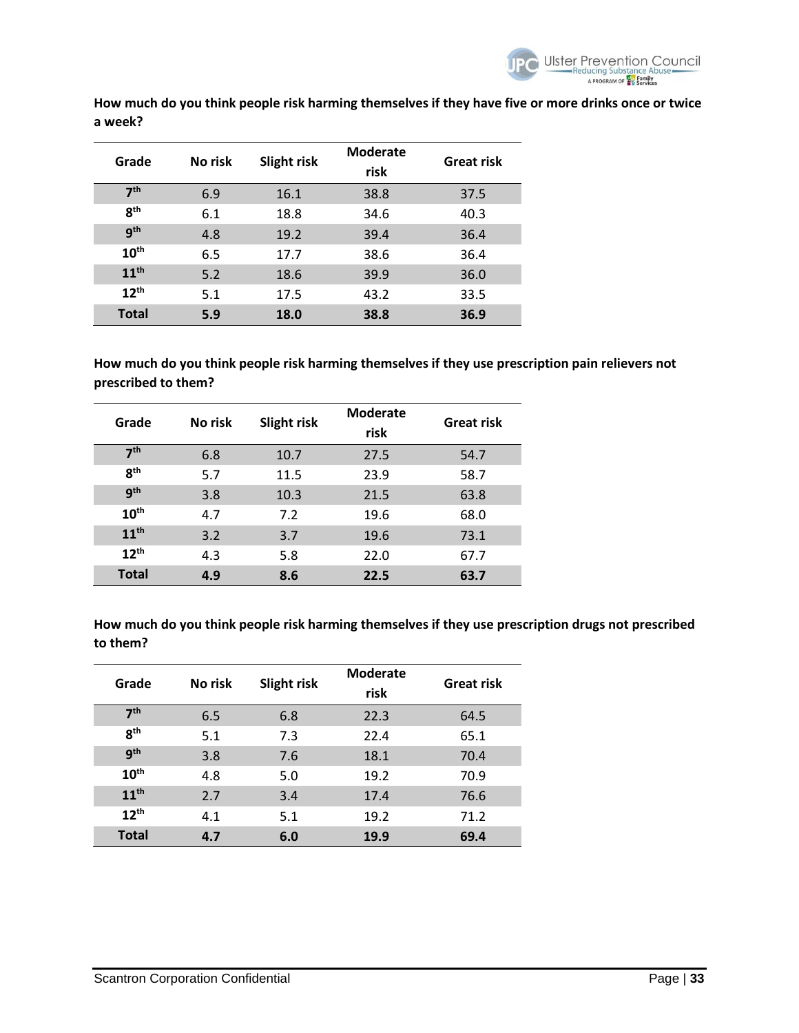**How much do you think people risk harming themselves if they have five or more drinks once or twice a week?**

| Grade | No risk | Slight risk | Moderate risk | Great risk |
|---|---|---|---|---|
| 7th | 6.9 | 16.1 | 38.8 | 37.5 |
| 8th | 6.1 | 18.8 | 34.6 | 40.3 |
| 9th | 4.8 | 19.2 | 39.4 | 36.4 |
| 10th | 6.5 | 17.7 | 38.6 | 36.4 |
| 11th | 5.2 | 18.6 | 39.9 | 36.0 |
| 12th | 5.1 | 17.5 | 43.2 | 33.5 |
| **Total** | **5.9** | **18.0** | **38.8** | **36.9** |

**How much do you think people risk harming themselves if they use prescription pain relievers not prescribed to them?**

| Grade | No risk | Slight risk | Moderate risk | Great risk |
|---|---|---|---|---|
| 7th | 6.8 | 10.7 | 27.5 | 54.7 |
| 8th | 5.7 | 11.5 | 23.9 | 58.7 |
| 9th | 3.8 | 10.3 | 21.5 | 63.8 |
| 10th | 4.7 | 7.2 | 19.6 | 68.0 |
| 11th | 3.2 | 3.7 | 19.6 | 73.1 |
| 12th | 4.3 | 5.8 | 22.0 | 67.7 |
| **Total** | **4.9** | **8.6** | **22.5** | **63.7** |

**How much do you think people risk harming themselves if they use prescription drugs not prescribed to them?**

| Grade | No risk | Slight risk | Moderate risk | Great risk |
|---|---|---|---|---|
| 7th | 6.5 | 6.8 | 22.3 | 64.5 |
| 8th | 5.1 | 7.3 | 22.4 | 65.1 |
| 9th | 3.8 | 7.6 | 18.1 | 70.4 |
| 10th | 4.8 | 5.0 | 19.2 | 70.9 |
| 11th | 2.7 | 3.4 | 17.4 | 76.6 |
| 12th | 4.1 | 5.1 | 19.2 | 71.2 |
| **Total** | **4.7** | **6.0** | **19.9** | **69.4** |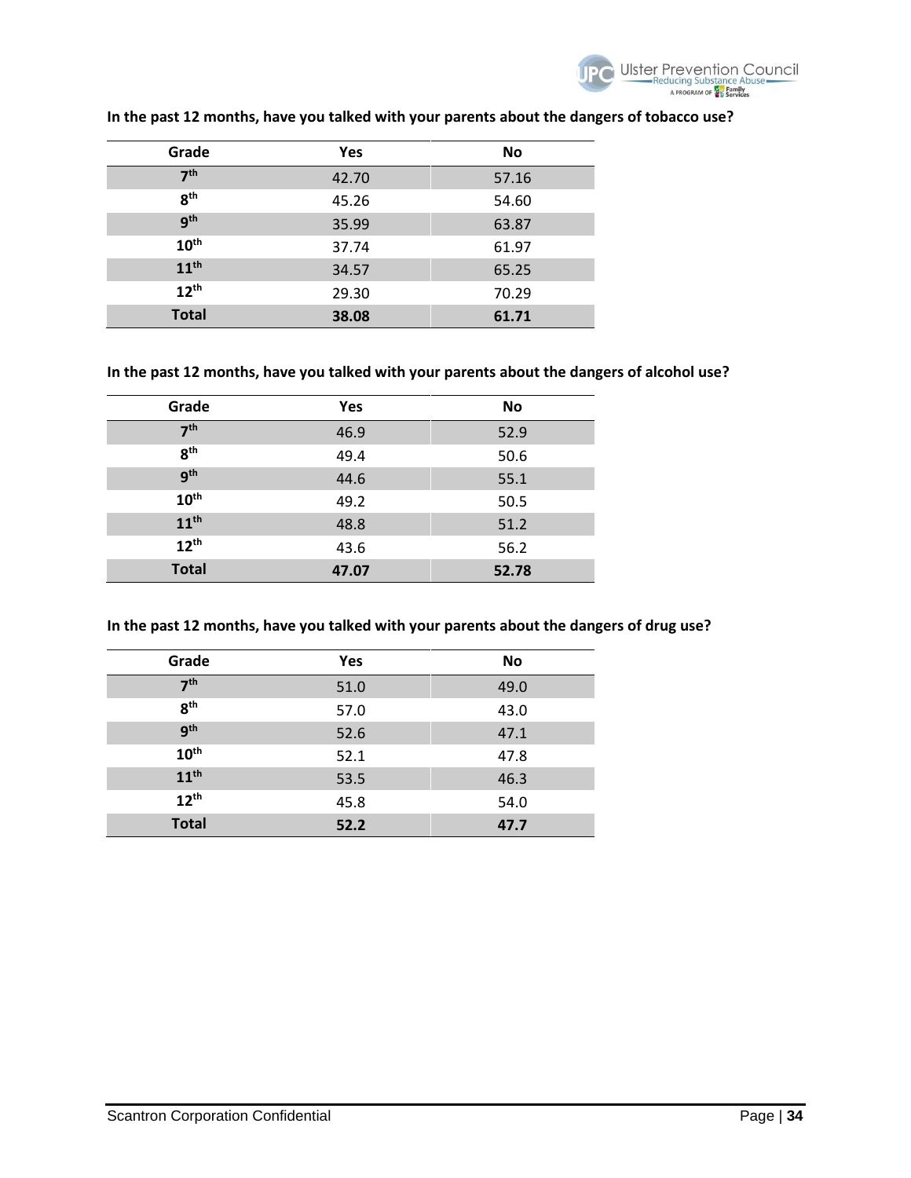**In the past 12 months, have you talked with your parents about the dangers of tobacco use?**

| Grade | Yes | No |
|---|---|---|
| **7th** | 42.70 | 57.16 |
| **8th** | 45.26 | 54.60 |
| **9th** | 35.99 | 63.87 |
| **10th** | 37.74 | 61.97 |
| **11th** | 34.57 | 65.25 |
| **12th** | 29.30 | 70.29 |
| **Total** | **38.08** | **61.71** |

**In the past 12 months, have you talked with your parents about the dangers of alcohol use?**

| Grade | Yes | No |
|---|---|---|
| **7th** | 46.9 | 52.9 |
| **8th** | 49.4 | 50.6 |
| **9th** | 44.6 | 55.1 |
| **10th** | 49.2 | 50.5 |
| **11th** | 48.8 | 51.2 |
| **12th** | 43.6 | 56.2 |
| **Total** | **47.07** | **52.78** |

**In the past 12 months, have you talked with your parents about the dangers of drug use?**

| Grade | Yes | No |
|---|---|---|
| **7th** | 51.0 | 49.0 |
| **8th** | 57.0 | 43.0 |
| **9th** | 52.6 | 47.1 |
| **10th** | 52.1 | 47.8 |
| **11th** | 53.5 | 46.3 |
| **12th** | 45.8 | 54.0 |
| **Total** | **52.2** | **47.7** |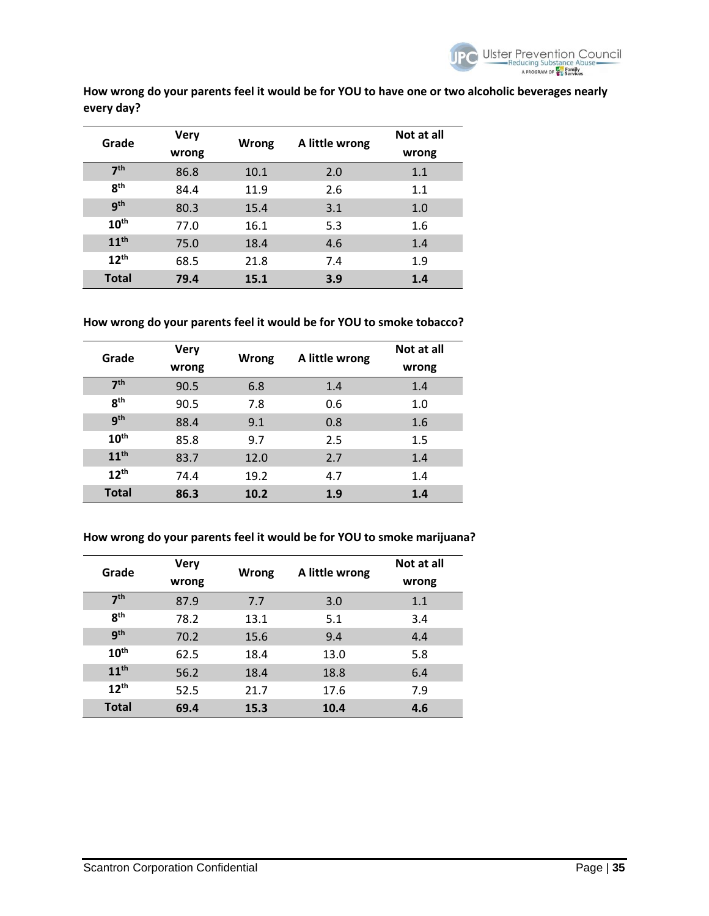**How wrong do your parents feel it would be for YOU to have one or two alcoholic beverages nearly every day?**

| Grade | Very wrong | Wrong | A little wrong | Not at all wrong |
|---|---|---|---|---|
| 7th | 86.8 | 10.1 | 2.0 | 1.1 |
| 8th | 84.4 | 11.9 | 2.6 | 1.1 |
| 9th | 80.3 | 15.4 | 3.1 | 1.0 |
| 10th | 77.0 | 16.1 | 5.3 | 1.6 |
| 11th | 75.0 | 18.4 | 4.6 | 1.4 |
| 12th | 68.5 | 21.8 | 7.4 | 1.9 |
| **Total** | **79.4** | **15.1** | **3.9** | **1.4** |

**How wrong do your parents feel it would be for YOU to smoke tobacco?**

| Grade | Very wrong | Wrong | A little wrong | Not at all wrong |
|---|---|---|---|---|
| 7th | 90.5 | 6.8 | 1.4 | 1.4 |
| 8th | 90.5 | 7.8 | 0.6 | 1.0 |
| 9th | 88.4 | 9.1 | 0.8 | 1.6 |
| 10th | 85.8 | 9.7 | 2.5 | 1.5 |
| 11th | 83.7 | 12.0 | 2.7 | 1.4 |
| 12th | 74.4 | 19.2 | 4.7 | 1.4 |
| **Total** | **86.3** | **10.2** | **1.9** | **1.4** |

**How wrong do your parents feel it would be for YOU to smoke marijuana?**

| Grade | Very wrong | Wrong | A little wrong | Not at all wrong |
|---|---|---|---|---|
| 7th | 87.9 | 7.7 | 3.0 | 1.1 |
| 8th | 78.2 | 13.1 | 5.1 | 3.4 |
| 9th | 70.2 | 15.6 | 9.4 | 4.4 |
| 10th | 62.5 | 18.4 | 13.0 | 5.8 |
| 11th | 56.2 | 18.4 | 18.8 | 6.4 |
| 12th | 52.5 | 21.7 | 17.6 | 7.9 |
| **Total** | **69.4** | **15.3** | **10.4** | **4.6** |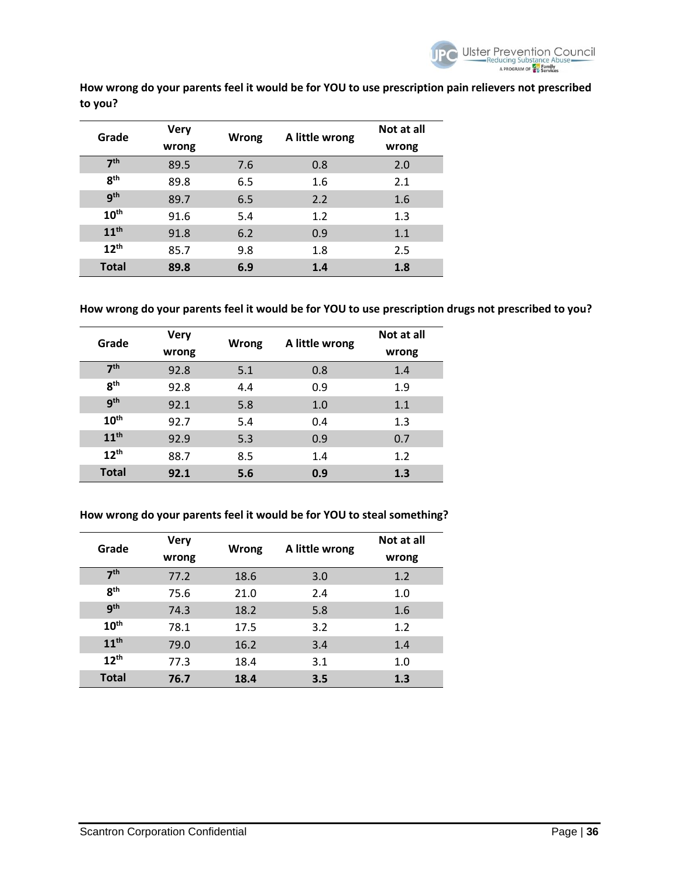**How wrong do your parents feel it would be for YOU to use prescription pain relievers not prescribed to you?**

| Grade | Very wrong | Wrong | A little wrong | Not at all wrong |
|---|---|---|---|---|
| 7th | 89.5 | 7.6 | 0.8 | 2.0 |
| 8th | 89.8 | 6.5 | 1.6 | 2.1 |
| 9th | 89.7 | 6.5 | 2.2 | 1.6 |
| 10th | 91.6 | 5.4 | 1.2 | 1.3 |
| 11th | 91.8 | 6.2 | 0.9 | 1.1 |
| 12th | 85.7 | 9.8 | 1.8 | 2.5 |
| **Total** | **89.8** | **6.9** | **1.4** | **1.8** |

**How wrong do your parents feel it would be for YOU to use prescription drugs not prescribed to you?**

| Grade | Very wrong | Wrong | A little wrong | Not at all wrong |
|---|---|---|---|---|
| 7th | 92.8 | 5.1 | 0.8 | 1.4 |
| 8th | 92.8 | 4.4 | 0.9 | 1.9 |
| 9th | 92.1 | 5.8 | 1.0 | 1.1 |
| 10th | 92.7 | 5.4 | 0.4 | 1.3 |
| 11th | 92.9 | 5.3 | 0.9 | 0.7 |
| 12th | 88.7 | 8.5 | 1.4 | 1.2 |
| **Total** | **92.1** | **5.6** | **0.9** | **1.3** |

**How wrong do your parents feel it would be for YOU to steal something?**

| Grade | Very wrong | Wrong | A little wrong | Not at all wrong |
|---|---|---|---|---|
| 7th | 77.2 | 18.6 | 3.0 | 1.2 |
| 8th | 75.6 | 21.0 | 2.4 | 1.0 |
| 9th | 74.3 | 18.2 | 5.8 | 1.6 |
| 10th | 78.1 | 17.5 | 3.2 | 1.2 |
| 11th | 79.0 | 16.2 | 3.4 | 1.4 |
| 12th | 77.3 | 18.4 | 3.1 | 1.0 |
| **Total** | **76.7** | **18.4** | **3.5** | **1.3** |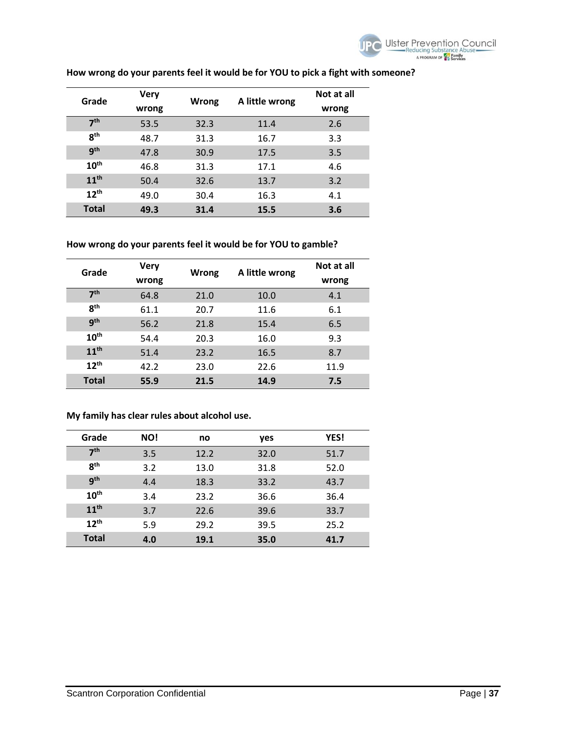**How wrong do your parents feel it would be for YOU to pick a fight with someone?**

| Grade | Very wrong | Wrong | A little wrong | Not at all wrong |
|---|---|---|---|---|
| 7th | 53.5 | 32.3 | 11.4 | 2.6 |
| 8th | 48.7 | 31.3 | 16.7 | 3.3 |
| 9th | 47.8 | 30.9 | 17.5 | 3.5 |
| 10th | 46.8 | 31.3 | 17.1 | 4.6 |
| 11th | 50.4 | 32.6 | 13.7 | 3.2 |
| 12th | 49.0 | 30.4 | 16.3 | 4.1 |
| **Total** | **49.3** | **31.4** | **15.5** | **3.6** |

**How wrong do your parents feel it would be for YOU to gamble?**

| Grade | Very wrong | Wrong | A little wrong | Not at all wrong |
|---|---|---|---|---|
| 7th | 64.8 | 21.0 | 10.0 | 4.1 |
| 8th | 61.1 | 20.7 | 11.6 | 6.1 |
| 9th | 56.2 | 21.8 | 15.4 | 6.5 |
| 10th | 54.4 | 20.3 | 16.0 | 9.3 |
| 11th | 51.4 | 23.2 | 16.5 | 8.7 |
| 12th | 42.2 | 23.0 | 22.6 | 11.9 |
| **Total** | **55.9** | **21.5** | **14.9** | **7.5** |

**My family has clear rules about alcohol use.**

| Grade | NO! | no | yes | YES! |
|---|---|---|---|---|
| 7th | 3.5 | 12.2 | 32.0 | 51.7 |
| 8th | 3.2 | 13.0 | 31.8 | 52.0 |
| 9th | 4.4 | 18.3 | 33.2 | 43.7 |
| 10th | 3.4 | 23.2 | 36.6 | 36.4 |
| 11th | 3.7 | 22.6 | 39.6 | 33.7 |
| 12th | 5.9 | 29.2 | 39.5 | 25.2 |
| **Total** | **4.0** | **19.1** | **35.0** | **41.7** |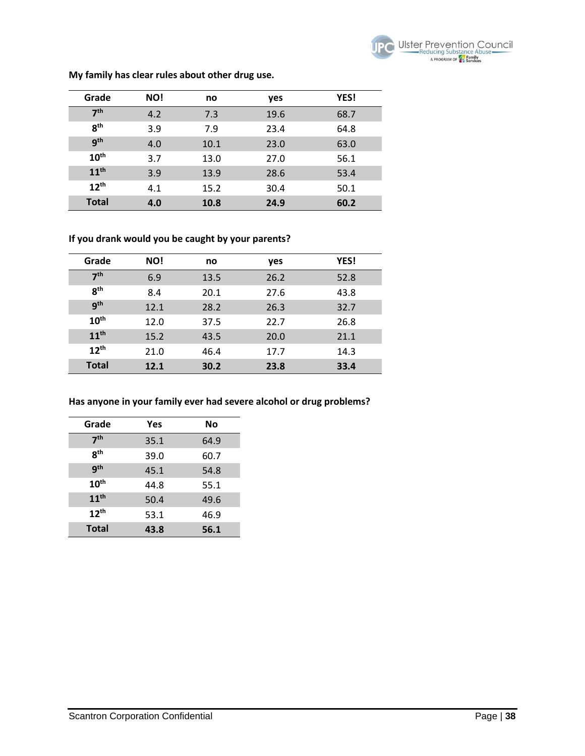**My family has clear rules about other drug use.**

| Grade | NO! | no | yes | YES! |
|---|---|---|---|---|
| 7th | 4.2 | 7.3 | 19.6 | 68.7 |
| 8th | 3.9 | 7.9 | 23.4 | 64.8 |
| 9th | 4.0 | 10.1 | 23.0 | 63.0 |
| 10th | 3.7 | 13.0 | 27.0 | 56.1 |
| 11th | 3.9 | 13.9 | 28.6 | 53.4 |
| 12th | 4.1 | 15.2 | 30.4 | 50.1 |
| **Total** | **4.0** | **10.8** | **24.9** | **60.2** |

**If you drank would you be caught by your parents?**

| Grade | NO! | no | yes | YES! |
|---|---|---|---|---|
| 7th | 6.9 | 13.5 | 26.2 | 52.8 |
| 8th | 8.4 | 20.1 | 27.6 | 43.8 |
| 9th | 12.1 | 28.2 | 26.3 | 32.7 |
| 10th | 12.0 | 37.5 | 22.7 | 26.8 |
| 11th | 15.2 | 43.5 | 20.0 | 21.1 |
| 12th | 21.0 | 46.4 | 17.7 | 14.3 |
| **Total** | **12.1** | **30.2** | **23.8** | **33.4** |

**Has anyone in your family ever had severe alcohol or drug problems?**

| Grade | Yes | No |
|---|---|---|
| 7th | 35.1 | 64.9 |
| 8th | 39.0 | 60.7 |
| 9th | 45.1 | 54.8 |
| 10th | 44.8 | 55.1 |
| 11th | 50.4 | 49.6 |
| 12th | 53.1 | 46.9 |
| **Total** | **43.8** | **56.1** |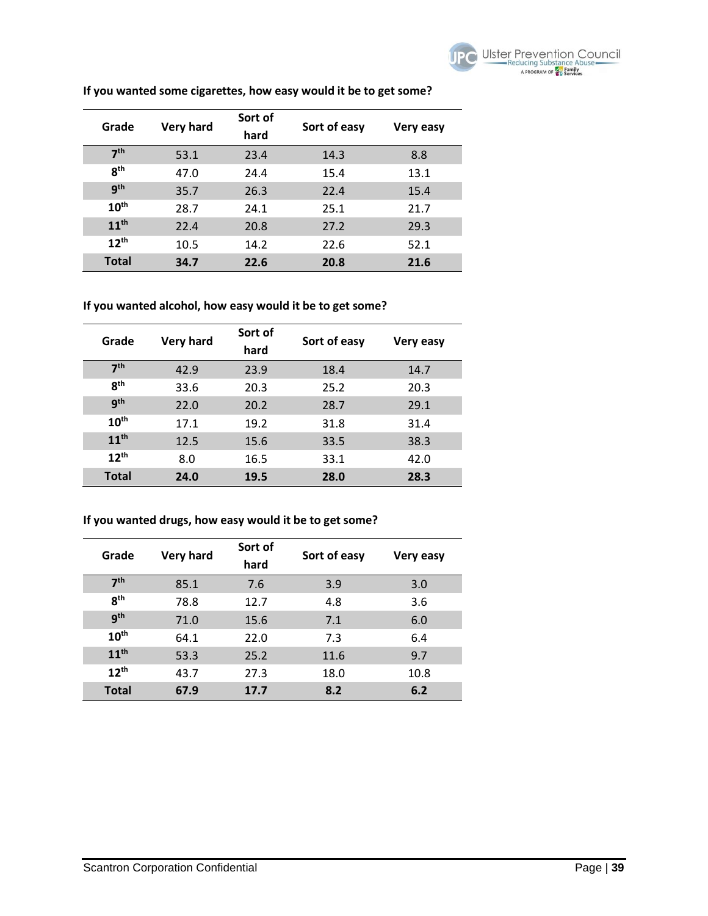**If you wanted some cigarettes, how easy would it be to get some?**

| Grade | Very hard | Sort of hard | Sort of easy | Very easy |
|---|---|---|---|---|
| 7th | 53.1 | 23.4 | 14.3 | 8.8 |
| 8th | 47.0 | 24.4 | 15.4 | 13.1 |
| 9th | 35.7 | 26.3 | 22.4 | 15.4 |
| 10th | 28.7 | 24.1 | 25.1 | 21.7 |
| 11th | 22.4 | 20.8 | 27.2 | 29.3 |
| 12th | 10.5 | 14.2 | 22.6 | 52.1 |
| **Total** | **34.7** | **22.6** | **20.8** | **21.6** |

**If you wanted alcohol, how easy would it be to get some?**

| Grade | Very hard | Sort of hard | Sort of easy | Very easy |
|---|---|---|---|---|
| 7th | 42.9 | 23.9 | 18.4 | 14.7 |
| 8th | 33.6 | 20.3 | 25.2 | 20.3 |
| 9th | 22.0 | 20.2 | 28.7 | 29.1 |
| 10th | 17.1 | 19.2 | 31.8 | 31.4 |
| 11th | 12.5 | 15.6 | 33.5 | 38.3 |
| 12th | 8.0 | 16.5 | 33.1 | 42.0 |
| **Total** | **24.0** | **19.5** | **28.0** | **28.3** |

**If you wanted drugs, how easy would it be to get some?**

| Grade | Very hard | Sort of hard | Sort of easy | Very easy |
|---|---|---|---|---|
| 7th | 85.1 | 7.6 | 3.9 | 3.0 |
| 8th | 78.8 | 12.7 | 4.8 | 3.6 |
| 9th | 71.0 | 15.6 | 7.1 | 6.0 |
| 10th | 64.1 | 22.0 | 7.3 | 6.4 |
| 11th | 53.3 | 25.2 | 11.6 | 9.7 |
| 12th | 43.7 | 27.3 | 18.0 | 10.8 |
| **Total** | **67.9** | **17.7** | **8.2** | **6.2** |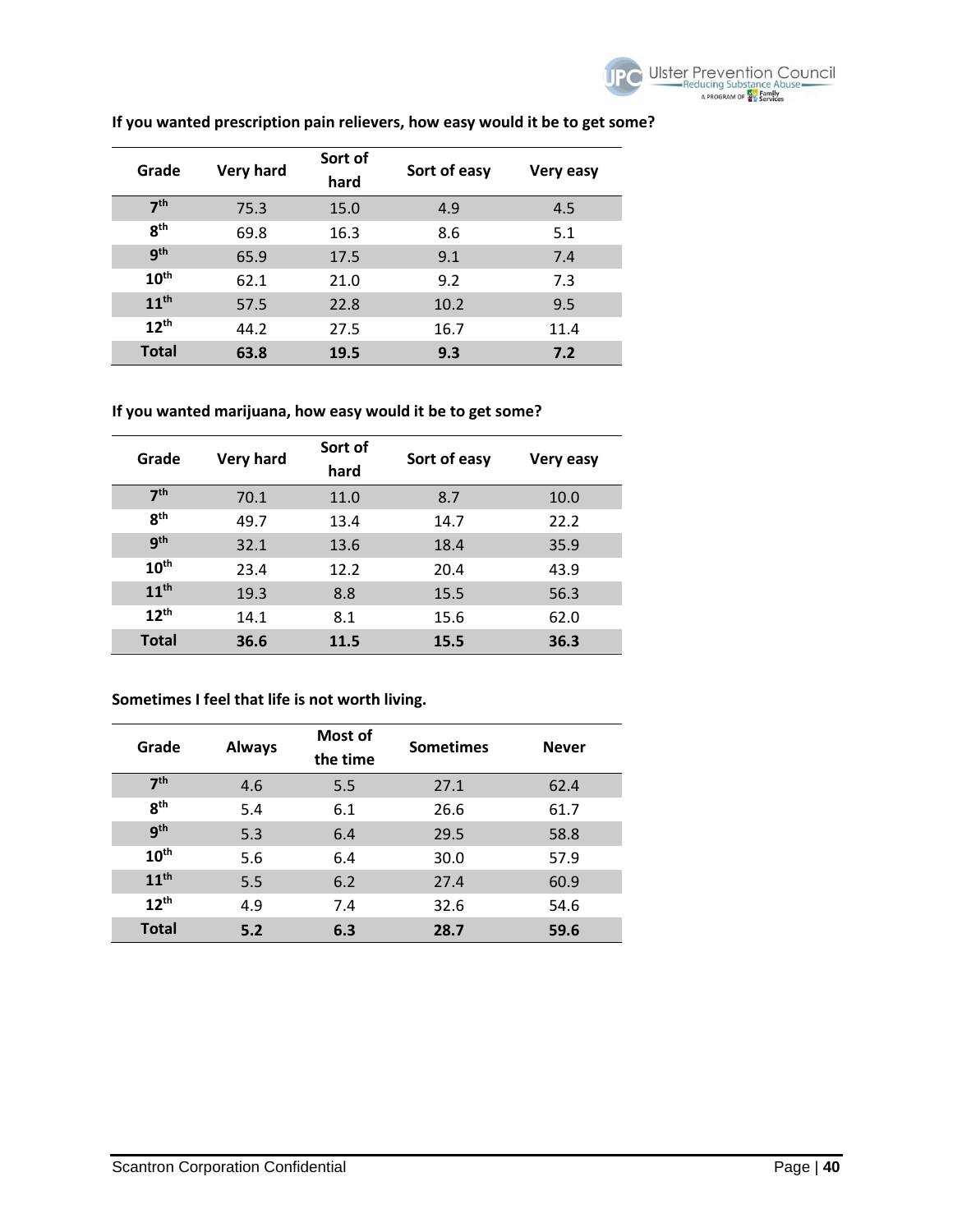**If you wanted prescription pain relievers, how easy would it be to get some?**

| Grade | Very hard | Sort of hard | Sort of easy | Very easy |
|---|---|---|---|---|
| 7th | 75.3 | 15.0 | 4.9 | 4.5 |
| 8th | 69.8 | 16.3 | 8.6 | 5.1 |
| 9th | 65.9 | 17.5 | 9.1 | 7.4 |
| 10th | 62.1 | 21.0 | 9.2 | 7.3 |
| 11th | 57.5 | 22.8 | 10.2 | 9.5 |
| 12th | 44.2 | 27.5 | 16.7 | 11.4 |
| **Total** | **63.8** | **19.5** | **9.3** | **7.2** |

**If you wanted marijuana, how easy would it be to get some?**

| Grade | Very hard | Sort of hard | Sort of easy | Very easy |
|---|---|---|---|---|
| 7th | 70.1 | 11.0 | 8.7 | 10.0 |
| 8th | 49.7 | 13.4 | 14.7 | 22.2 |
| 9th | 32.1 | 13.6 | 18.4 | 35.9 |
| 10th | 23.4 | 12.2 | 20.4 | 43.9 |
| 11th | 19.3 | 8.8 | 15.5 | 56.3 |
| 12th | 14.1 | 8.1 | 15.6 | 62.0 |
| **Total** | **36.6** | **11.5** | **15.5** | **36.3** |

**Sometimes I feel that life is not worth living.**

| Grade | Always | Most of the time | Sometimes | Never |
|---|---|---|---|---|
| 7th | 4.6 | 5.5 | 27.1 | 62.4 |
| 8th | 5.4 | 6.1 | 26.6 | 61.7 |
| 9th | 5.3 | 6.4 | 29.5 | 58.8 |
| 10th | 5.6 | 6.4 | 30.0 | 57.9 |
| 11th | 5.5 | 6.2 | 27.4 | 60.9 |
| 12th | 4.9 | 7.4 | 32.6 | 54.6 |
| **Total** | **5.2** | **6.3** | **28.7** | **59.6** |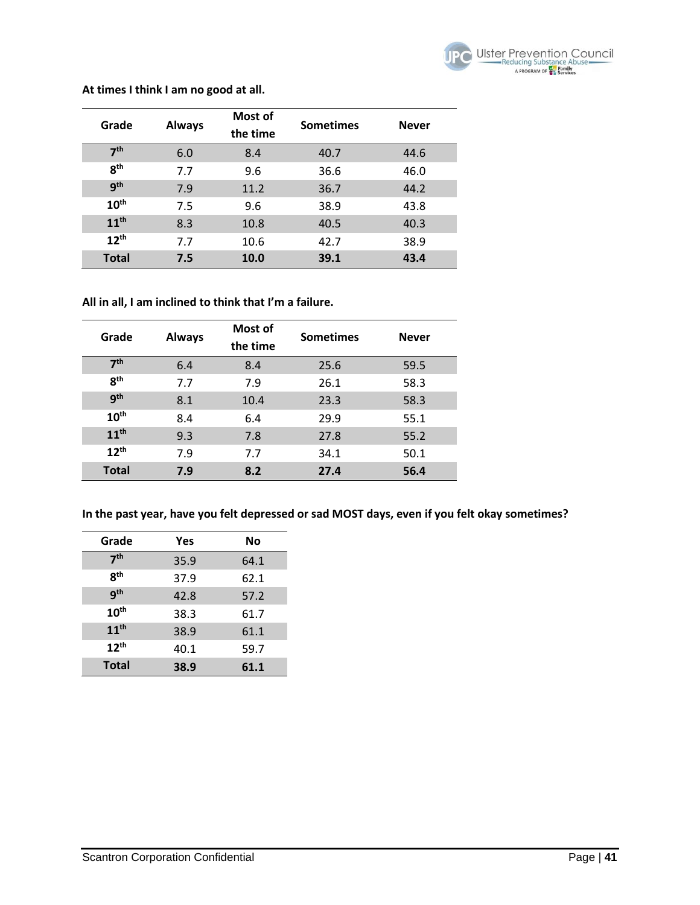**At times I think I am no good at all.**

| Grade | Always | Most of the time | Sometimes | Never |
|---|---|---|---|---|
| 7th | 6.0 | 8.4 | 40.7 | 44.6 |
| 8th | 7.7 | 9.6 | 36.6 | 46.0 |
| 9th | 7.9 | 11.2 | 36.7 | 44.2 |
| 10th | 7.5 | 9.6 | 38.9 | 43.8 |
| 11th | 8.3 | 10.8 | 40.5 | 40.3 |
| 12th | 7.7 | 10.6 | 42.7 | 38.9 |
| **Total** | **7.5** | **10.0** | **39.1** | **43.4** |

**All in all, I am inclined to think that I'm a failure.**

| Grade | Always | Most of the time | Sometimes | Never |
|---|---|---|---|---|
| 7th | 6.4 | 8.4 | 25.6 | 59.5 |
| 8th | 7.7 | 7.9 | 26.1 | 58.3 |
| 9th | 8.1 | 10.4 | 23.3 | 58.3 |
| 10th | 8.4 | 6.4 | 29.9 | 55.1 |
| 11th | 9.3 | 7.8 | 27.8 | 55.2 |
| 12th | 7.9 | 7.7 | 34.1 | 50.1 |
| **Total** | **7.9** | **8.2** | **27.4** | **56.4** |

**In the past year, have you felt depressed or sad MOST days, even if you felt okay sometimes?**

| Grade | Yes | No |
|---|---|---|
| 7th | 35.9 | 64.1 |
| 8th | 37.9 | 62.1 |
| 9th | 42.8 | 57.2 |
| 10th | 38.3 | 61.7 |
| 11th | 38.9 | 61.1 |
| 12th | 40.1 | 59.7 |
| **Total** | **38.9** | **61.1** |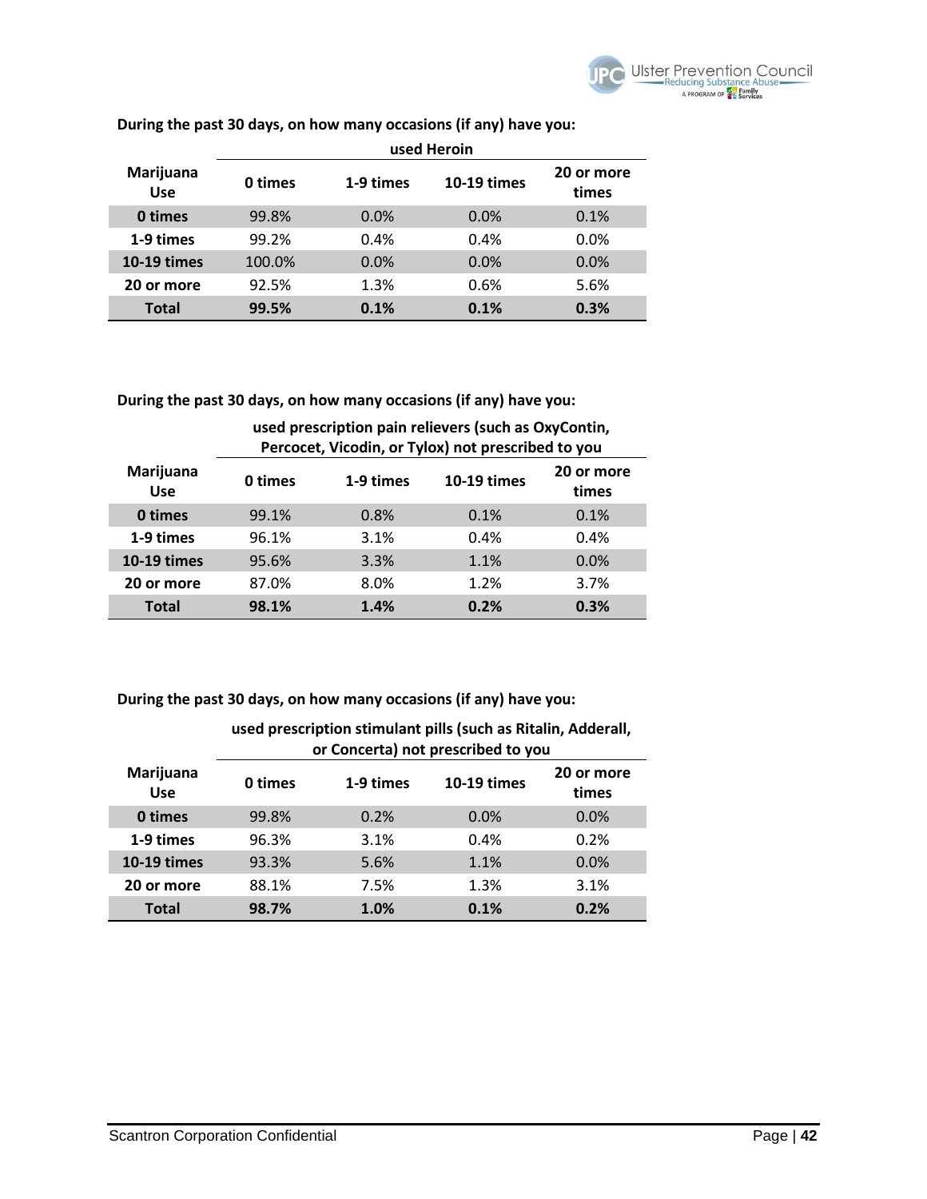During the past 30 days, on how many occasions (if any) have you:

| Marijuana Use | used Heroin | | | |
|---|---|---|---|---|
| | 0 times | 1-9 times | 10-19 times | 20 or more times |
| **0 times** | 99.8% | 0.0% | 0.0% | 0.1% |
| **1-9 times** | 99.2% | 0.4% | 0.4% | 0.0% |
| **10-19 times** | 100.0% | 0.0% | 0.0% | 0.0% |
| **20 or more** | 92.5% | 1.3% | 0.6% | 5.6% |
| **Total** | **99.5%** | **0.1%** | **0.1%** | **0.3%** |

During the past 30 days, on how many occasions (if any) have you:

| Marijuana Use | used prescription pain relievers (such as OxyContin, Percocet, Vicodin, or Tylox) not prescribed to you | | | |
|---|---|---|---|---|
| | 0 times | 1-9 times | 10-19 times | 20 or more times |
| **0 times** | 99.1% | 0.8% | 0.1% | 0.1% |
| **1-9 times** | 96.1% | 3.1% | 0.4% | 0.4% |
| **10-19 times** | 95.6% | 3.3% | 1.1% | 0.0% |
| **20 or more** | 87.0% | 8.0% | 1.2% | 3.7% |
| **Total** | **98.1%** | **1.4%** | **0.2%** | **0.3%** |

During the past 30 days, on how many occasions (if any) have you:

| Marijuana Use | used prescription stimulant pills (such as Ritalin, Adderall, or Concerta) not prescribed to you | | | |
|---|---|---|---|---|
| | 0 times | 1-9 times | 10-19 times | 20 or more times |
| **0 times** | 99.8% | 0.2% | 0.0% | 0.0% |
| **1-9 times** | 96.3% | 3.1% | 0.4% | 0.2% |
| **10-19 times** | 93.3% | 5.6% | 1.1% | 0.0% |
| **20 or more** | 88.1% | 7.5% | 1.3% | 3.1% |
| **Total** | **98.7%** | **1.0%** | **0.1%** | **0.2%** |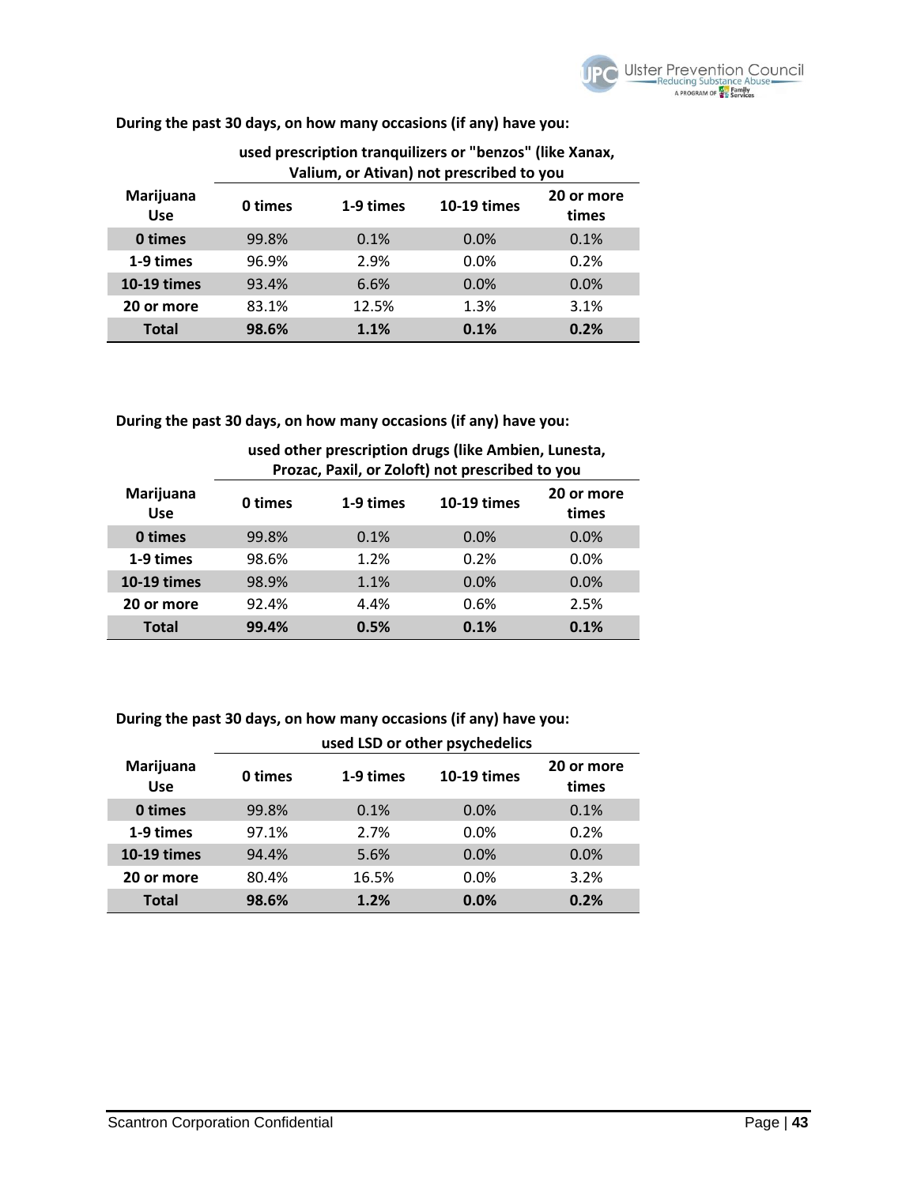**During the past 30 days, on how many occasions (if any) have you:**

| Marijuana Use | used prescription tranquilizers or "benzos" (like Xanax, Valium, or Ativan) not prescribed to you | | | |
|---|---|---|---|---|
| | 0 times | 1-9 times | 10-19 times | 20 or more times |
| **0 times** | 99.8% | 0.1% | 0.0% | 0.1% |
| **1-9 times** | 96.9% | 2.9% | 0.0% | 0.2% |
| **10-19 times** | 93.4% | 6.6% | 0.0% | 0.0% |
| **20 or more** | 83.1% | 12.5% | 1.3% | 3.1% |
| **Total** | **98.6%** | **1.1%** | **0.1%** | **0.2%** |

**During the past 30 days, on how many occasions (if any) have you:**

| Marijuana Use | used other prescription drugs (like Ambien, Lunesta, Prozac, Paxil, or Zoloft) not prescribed to you | | | |
|---|---|---|---|---|
| | 0 times | 1-9 times | 10-19 times | 20 or more times |
| **0 times** | 99.8% | 0.1% | 0.0% | 0.0% |
| **1-9 times** | 98.6% | 1.2% | 0.2% | 0.0% |
| **10-19 times** | 98.9% | 1.1% | 0.0% | 0.0% |
| **20 or more** | 92.4% | 4.4% | 0.6% | 2.5% |
| **Total** | **99.4%** | **0.5%** | **0.1%** | **0.1%** |

**During the past 30 days, on how many occasions (if any) have you:**

| Marijuana Use | used LSD or other psychedelics | | | |
|---|---|---|---|---|
| | 0 times | 1-9 times | 10-19 times | 20 or more times |
| **0 times** | 99.8% | 0.1% | 0.0% | 0.1% |
| **1-9 times** | 97.1% | 2.7% | 0.0% | 0.2% |
| **10-19 times** | 94.4% | 5.6% | 0.0% | 0.0% |
| **20 or more** | 80.4% | 16.5% | 0.0% | 3.2% |
| **Total** | **98.6%** | **1.2%** | **0.0%** | **0.2%** |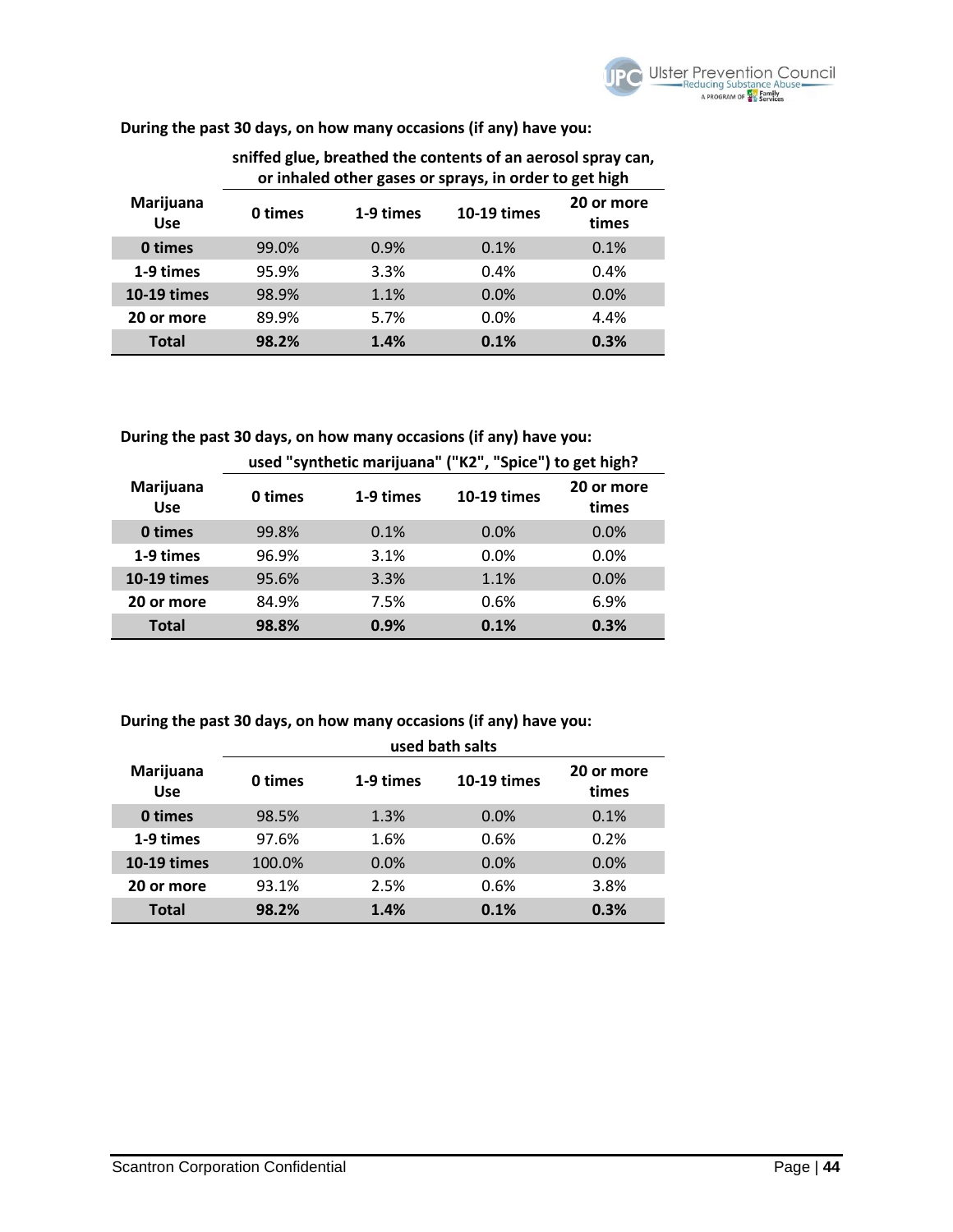**During the past 30 days, on how many occasions (if any) have you:**

| Marijuana Use | sniffed glue, breathed the contents of an aerosol spray can, or inhaled other gases or sprays, in order to get high | | | |
|---|---|---|---|---|
| | 0 times | 1-9 times | 10-19 times | 20 or more times |
| **0 times** | 99.0% | 0.9% | 0.1% | 0.1% |
| **1-9 times** | 95.9% | 3.3% | 0.4% | 0.4% |
| **10-19 times** | 98.9% | 1.1% | 0.0% | 0.0% |
| **20 or more** | 89.9% | 5.7% | 0.0% | 4.4% |
| **Total** | **98.2%** | **1.4%** | **0.1%** | **0.3%** |

**During the past 30 days, on how many occasions (if any) have you:**

| Marijuana Use | used "synthetic marijuana" ("K2", "Spice") to get high? | | | |
|---|---|---|---|---|
| | 0 times | 1-9 times | 10-19 times | 20 or more times |
| **0 times** | 99.8% | 0.1% | 0.0% | 0.0% |
| **1-9 times** | 96.9% | 3.1% | 0.0% | 0.0% |
| **10-19 times** | 95.6% | 3.3% | 1.1% | 0.0% |
| **20 or more** | 84.9% | 7.5% | 0.6% | 6.9% |
| **Total** | **98.8%** | **0.9%** | **0.1%** | **0.3%** |

**During the past 30 days, on how many occasions (if any) have you:**

| Marijuana Use | used bath salts | | | |
|---|---|---|---|---|
| | 0 times | 1-9 times | 10-19 times | 20 or more times |
| **0 times** | 98.5% | 1.3% | 0.0% | 0.1% |
| **1-9 times** | 97.6% | 1.6% | 0.6% | 0.2% |
| **10-19 times** | 100.0% | 0.0% | 0.0% | 0.0% |
| **20 or more** | 93.1% | 2.5% | 0.6% | 3.8% |
| **Total** | **98.2%** | **1.4%** | **0.1%** | **0.3%** |